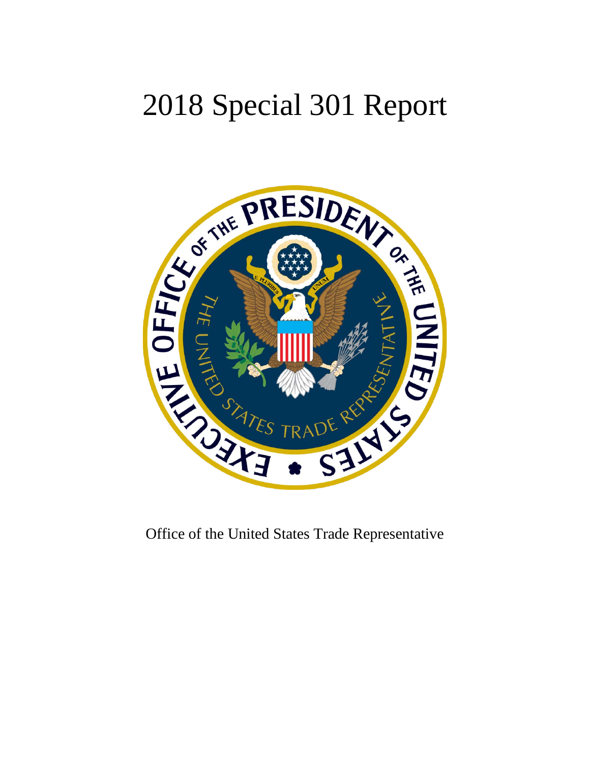# 2018 Special 301 Report

Office of the United States Trade Representative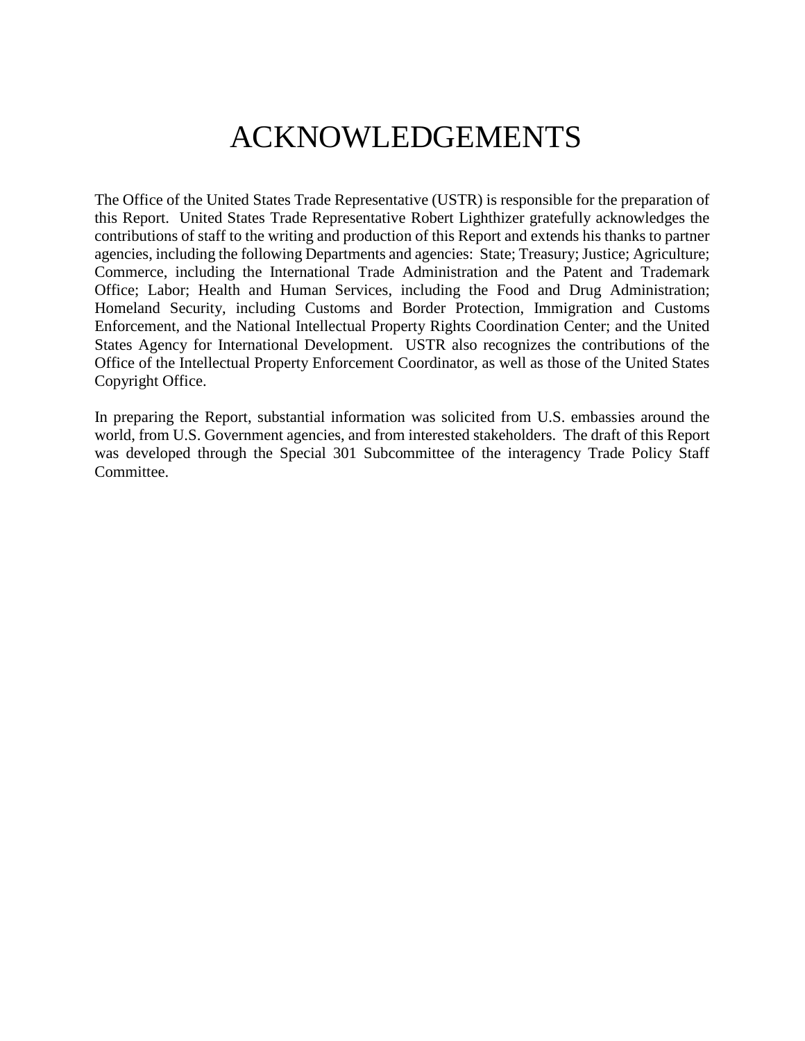# ACKNOWLEDGEMENTS

The Office of the United States Trade Representative (USTR) is responsible for the preparation of this Report. United States Trade Representative Robert Lighthizer gratefully acknowledges the contributions of staff to the writing and production of this Report and extends his thanks to partner agencies, including the following Departments and agencies: State; Treasury; Justice; Agriculture; Commerce, including the International Trade Administration and the Patent and Trademark Office; Labor; Health and Human Services, including the Food and Drug Administration; Homeland Security, including Customs and Border Protection, Immigration and Customs Enforcement, and the National Intellectual Property Rights Coordination Center; and the United States Agency for International Development. USTR also recognizes the contributions of the Office of the Intellectual Property Enforcement Coordinator, as well as those of the United States Copyright Office.

In preparing the Report, substantial information was solicited from U.S. embassies around the world, from U.S. Government agencies, and from interested stakeholders. The draft of this Report was developed through the Special 301 Subcommittee of the interagency Trade Policy Staff Committee.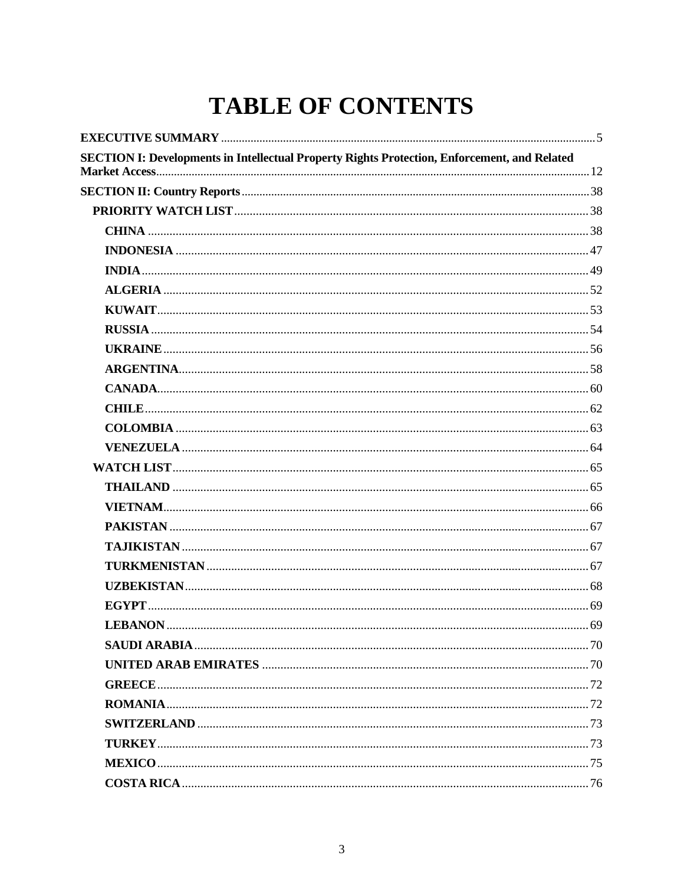# TABLE OF CONTENTS

**EXECUTIVE SUMMARY** ..... 5

**SECTION I: Developments in Intellectual Property Rights Protection, Enforcement, and Related Market Access** ..... 12

**SECTION II: Country Reports** ..... 38

- **PRIORITY WATCH LIST** ..... 38
  - **CHINA** ..... 38
  - **INDONESIA** ..... 47
  - **INDIA** ..... 49
  - **ALGERIA** ..... 52
  - **KUWAIT** ..... 53
  - **RUSSIA** ..... 54
  - **UKRAINE** ..... 56
  - **ARGENTINA** ..... 58
  - **CANADA** ..... 60
  - **CHILE** ..... 62
  - **COLOMBIA** ..... 63
  - **VENEZUELA** ..... 64
- **WATCH LIST** ..... 65
  - **THAILAND** ..... 65
  - **VIETNAM** ..... 66
  - **PAKISTAN** ..... 67
  - **TAJIKISTAN** ..... 67
  - **TURKMENISTAN** ..... 67
  - **UZBEKISTAN** ..... 68
  - **EGYPT** ..... 69
  - **LEBANON** ..... 69
  - **SAUDI ARABIA** ..... 70
  - **UNITED ARAB EMIRATES** ..... 70
  - **GREECE** ..... 72
  - **ROMANIA** ..... 72
  - **SWITZERLAND** ..... 73
  - **TURKEY** ..... 73
  - **MEXICO** ..... 75
  - **COSTA RICA** ..... 76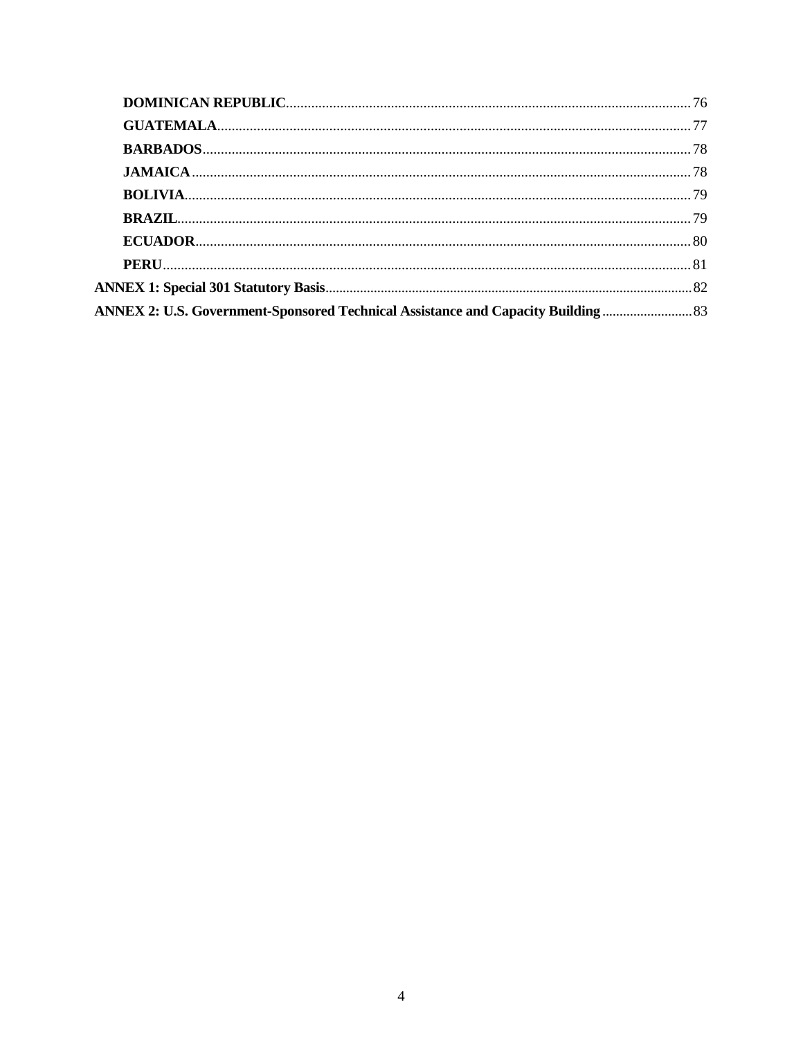**DOMINICAN REPUBLIC** ........ 76
**GUATEMALA** ........ 77
**BARBADOS** ........ 78
**JAMAICA** ........ 78
**BOLIVIA** ........ 79
**BRAZIL** ........ 79
**ECUADOR** ........ 80
**PERU** ........ 81

**ANNEX 1: Special 301 Statutory Basis** ........ 82

**ANNEX 2: U.S. Government-Sponsored Technical Assistance and Capacity Building** ........ 83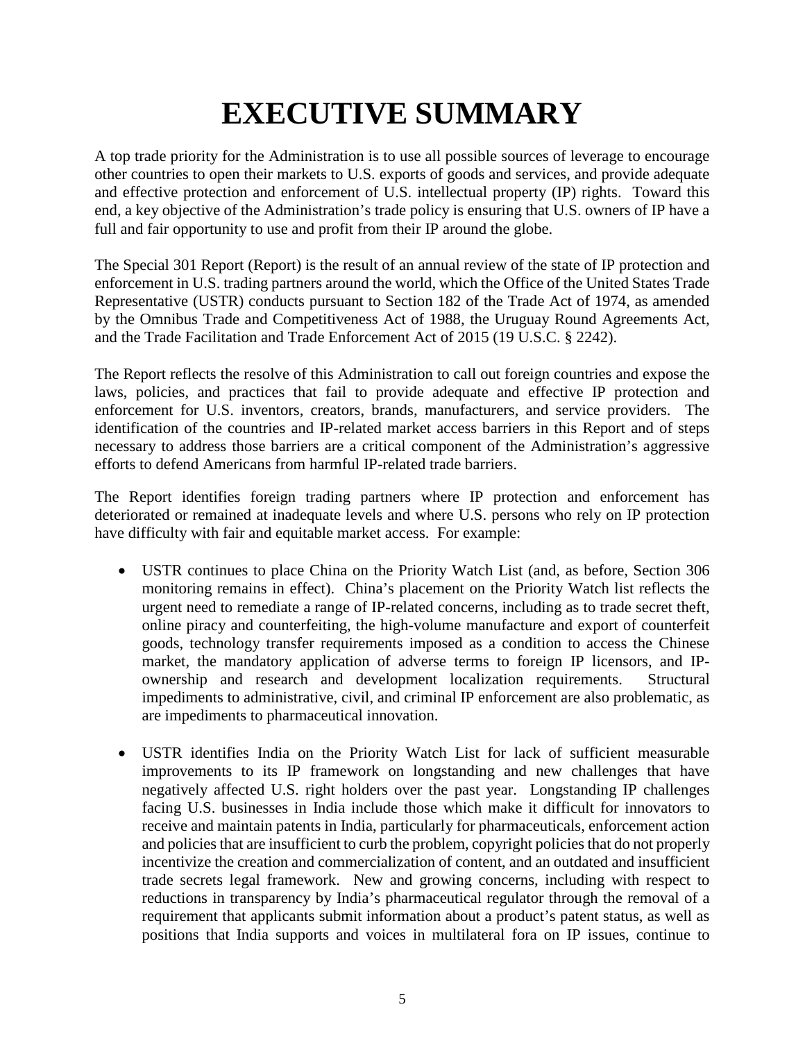# EXECUTIVE SUMMARY

A top trade priority for the Administration is to use all possible sources of leverage to encourage other countries to open their markets to U.S. exports of goods and services, and provide adequate and effective protection and enforcement of U.S. intellectual property (IP) rights. Toward this end, a key objective of the Administration's trade policy is ensuring that U.S. owners of IP have a full and fair opportunity to use and profit from their IP around the globe.

The Special 301 Report (Report) is the result of an annual review of the state of IP protection and enforcement in U.S. trading partners around the world, which the Office of the United States Trade Representative (USTR) conducts pursuant to Section 182 of the Trade Act of 1974, as amended by the Omnibus Trade and Competitiveness Act of 1988, the Uruguay Round Agreements Act, and the Trade Facilitation and Trade Enforcement Act of 2015 (19 U.S.C. § 2242).

The Report reflects the resolve of this Administration to call out foreign countries and expose the laws, policies, and practices that fail to provide adequate and effective IP protection and enforcement for U.S. inventors, creators, brands, manufacturers, and service providers. The identification of the countries and IP-related market access barriers in this Report and of steps necessary to address those barriers are a critical component of the Administration's aggressive efforts to defend Americans from harmful IP-related trade barriers.

The Report identifies foreign trading partners where IP protection and enforcement has deteriorated or remained at inadequate levels and where U.S. persons who rely on IP protection have difficulty with fair and equitable market access. For example:

- USTR continues to place China on the Priority Watch List (and, as before, Section 306 monitoring remains in effect). China's placement on the Priority Watch list reflects the urgent need to remediate a range of IP-related concerns, including as to trade secret theft, online piracy and counterfeiting, the high-volume manufacture and export of counterfeit goods, technology transfer requirements imposed as a condition to access the Chinese market, the mandatory application of adverse terms to foreign IP licensors, and IP-ownership and research and development localization requirements. Structural impediments to administrative, civil, and criminal IP enforcement are also problematic, as are impediments to pharmaceutical innovation.
- USTR identifies India on the Priority Watch List for lack of sufficient measurable improvements to its IP framework on longstanding and new challenges that have negatively affected U.S. right holders over the past year. Longstanding IP challenges facing U.S. businesses in India include those which make it difficult for innovators to receive and maintain patents in India, particularly for pharmaceuticals, enforcement action and policies that are insufficient to curb the problem, copyright policies that do not properly incentivize the creation and commercialization of content, and an outdated and insufficient trade secrets legal framework. New and growing concerns, including with respect to reductions in transparency by India's pharmaceutical regulator through the removal of a requirement that applicants submit information about a product's patent status, as well as positions that India supports and voices in multilateral fora on IP issues, continue to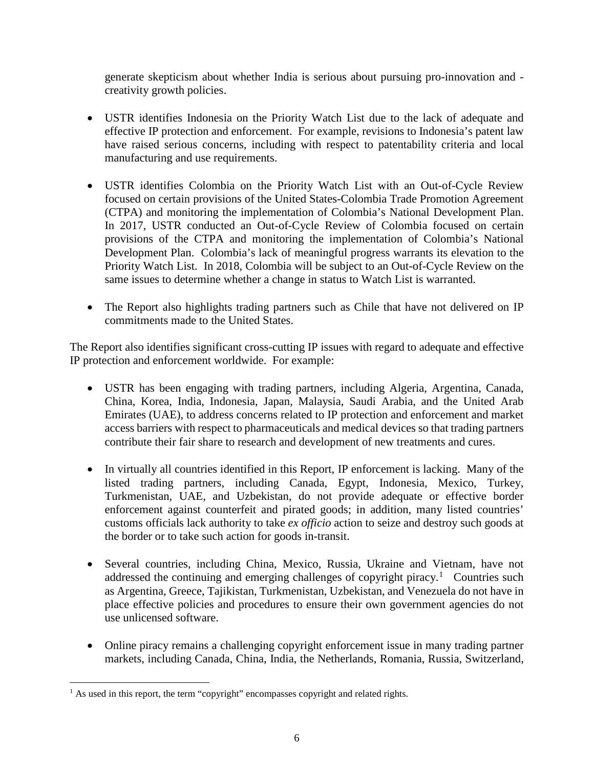generate skepticism about whether India is serious about pursuing pro-innovation and -creativity growth policies.

- USTR identifies Indonesia on the Priority Watch List due to the lack of adequate and effective IP protection and enforcement. For example, revisions to Indonesia's patent law have raised serious concerns, including with respect to patentability criteria and local manufacturing and use requirements.

- USTR identifies Colombia on the Priority Watch List with an Out-of-Cycle Review focused on certain provisions of the United States-Colombia Trade Promotion Agreement (CTPA) and monitoring the implementation of Colombia's National Development Plan. In 2017, USTR conducted an Out-of-Cycle Review of Colombia focused on certain provisions of the CTPA and monitoring the implementation of Colombia's National Development Plan. Colombia's lack of meaningful progress warrants its elevation to the Priority Watch List. In 2018, Colombia will be subject to an Out-of-Cycle Review on the same issues to determine whether a change in status to Watch List is warranted.

- The Report also highlights trading partners such as Chile that have not delivered on IP commitments made to the United States.

The Report also identifies significant cross-cutting IP issues with regard to adequate and effective IP protection and enforcement worldwide. For example:

- USTR has been engaging with trading partners, including Algeria, Argentina, Canada, China, Korea, India, Indonesia, Japan, Malaysia, Saudi Arabia, and the United Arab Emirates (UAE), to address concerns related to IP protection and enforcement and market access barriers with respect to pharmaceuticals and medical devices so that trading partners contribute their fair share to research and development of new treatments and cures.

- In virtually all countries identified in this Report, IP enforcement is lacking. Many of the listed trading partners, including Canada, Egypt, Indonesia, Mexico, Turkey, Turkmenistan, UAE, and Uzbekistan, do not provide adequate or effective border enforcement against counterfeit and pirated goods; in addition, many listed countries' customs officials lack authority to take *ex officio* action to seize and destroy such goods at the border or to take such action for goods in-transit.

- Several countries, including China, Mexico, Russia, Ukraine and Vietnam, have not addressed the continuing and emerging challenges of copyright piracy.[1] Countries such as Argentina, Greece, Tajikistan, Turkmenistan, Uzbekistan, and Venezuela do not have in place effective policies and procedures to ensure their own government agencies do not use unlicensed software.

- Online piracy remains a challenging copyright enforcement issue in many trading partner markets, including Canada, China, India, the Netherlands, Romania, Russia, Switzerland,

[1] As used in this report, the term "copyright" encompasses copyright and related rights.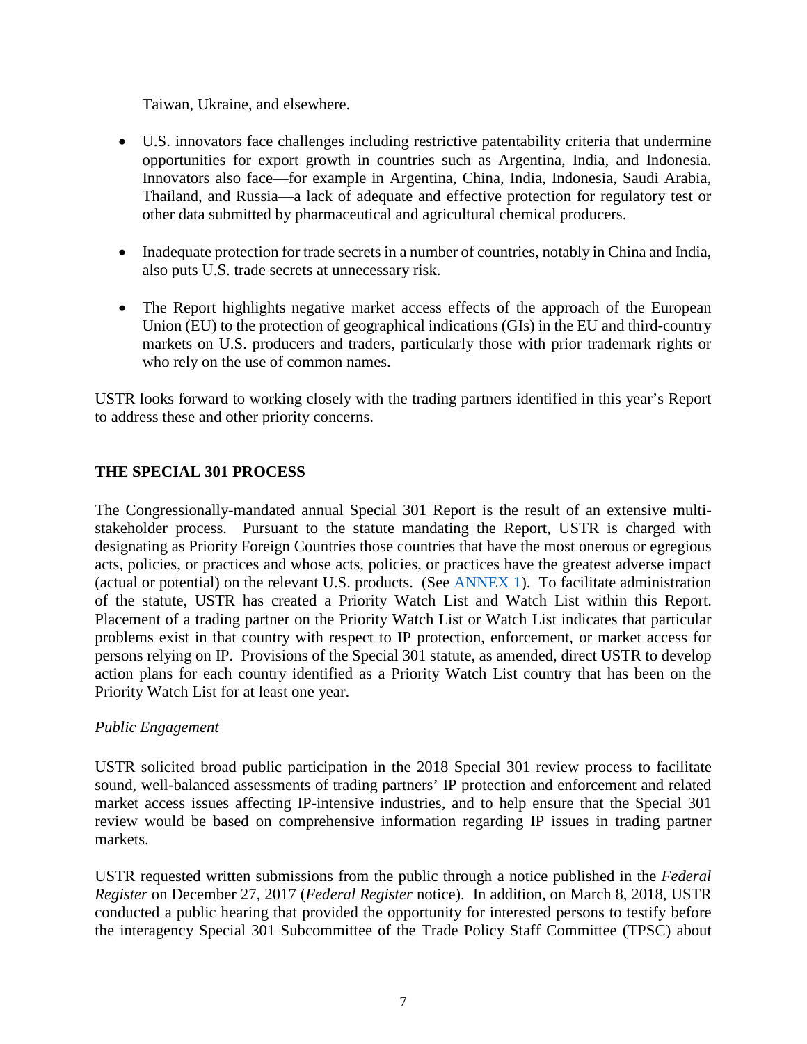Taiwan, Ukraine, and elsewhere.

- U.S. innovators face challenges including restrictive patentability criteria that undermine opportunities for export growth in countries such as Argentina, India, and Indonesia. Innovators also face—for example in Argentina, China, India, Indonesia, Saudi Arabia, Thailand, and Russia—a lack of adequate and effective protection for regulatory test or other data submitted by pharmaceutical and agricultural chemical producers.

- Inadequate protection for trade secrets in a number of countries, notably in China and India, also puts U.S. trade secrets at unnecessary risk.

- The Report highlights negative market access effects of the approach of the European Union (EU) to the protection of geographical indications (GIs) in the EU and third-country markets on U.S. producers and traders, particularly those with prior trademark rights or who rely on the use of common names.

USTR looks forward to working closely with the trading partners identified in this year's Report to address these and other priority concerns.

## THE SPECIAL 301 PROCESS

The Congressionally-mandated annual Special 301 Report is the result of an extensive multi-stakeholder process. Pursuant to the statute mandating the Report, USTR is charged with designating as Priority Foreign Countries those countries that have the most onerous or egregious acts, policies, or practices and whose acts, policies, or practices have the greatest adverse impact (actual or potential) on the relevant U.S. products. (See ANNEX 1). To facilitate administration of the statute, USTR has created a Priority Watch List and Watch List within this Report. Placement of a trading partner on the Priority Watch List or Watch List indicates that particular problems exist in that country with respect to IP protection, enforcement, or market access for persons relying on IP. Provisions of the Special 301 statute, as amended, direct USTR to develop action plans for each country identified as a Priority Watch List country that has been on the Priority Watch List for at least one year.

*Public Engagement*

USTR solicited broad public participation in the 2018 Special 301 review process to facilitate sound, well-balanced assessments of trading partners' IP protection and enforcement and related market access issues affecting IP-intensive industries, and to help ensure that the Special 301 review would be based on comprehensive information regarding IP issues in trading partner markets.

USTR requested written submissions from the public through a notice published in the *Federal Register* on December 27, 2017 (*Federal Register* notice). In addition, on March 8, 2018, USTR conducted a public hearing that provided the opportunity for interested persons to testify before the interagency Special 301 Subcommittee of the Trade Policy Staff Committee (TPSC) about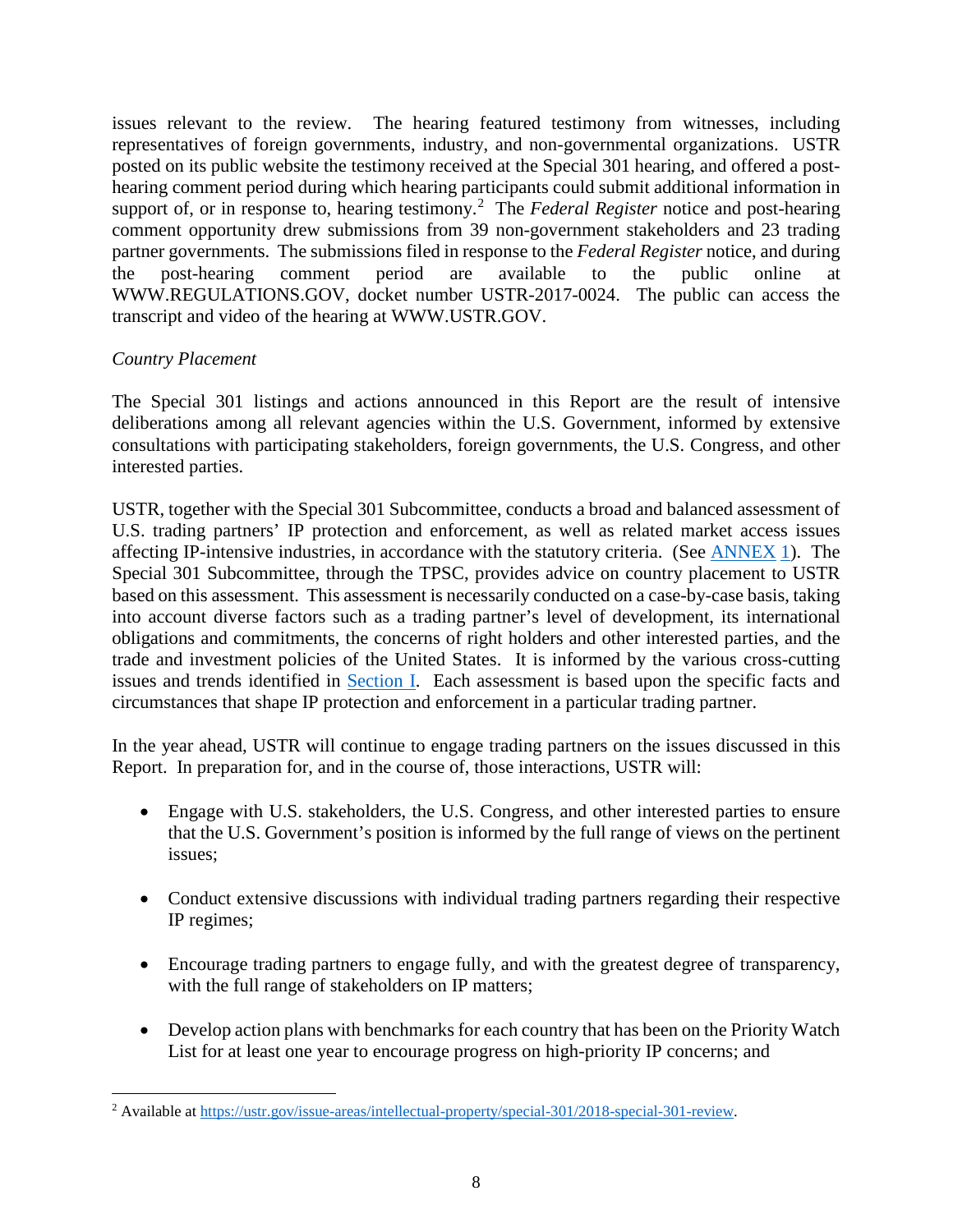issues relevant to the review. The hearing featured testimony from witnesses, including representatives of foreign governments, industry, and non-governmental organizations. USTR posted on its public website the testimony received at the Special 301 hearing, and offered a post-hearing comment period during which hearing participants could submit additional information in support of, or in response to, hearing testimony.[2] The *Federal Register* notice and post-hearing comment opportunity drew submissions from 39 non-government stakeholders and 23 trading partner governments. The submissions filed in response to the *Federal Register* notice, and during the post-hearing comment period are available to the public online at WWW.REGULATIONS.GOV, docket number USTR-2017-0024. The public can access the transcript and video of the hearing at WWW.USTR.GOV.

*Country Placement*

The Special 301 listings and actions announced in this Report are the result of intensive deliberations among all relevant agencies within the U.S. Government, informed by extensive consultations with participating stakeholders, foreign governments, the U.S. Congress, and other interested parties.

USTR, together with the Special 301 Subcommittee, conducts a broad and balanced assessment of U.S. trading partners' IP protection and enforcement, as well as related market access issues affecting IP-intensive industries, in accordance with the statutory criteria. (See ANNEX 1). The Special 301 Subcommittee, through the TPSC, provides advice on country placement to USTR based on this assessment. This assessment is necessarily conducted on a case-by-case basis, taking into account diverse factors such as a trading partner's level of development, its international obligations and commitments, the concerns of right holders and other interested parties, and the trade and investment policies of the United States. It is informed by the various cross-cutting issues and trends identified in Section I. Each assessment is based upon the specific facts and circumstances that shape IP protection and enforcement in a particular trading partner.

In the year ahead, USTR will continue to engage trading partners on the issues discussed in this Report. In preparation for, and in the course of, those interactions, USTR will:

- Engage with U.S. stakeholders, the U.S. Congress, and other interested parties to ensure that the U.S. Government's position is informed by the full range of views on the pertinent issues;

- Conduct extensive discussions with individual trading partners regarding their respective IP regimes;

- Encourage trading partners to engage fully, and with the greatest degree of transparency, with the full range of stakeholders on IP matters;

- Develop action plans with benchmarks for each country that has been on the Priority Watch List for at least one year to encourage progress on high-priority IP concerns; and

[2] Available at https://ustr.gov/issue-areas/intellectual-property/special-301/2018-special-301-review.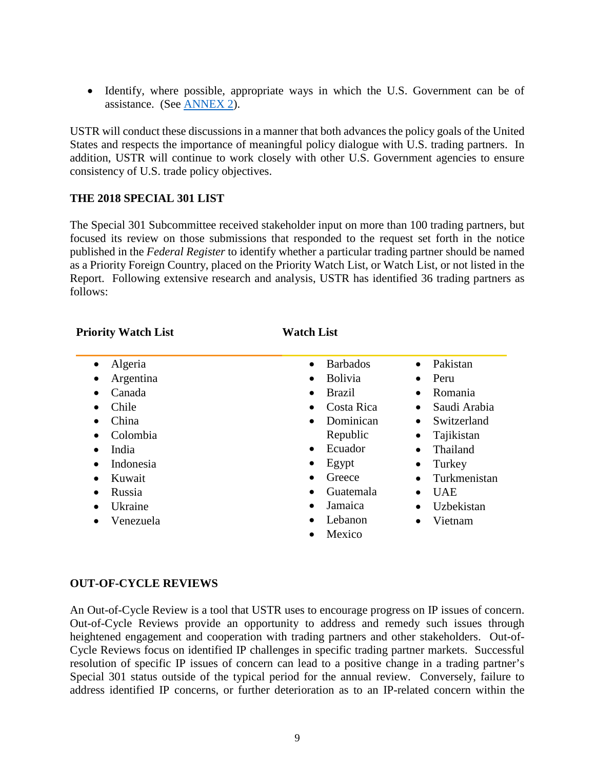- Identify, where possible, appropriate ways in which the U.S. Government can be of assistance. (See ANNEX 2).

USTR will conduct these discussions in a manner that both advances the policy goals of the United States and respects the importance of meaningful policy dialogue with U.S. trading partners. In addition, USTR will continue to work closely with other U.S. Government agencies to ensure consistency of U.S. trade policy objectives.

## THE 2018 SPECIAL 301 LIST

The Special 301 Subcommittee received stakeholder input on more than 100 trading partners, but focused its review on those submissions that responded to the request set forth in the notice published in the *Federal Register* to identify whether a particular trading partner should be named as a Priority Foreign Country, placed on the Priority Watch List, or Watch List, or not listed in the Report. Following extensive research and analysis, USTR has identified 36 trading partners as follows:

**Priority Watch List**

- Algeria
- Argentina
- Canada
- Chile
- China
- Colombia
- India
- Indonesia
- Kuwait
- Russia
- Ukraine
- Venezuela

**Watch List**

- Barbados
- Bolivia
- Brazil
- Costa Rica
- Dominican Republic
- Ecuador
- Egypt
- Greece
- Guatemala
- Jamaica
- Lebanon
- Mexico
- Pakistan
- Peru
- Romania
- Saudi Arabia
- Switzerland
- Tajikistan
- Thailand
- Turkey
- Turkmenistan
- UAE
- Uzbekistan
- Vietnam

## OUT-OF-CYCLE REVIEWS

An Out-of-Cycle Review is a tool that USTR uses to encourage progress on IP issues of concern. Out-of-Cycle Reviews provide an opportunity to address and remedy such issues through heightened engagement and cooperation with trading partners and other stakeholders. Out-of-Cycle Reviews focus on identified IP challenges in specific trading partner markets. Successful resolution of specific IP issues of concern can lead to a positive change in a trading partner's Special 301 status outside of the typical period for the annual review. Conversely, failure to address identified IP concerns, or further deterioration as to an IP-related concern within the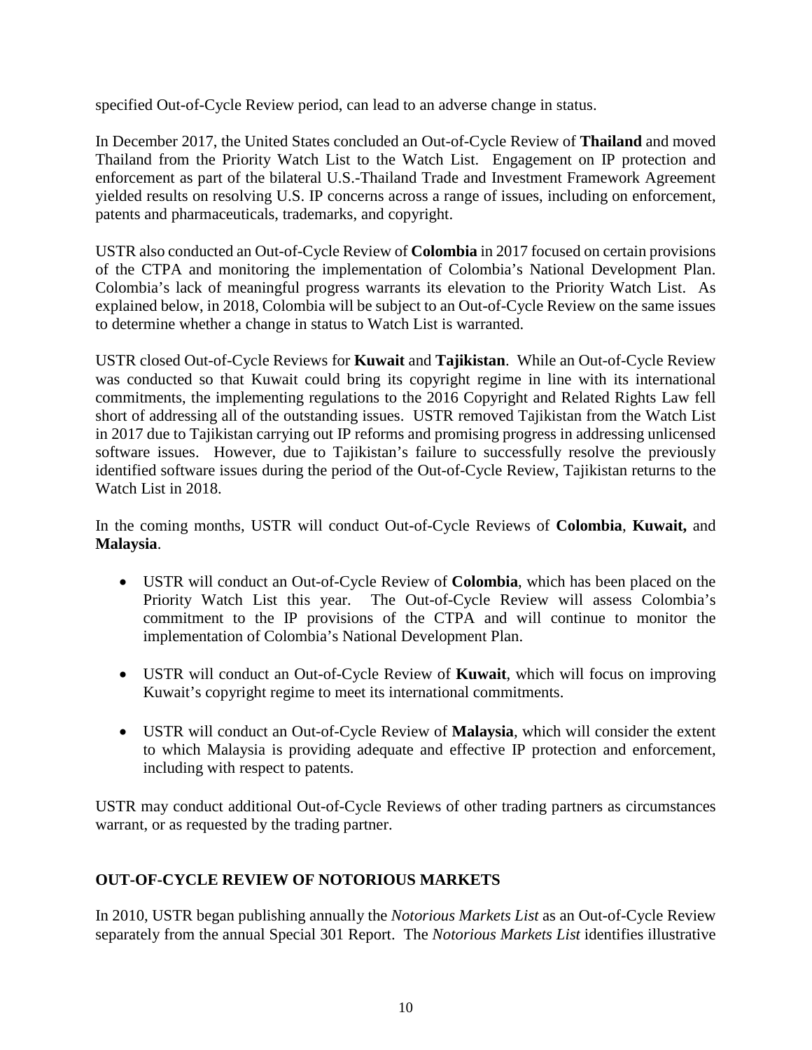specified Out-of-Cycle Review period, can lead to an adverse change in status.

In December 2017, the United States concluded an Out-of-Cycle Review of **Thailand** and moved Thailand from the Priority Watch List to the Watch List. Engagement on IP protection and enforcement as part of the bilateral U.S.-Thailand Trade and Investment Framework Agreement yielded results on resolving U.S. IP concerns across a range of issues, including on enforcement, patents and pharmaceuticals, trademarks, and copyright.

USTR also conducted an Out-of-Cycle Review of **Colombia** in 2017 focused on certain provisions of the CTPA and monitoring the implementation of Colombia's National Development Plan. Colombia's lack of meaningful progress warrants its elevation to the Priority Watch List. As explained below, in 2018, Colombia will be subject to an Out-of-Cycle Review on the same issues to determine whether a change in status to Watch List is warranted.

USTR closed Out-of-Cycle Reviews for **Kuwait** and **Tajikistan**. While an Out-of-Cycle Review was conducted so that Kuwait could bring its copyright regime in line with its international commitments, the implementing regulations to the 2016 Copyright and Related Rights Law fell short of addressing all of the outstanding issues. USTR removed Tajikistan from the Watch List in 2017 due to Tajikistan carrying out IP reforms and promising progress in addressing unlicensed software issues. However, due to Tajikistan's failure to successfully resolve the previously identified software issues during the period of the Out-of-Cycle Review, Tajikistan returns to the Watch List in 2018.

In the coming months, USTR will conduct Out-of-Cycle Reviews of **Colombia**, **Kuwait,** and **Malaysia**.

- USTR will conduct an Out-of-Cycle Review of **Colombia**, which has been placed on the Priority Watch List this year. The Out-of-Cycle Review will assess Colombia's commitment to the IP provisions of the CTPA and will continue to monitor the implementation of Colombia's National Development Plan.

- USTR will conduct an Out-of-Cycle Review of **Kuwait**, which will focus on improving Kuwait's copyright regime to meet its international commitments.

- USTR will conduct an Out-of-Cycle Review of **Malaysia**, which will consider the extent to which Malaysia is providing adequate and effective IP protection and enforcement, including with respect to patents.

USTR may conduct additional Out-of-Cycle Reviews of other trading partners as circumstances warrant, or as requested by the trading partner.

## OUT-OF-CYCLE REVIEW OF NOTORIOUS MARKETS

In 2010, USTR began publishing annually the *Notorious Markets List* as an Out-of-Cycle Review separately from the annual Special 301 Report. The *Notorious Markets List* identifies illustrative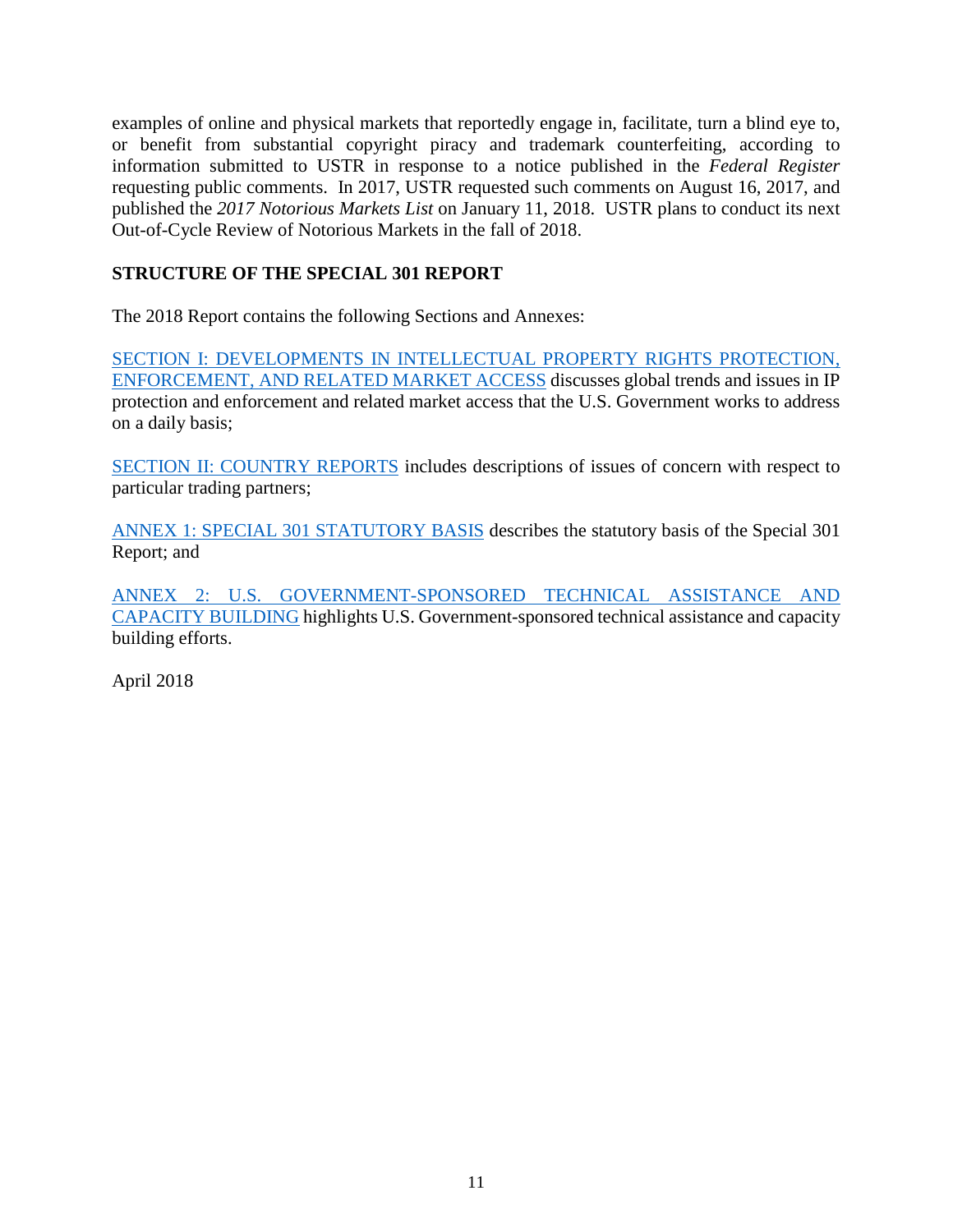examples of online and physical markets that reportedly engage in, facilitate, turn a blind eye to, or benefit from substantial copyright piracy and trademark counterfeiting, according to information submitted to USTR in response to a notice published in the *Federal Register* requesting public comments. In 2017, USTR requested such comments on August 16, 2017, and published the *2017 Notorious Markets List* on January 11, 2018. USTR plans to conduct its next Out-of-Cycle Review of Notorious Markets in the fall of 2018.

## STRUCTURE OF THE SPECIAL 301 REPORT

The 2018 Report contains the following Sections and Annexes:

SECTION I: DEVELOPMENTS IN INTELLECTUAL PROPERTY RIGHTS PROTECTION, ENFORCEMENT, AND RELATED MARKET ACCESS discusses global trends and issues in IP protection and enforcement and related market access that the U.S. Government works to address on a daily basis;

SECTION II: COUNTRY REPORTS includes descriptions of issues of concern with respect to particular trading partners;

ANNEX 1: SPECIAL 301 STATUTORY BASIS describes the statutory basis of the Special 301 Report; and

ANNEX 2: U.S. GOVERNMENT-SPONSORED TECHNICAL ASSISTANCE AND CAPACITY BUILDING highlights U.S. Government-sponsored technical assistance and capacity building efforts.

April 2018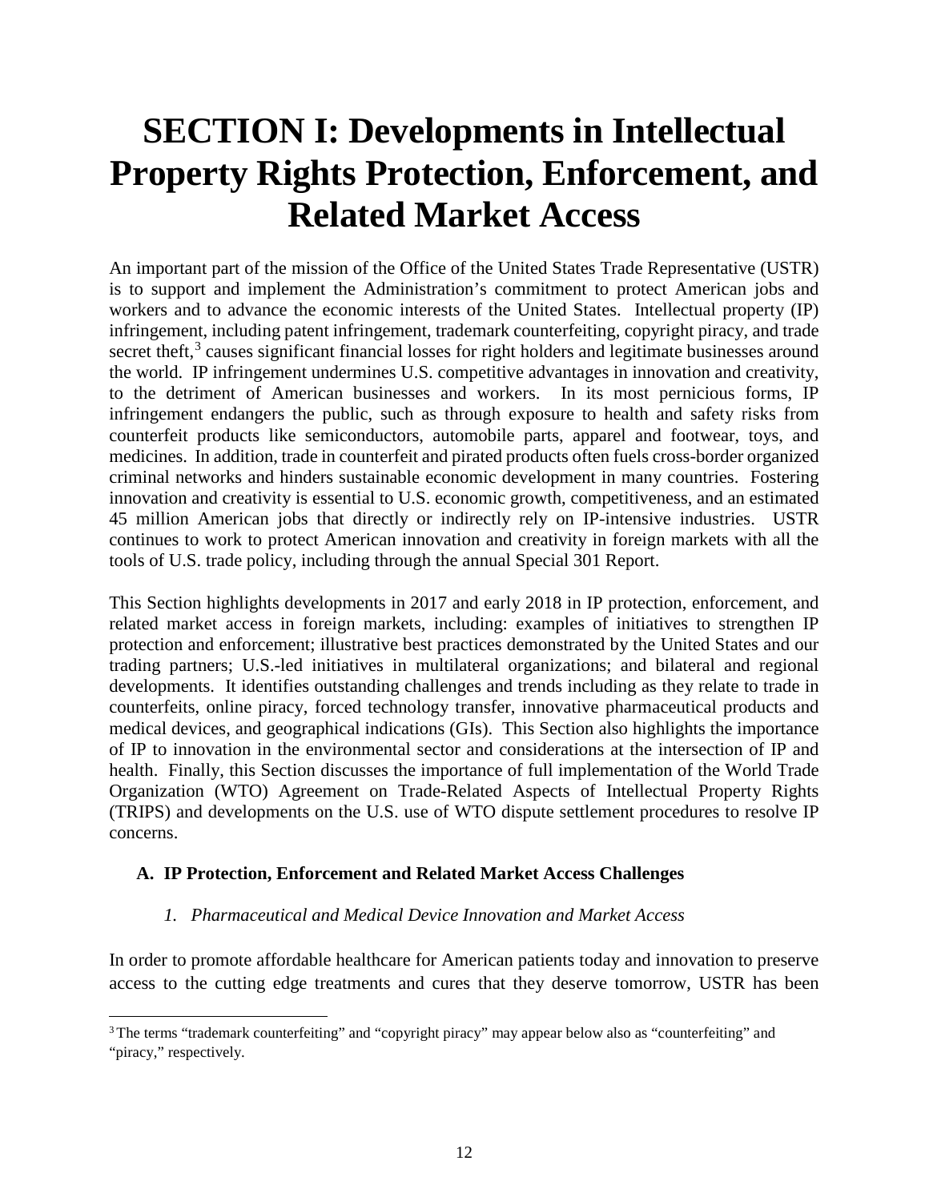# SECTION I: Developments in Intellectual Property Rights Protection, Enforcement, and Related Market Access

An important part of the mission of the Office of the United States Trade Representative (USTR) is to support and implement the Administration's commitment to protect American jobs and workers and to advance the economic interests of the United States. Intellectual property (IP) infringement, including patent infringement, trademark counterfeiting, copyright piracy, and trade secret theft,[3] causes significant financial losses for right holders and legitimate businesses around the world. IP infringement undermines U.S. competitive advantages in innovation and creativity, to the detriment of American businesses and workers. In its most pernicious forms, IP infringement endangers the public, such as through exposure to health and safety risks from counterfeit products like semiconductors, automobile parts, apparel and footwear, toys, and medicines. In addition, trade in counterfeit and pirated products often fuels cross-border organized criminal networks and hinders sustainable economic development in many countries. Fostering innovation and creativity is essential to U.S. economic growth, competitiveness, and an estimated 45 million American jobs that directly or indirectly rely on IP-intensive industries. USTR continues to work to protect American innovation and creativity in foreign markets with all the tools of U.S. trade policy, including through the annual Special 301 Report.

This Section highlights developments in 2017 and early 2018 in IP protection, enforcement, and related market access in foreign markets, including: examples of initiatives to strengthen IP protection and enforcement; illustrative best practices demonstrated by the United States and our trading partners; U.S.-led initiatives in multilateral organizations; and bilateral and regional developments. It identifies outstanding challenges and trends including as they relate to trade in counterfeits, online piracy, forced technology transfer, innovative pharmaceutical products and medical devices, and geographical indications (GIs). This Section also highlights the importance of IP to innovation in the environmental sector and considerations at the intersection of IP and health. Finally, this Section discusses the importance of full implementation of the World Trade Organization (WTO) Agreement on Trade-Related Aspects of Intellectual Property Rights (TRIPS) and developments on the U.S. use of WTO dispute settlement procedures to resolve IP concerns.

## A. IP Protection, Enforcement and Related Market Access Challenges

### *1. Pharmaceutical and Medical Device Innovation and Market Access*

In order to promote affordable healthcare for American patients today and innovation to preserve access to the cutting edge treatments and cures that they deserve tomorrow, USTR has been

[3] The terms "trademark counterfeiting" and "copyright piracy" may appear below also as "counterfeiting" and "piracy," respectively.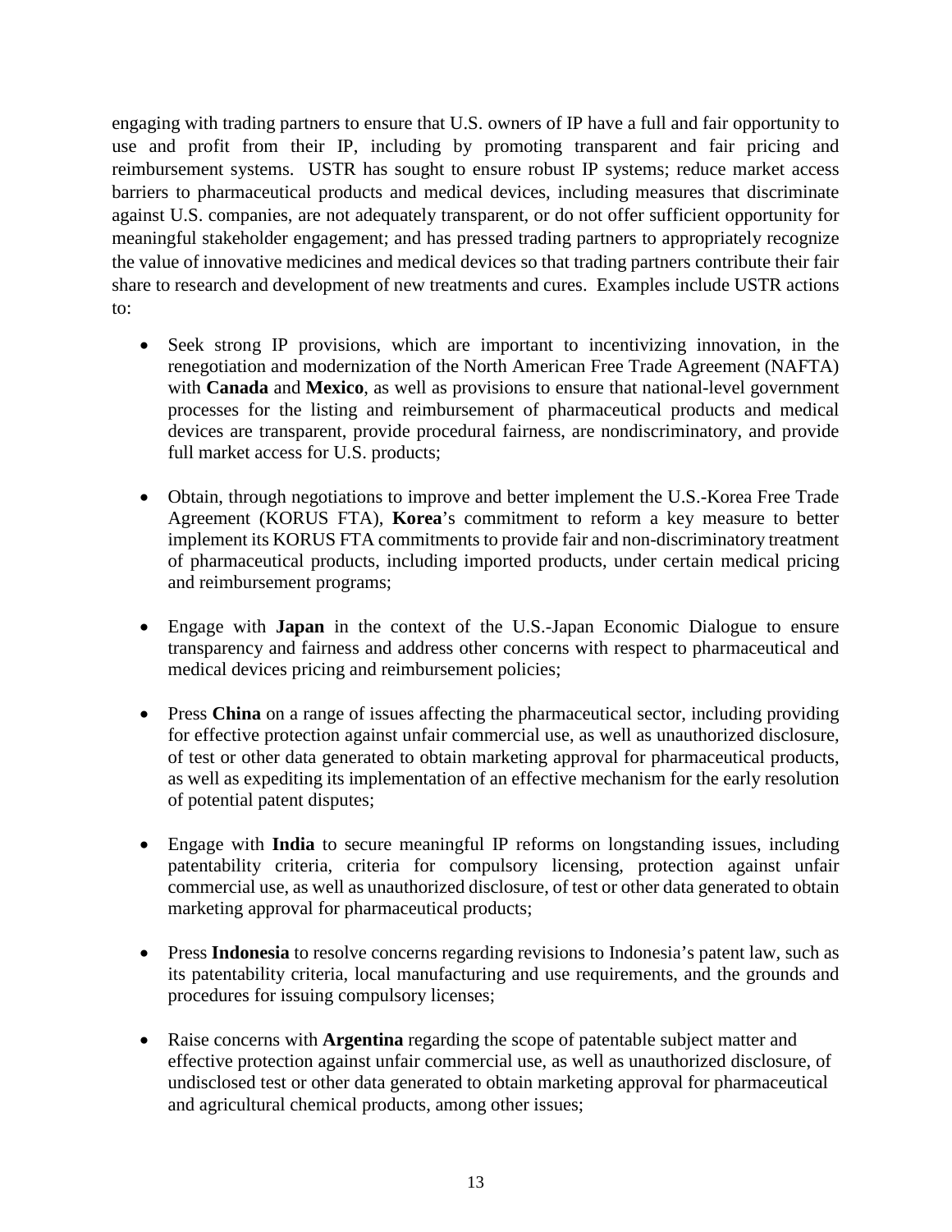engaging with trading partners to ensure that U.S. owners of IP have a full and fair opportunity to use and profit from their IP, including by promoting transparent and fair pricing and reimbursement systems. USTR has sought to ensure robust IP systems; reduce market access barriers to pharmaceutical products and medical devices, including measures that discriminate against U.S. companies, are not adequately transparent, or do not offer sufficient opportunity for meaningful stakeholder engagement; and has pressed trading partners to appropriately recognize the value of innovative medicines and medical devices so that trading partners contribute their fair share to research and development of new treatments and cures. Examples include USTR actions to:

- Seek strong IP provisions, which are important to incentivizing innovation, in the renegotiation and modernization of the North American Free Trade Agreement (NAFTA) with **Canada** and **Mexico**, as well as provisions to ensure that national-level government processes for the listing and reimbursement of pharmaceutical products and medical devices are transparent, provide procedural fairness, are nondiscriminatory, and provide full market access for U.S. products;

- Obtain, through negotiations to improve and better implement the U.S.-Korea Free Trade Agreement (KORUS FTA), **Korea**'s commitment to reform a key measure to better implement its KORUS FTA commitments to provide fair and non-discriminatory treatment of pharmaceutical products, including imported products, under certain medical pricing and reimbursement programs;

- Engage with **Japan** in the context of the U.S.-Japan Economic Dialogue to ensure transparency and fairness and address other concerns with respect to pharmaceutical and medical devices pricing and reimbursement policies;

- Press **China** on a range of issues affecting the pharmaceutical sector, including providing for effective protection against unfair commercial use, as well as unauthorized disclosure, of test or other data generated to obtain marketing approval for pharmaceutical products, as well as expediting its implementation of an effective mechanism for the early resolution of potential patent disputes;

- Engage with **India** to secure meaningful IP reforms on longstanding issues, including patentability criteria, criteria for compulsory licensing, protection against unfair commercial use, as well as unauthorized disclosure, of test or other data generated to obtain marketing approval for pharmaceutical products;

- Press **Indonesia** to resolve concerns regarding revisions to Indonesia's patent law, such as its patentability criteria, local manufacturing and use requirements, and the grounds and procedures for issuing compulsory licenses;

- Raise concerns with **Argentina** regarding the scope of patentable subject matter and effective protection against unfair commercial use, as well as unauthorized disclosure, of undisclosed test or other data generated to obtain marketing approval for pharmaceutical and agricultural chemical products, among other issues;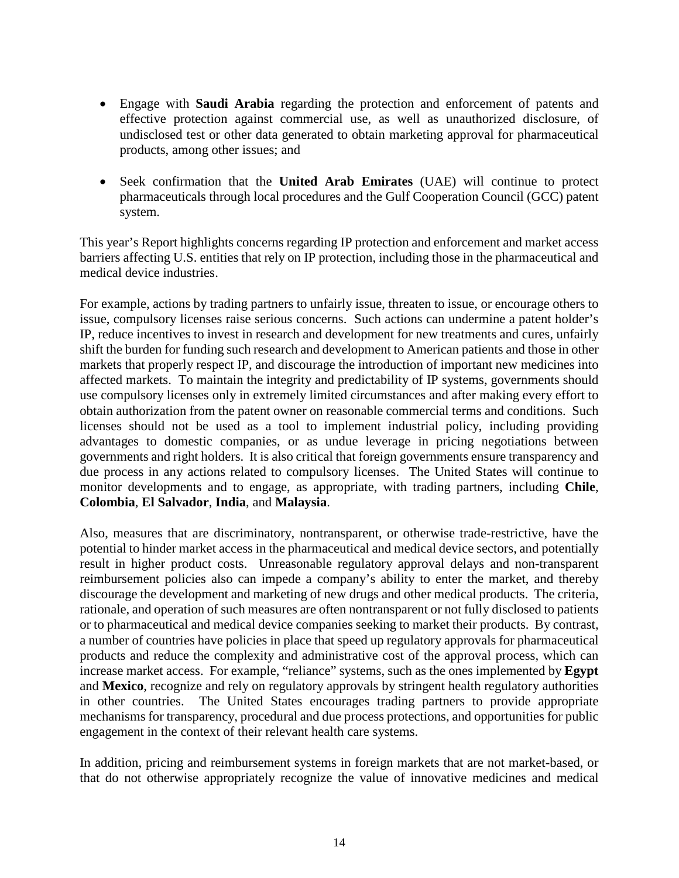- Engage with **Saudi Arabia** regarding the protection and enforcement of patents and effective protection against commercial use, as well as unauthorized disclosure, of undisclosed test or other data generated to obtain marketing approval for pharmaceutical products, among other issues; and

- Seek confirmation that the **United Arab Emirates** (UAE) will continue to protect pharmaceuticals through local procedures and the Gulf Cooperation Council (GCC) patent system.

This year's Report highlights concerns regarding IP protection and enforcement and market access barriers affecting U.S. entities that rely on IP protection, including those in the pharmaceutical and medical device industries.

For example, actions by trading partners to unfairly issue, threaten to issue, or encourage others to issue, compulsory licenses raise serious concerns. Such actions can undermine a patent holder's IP, reduce incentives to invest in research and development for new treatments and cures, unfairly shift the burden for funding such research and development to American patients and those in other markets that properly respect IP, and discourage the introduction of important new medicines into affected markets. To maintain the integrity and predictability of IP systems, governments should use compulsory licenses only in extremely limited circumstances and after making every effort to obtain authorization from the patent owner on reasonable commercial terms and conditions. Such licenses should not be used as a tool to implement industrial policy, including providing advantages to domestic companies, or as undue leverage in pricing negotiations between governments and right holders. It is also critical that foreign governments ensure transparency and due process in any actions related to compulsory licenses. The United States will continue to monitor developments and to engage, as appropriate, with trading partners, including **Chile**, **Colombia**, **El Salvador**, **India**, and **Malaysia**.

Also, measures that are discriminatory, nontransparent, or otherwise trade-restrictive, have the potential to hinder market access in the pharmaceutical and medical device sectors, and potentially result in higher product costs. Unreasonable regulatory approval delays and non-transparent reimbursement policies also can impede a company's ability to enter the market, and thereby discourage the development and marketing of new drugs and other medical products. The criteria, rationale, and operation of such measures are often nontransparent or not fully disclosed to patients or to pharmaceutical and medical device companies seeking to market their products. By contrast, a number of countries have policies in place that speed up regulatory approvals for pharmaceutical products and reduce the complexity and administrative cost of the approval process, which can increase market access. For example, "reliance" systems, such as the ones implemented by **Egypt** and **Mexico**, recognize and rely on regulatory approvals by stringent health regulatory authorities in other countries. The United States encourages trading partners to provide appropriate mechanisms for transparency, procedural and due process protections, and opportunities for public engagement in the context of their relevant health care systems.

In addition, pricing and reimbursement systems in foreign markets that are not market-based, or that do not otherwise appropriately recognize the value of innovative medicines and medical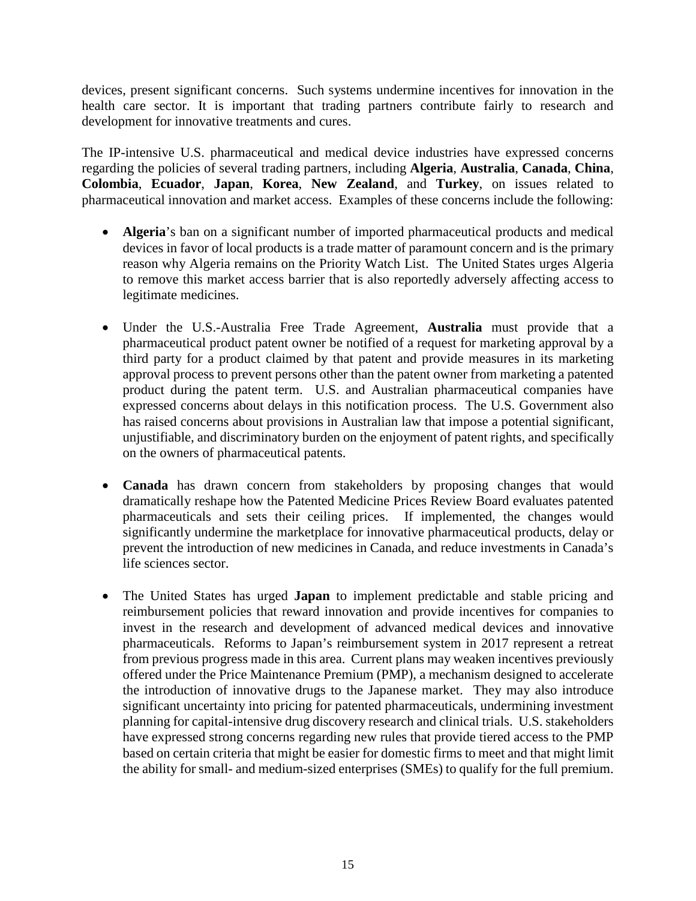devices, present significant concerns. Such systems undermine incentives for innovation in the health care sector. It is important that trading partners contribute fairly to research and development for innovative treatments and cures.

The IP-intensive U.S. pharmaceutical and medical device industries have expressed concerns regarding the policies of several trading partners, including **Algeria**, **Australia**, **Canada**, **China**, **Colombia**, **Ecuador**, **Japan**, **Korea**, **New Zealand**, and **Turkey**, on issues related to pharmaceutical innovation and market access. Examples of these concerns include the following:

- **Algeria**'s ban on a significant number of imported pharmaceutical products and medical devices in favor of local products is a trade matter of paramount concern and is the primary reason why Algeria remains on the Priority Watch List. The United States urges Algeria to remove this market access barrier that is also reportedly adversely affecting access to legitimate medicines.

- Under the U.S.-Australia Free Trade Agreement, **Australia** must provide that a pharmaceutical product patent owner be notified of a request for marketing approval by a third party for a product claimed by that patent and provide measures in its marketing approval process to prevent persons other than the patent owner from marketing a patented product during the patent term. U.S. and Australian pharmaceutical companies have expressed concerns about delays in this notification process. The U.S. Government also has raised concerns about provisions in Australian law that impose a potential significant, unjustifiable, and discriminatory burden on the enjoyment of patent rights, and specifically on the owners of pharmaceutical patents.

- **Canada** has drawn concern from stakeholders by proposing changes that would dramatically reshape how the Patented Medicine Prices Review Board evaluates patented pharmaceuticals and sets their ceiling prices. If implemented, the changes would significantly undermine the marketplace for innovative pharmaceutical products, delay or prevent the introduction of new medicines in Canada, and reduce investments in Canada's life sciences sector.

- The United States has urged **Japan** to implement predictable and stable pricing and reimbursement policies that reward innovation and provide incentives for companies to invest in the research and development of advanced medical devices and innovative pharmaceuticals. Reforms to Japan's reimbursement system in 2017 represent a retreat from previous progress made in this area. Current plans may weaken incentives previously offered under the Price Maintenance Premium (PMP), a mechanism designed to accelerate the introduction of innovative drugs to the Japanese market. They may also introduce significant uncertainty into pricing for patented pharmaceuticals, undermining investment planning for capital-intensive drug discovery research and clinical trials. U.S. stakeholders have expressed strong concerns regarding new rules that provide tiered access to the PMP based on certain criteria that might be easier for domestic firms to meet and that might limit the ability for small- and medium-sized enterprises (SMEs) to qualify for the full premium.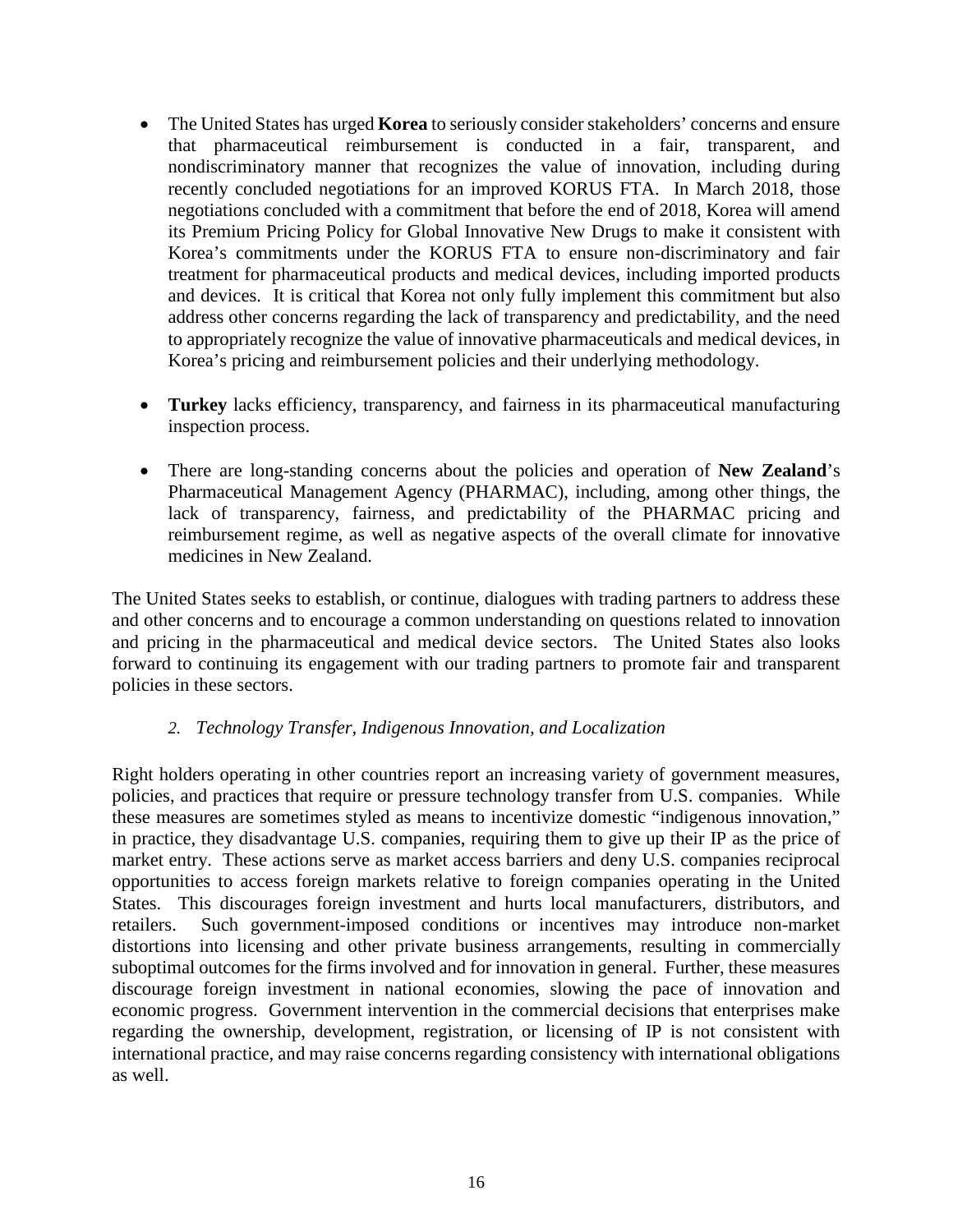- The United States has urged **Korea** to seriously consider stakeholders' concerns and ensure that pharmaceutical reimbursement is conducted in a fair, transparent, and nondiscriminatory manner that recognizes the value of innovation, including during recently concluded negotiations for an improved KORUS FTA. In March 2018, those negotiations concluded with a commitment that before the end of 2018, Korea will amend its Premium Pricing Policy for Global Innovative New Drugs to make it consistent with Korea's commitments under the KORUS FTA to ensure non-discriminatory and fair treatment for pharmaceutical products and medical devices, including imported products and devices. It is critical that Korea not only fully implement this commitment but also address other concerns regarding the lack of transparency and predictability, and the need to appropriately recognize the value of innovative pharmaceuticals and medical devices, in Korea's pricing and reimbursement policies and their underlying methodology.

- **Turkey** lacks efficiency, transparency, and fairness in its pharmaceutical manufacturing inspection process.

- There are long-standing concerns about the policies and operation of **New Zealand**'s Pharmaceutical Management Agency (PHARMAC), including, among other things, the lack of transparency, fairness, and predictability of the PHARMAC pricing and reimbursement regime, as well as negative aspects of the overall climate for innovative medicines in New Zealand.

The United States seeks to establish, or continue, dialogues with trading partners to address these and other concerns and to encourage a common understanding on questions related to innovation and pricing in the pharmaceutical and medical device sectors. The United States also looks forward to continuing its engagement with our trading partners to promote fair and transparent policies in these sectors.

### *2. Technology Transfer, Indigenous Innovation, and Localization*

Right holders operating in other countries report an increasing variety of government measures, policies, and practices that require or pressure technology transfer from U.S. companies. While these measures are sometimes styled as means to incentivize domestic "indigenous innovation," in practice, they disadvantage U.S. companies, requiring them to give up their IP as the price of market entry. These actions serve as market access barriers and deny U.S. companies reciprocal opportunities to access foreign markets relative to foreign companies operating in the United States. This discourages foreign investment and hurts local manufacturers, distributors, and retailers. Such government-imposed conditions or incentives may introduce non-market distortions into licensing and other private business arrangements, resulting in commercially suboptimal outcomes for the firms involved and for innovation in general. Further, these measures discourage foreign investment in national economies, slowing the pace of innovation and economic progress. Government intervention in the commercial decisions that enterprises make regarding the ownership, development, registration, or licensing of IP is not consistent with international practice, and may raise concerns regarding consistency with international obligations as well.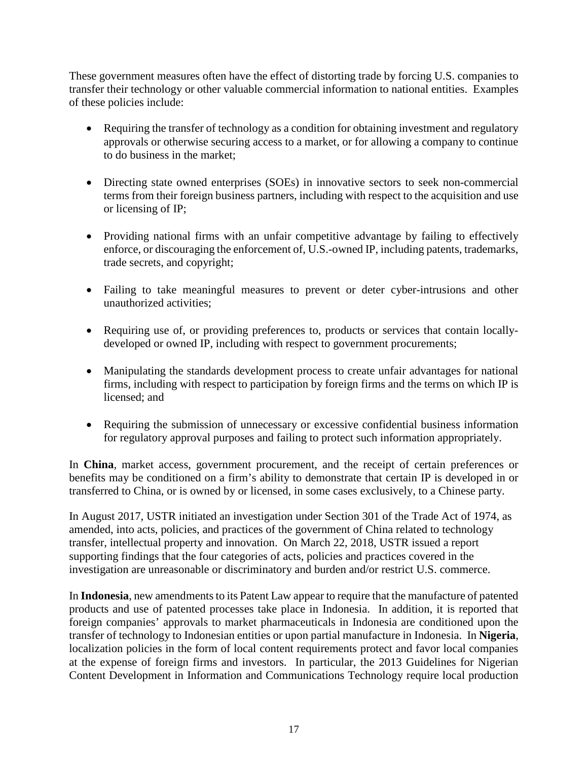These government measures often have the effect of distorting trade by forcing U.S. companies to transfer their technology or other valuable commercial information to national entities. Examples of these policies include:

- Requiring the transfer of technology as a condition for obtaining investment and regulatory approvals or otherwise securing access to a market, or for allowing a company to continue to do business in the market;
- Directing state owned enterprises (SOEs) in innovative sectors to seek non-commercial terms from their foreign business partners, including with respect to the acquisition and use or licensing of IP;
- Providing national firms with an unfair competitive advantage by failing to effectively enforce, or discouraging the enforcement of, U.S.-owned IP, including patents, trademarks, trade secrets, and copyright;
- Failing to take meaningful measures to prevent or deter cyber-intrusions and other unauthorized activities;
- Requiring use of, or providing preferences to, products or services that contain locally-developed or owned IP, including with respect to government procurements;
- Manipulating the standards development process to create unfair advantages for national firms, including with respect to participation by foreign firms and the terms on which IP is licensed; and
- Requiring the submission of unnecessary or excessive confidential business information for regulatory approval purposes and failing to protect such information appropriately.

In **China**, market access, government procurement, and the receipt of certain preferences or benefits may be conditioned on a firm's ability to demonstrate that certain IP is developed in or transferred to China, or is owned by or licensed, in some cases exclusively, to a Chinese party.

In August 2017, USTR initiated an investigation under Section 301 of the Trade Act of 1974, as amended, into acts, policies, and practices of the government of China related to technology transfer, intellectual property and innovation. On March 22, 2018, USTR issued a report supporting findings that the four categories of acts, policies and practices covered in the investigation are unreasonable or discriminatory and burden and/or restrict U.S. commerce.

In **Indonesia**, new amendments to its Patent Law appear to require that the manufacture of patented products and use of patented processes take place in Indonesia. In addition, it is reported that foreign companies' approvals to market pharmaceuticals in Indonesia are conditioned upon the transfer of technology to Indonesian entities or upon partial manufacture in Indonesia. In **Nigeria**, localization policies in the form of local content requirements protect and favor local companies at the expense of foreign firms and investors. In particular, the 2013 Guidelines for Nigerian Content Development in Information and Communications Technology require local production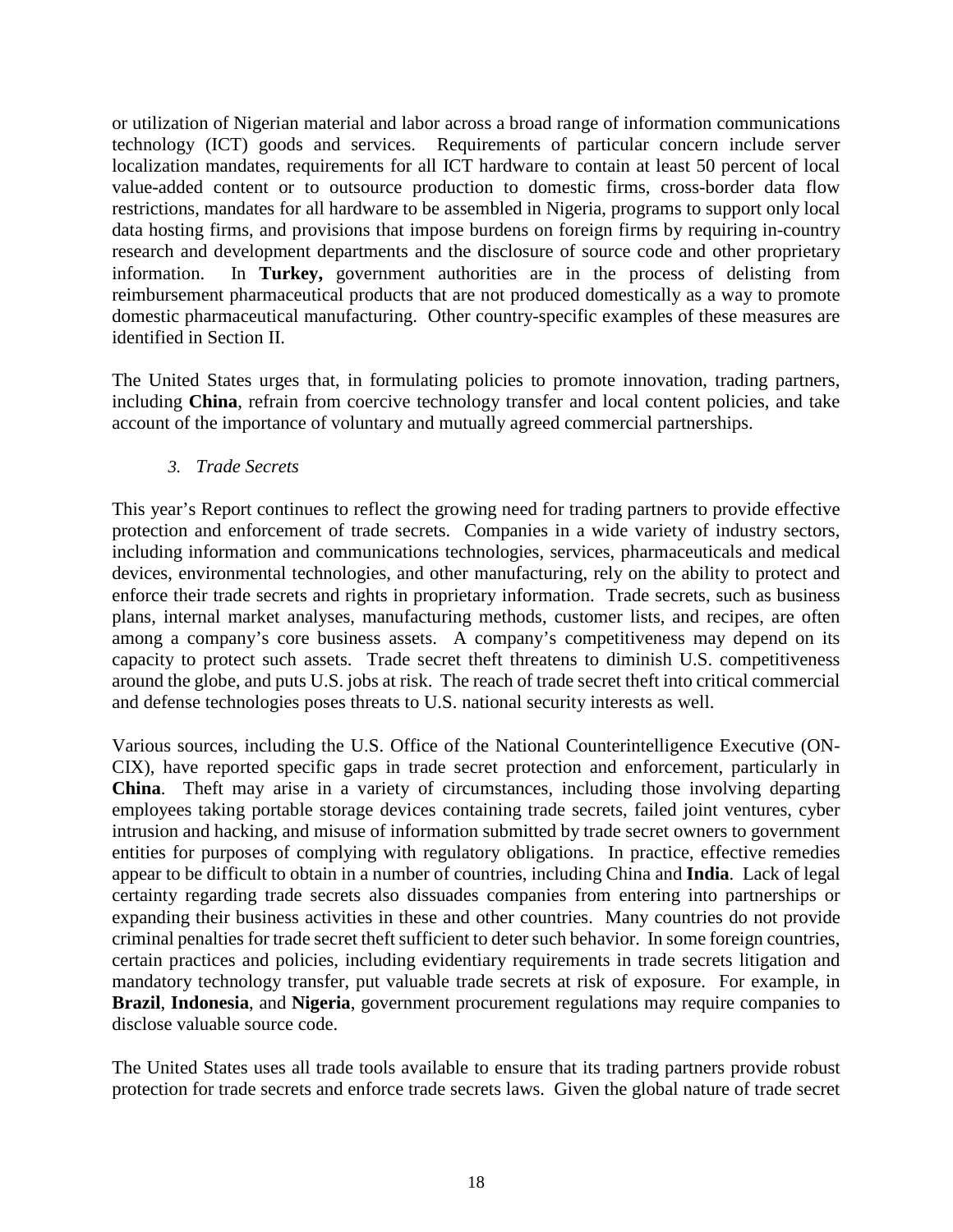or utilization of Nigerian material and labor across a broad range of information communications technology (ICT) goods and services. Requirements of particular concern include server localization mandates, requirements for all ICT hardware to contain at least 50 percent of local value-added content or to outsource production to domestic firms, cross-border data flow restrictions, mandates for all hardware to be assembled in Nigeria, programs to support only local data hosting firms, and provisions that impose burdens on foreign firms by requiring in-country research and development departments and the disclosure of source code and other proprietary information. In **Turkey,** government authorities are in the process of delisting from reimbursement pharmaceutical products that are not produced domestically as a way to promote domestic pharmaceutical manufacturing. Other country-specific examples of these measures are identified in Section II.

The United States urges that, in formulating policies to promote innovation, trading partners, including **China**, refrain from coercive technology transfer and local content policies, and take account of the importance of voluntary and mutually agreed commercial partnerships.

### *3. Trade Secrets*

This year's Report continues to reflect the growing need for trading partners to provide effective protection and enforcement of trade secrets. Companies in a wide variety of industry sectors, including information and communications technologies, services, pharmaceuticals and medical devices, environmental technologies, and other manufacturing, rely on the ability to protect and enforce their trade secrets and rights in proprietary information. Trade secrets, such as business plans, internal market analyses, manufacturing methods, customer lists, and recipes, are often among a company's core business assets. A company's competitiveness may depend on its capacity to protect such assets. Trade secret theft threatens to diminish U.S. competitiveness around the globe, and puts U.S. jobs at risk. The reach of trade secret theft into critical commercial and defense technologies poses threats to U.S. national security interests as well.

Various sources, including the U.S. Office of the National Counterintelligence Executive (ON-CIX), have reported specific gaps in trade secret protection and enforcement, particularly in **China**. Theft may arise in a variety of circumstances, including those involving departing employees taking portable storage devices containing trade secrets, failed joint ventures, cyber intrusion and hacking, and misuse of information submitted by trade secret owners to government entities for purposes of complying with regulatory obligations. In practice, effective remedies appear to be difficult to obtain in a number of countries, including China and **India**. Lack of legal certainty regarding trade secrets also dissuades companies from entering into partnerships or expanding their business activities in these and other countries. Many countries do not provide criminal penalties for trade secret theft sufficient to deter such behavior. In some foreign countries, certain practices and policies, including evidentiary requirements in trade secrets litigation and mandatory technology transfer, put valuable trade secrets at risk of exposure. For example, in **Brazil**, **Indonesia**, and **Nigeria**, government procurement regulations may require companies to disclose valuable source code.

The United States uses all trade tools available to ensure that its trading partners provide robust protection for trade secrets and enforce trade secrets laws. Given the global nature of trade secret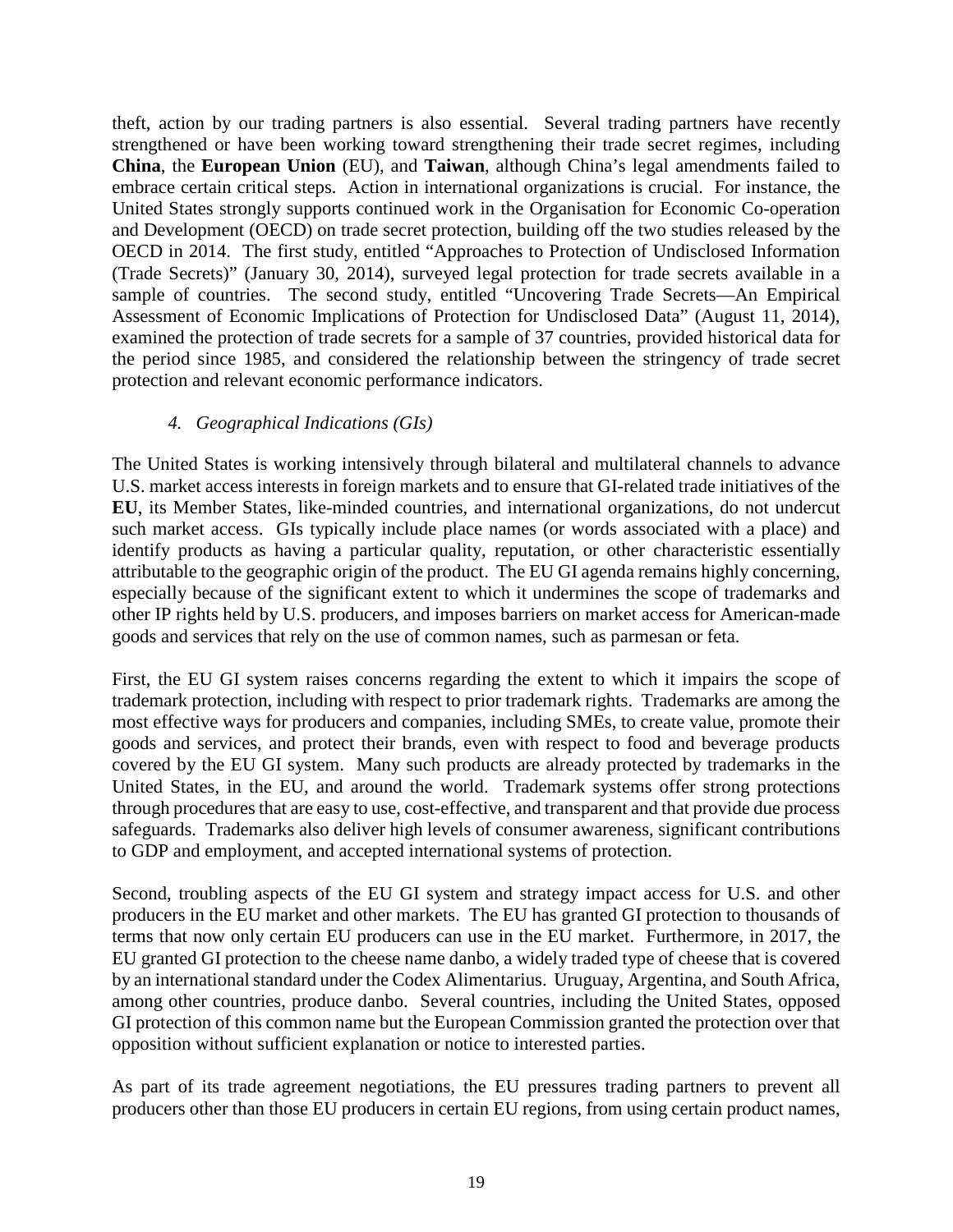theft, action by our trading partners is also essential. Several trading partners have recently strengthened or have been working toward strengthening their trade secret regimes, including **China**, the **European Union** (EU), and **Taiwan**, although China's legal amendments failed to embrace certain critical steps. Action in international organizations is crucial. For instance, the United States strongly supports continued work in the Organisation for Economic Co-operation and Development (OECD) on trade secret protection, building off the two studies released by the OECD in 2014. The first study, entitled "Approaches to Protection of Undisclosed Information (Trade Secrets)" (January 30, 2014), surveyed legal protection for trade secrets available in a sample of countries. The second study, entitled "Uncovering Trade Secrets—An Empirical Assessment of Economic Implications of Protection for Undisclosed Data" (August 11, 2014), examined the protection of trade secrets for a sample of 37 countries, provided historical data for the period since 1985, and considered the relationship between the stringency of trade secret protection and relevant economic performance indicators.

#### *4. Geographical Indications (GIs)*

The United States is working intensively through bilateral and multilateral channels to advance U.S. market access interests in foreign markets and to ensure that GI-related trade initiatives of the **EU**, its Member States, like-minded countries, and international organizations, do not undercut such market access. GIs typically include place names (or words associated with a place) and identify products as having a particular quality, reputation, or other characteristic essentially attributable to the geographic origin of the product. The EU GI agenda remains highly concerning, especially because of the significant extent to which it undermines the scope of trademarks and other IP rights held by U.S. producers, and imposes barriers on market access for American-made goods and services that rely on the use of common names, such as parmesan or feta.

First, the EU GI system raises concerns regarding the extent to which it impairs the scope of trademark protection, including with respect to prior trademark rights. Trademarks are among the most effective ways for producers and companies, including SMEs, to create value, promote their goods and services, and protect their brands, even with respect to food and beverage products covered by the EU GI system. Many such products are already protected by trademarks in the United States, in the EU, and around the world. Trademark systems offer strong protections through procedures that are easy to use, cost-effective, and transparent and that provide due process safeguards. Trademarks also deliver high levels of consumer awareness, significant contributions to GDP and employment, and accepted international systems of protection.

Second, troubling aspects of the EU GI system and strategy impact access for U.S. and other producers in the EU market and other markets. The EU has granted GI protection to thousands of terms that now only certain EU producers can use in the EU market. Furthermore, in 2017, the EU granted GI protection to the cheese name danbo, a widely traded type of cheese that is covered by an international standard under the Codex Alimentarius. Uruguay, Argentina, and South Africa, among other countries, produce danbo. Several countries, including the United States, opposed GI protection of this common name but the European Commission granted the protection over that opposition without sufficient explanation or notice to interested parties.

As part of its trade agreement negotiations, the EU pressures trading partners to prevent all producers other than those EU producers in certain EU regions, from using certain product names,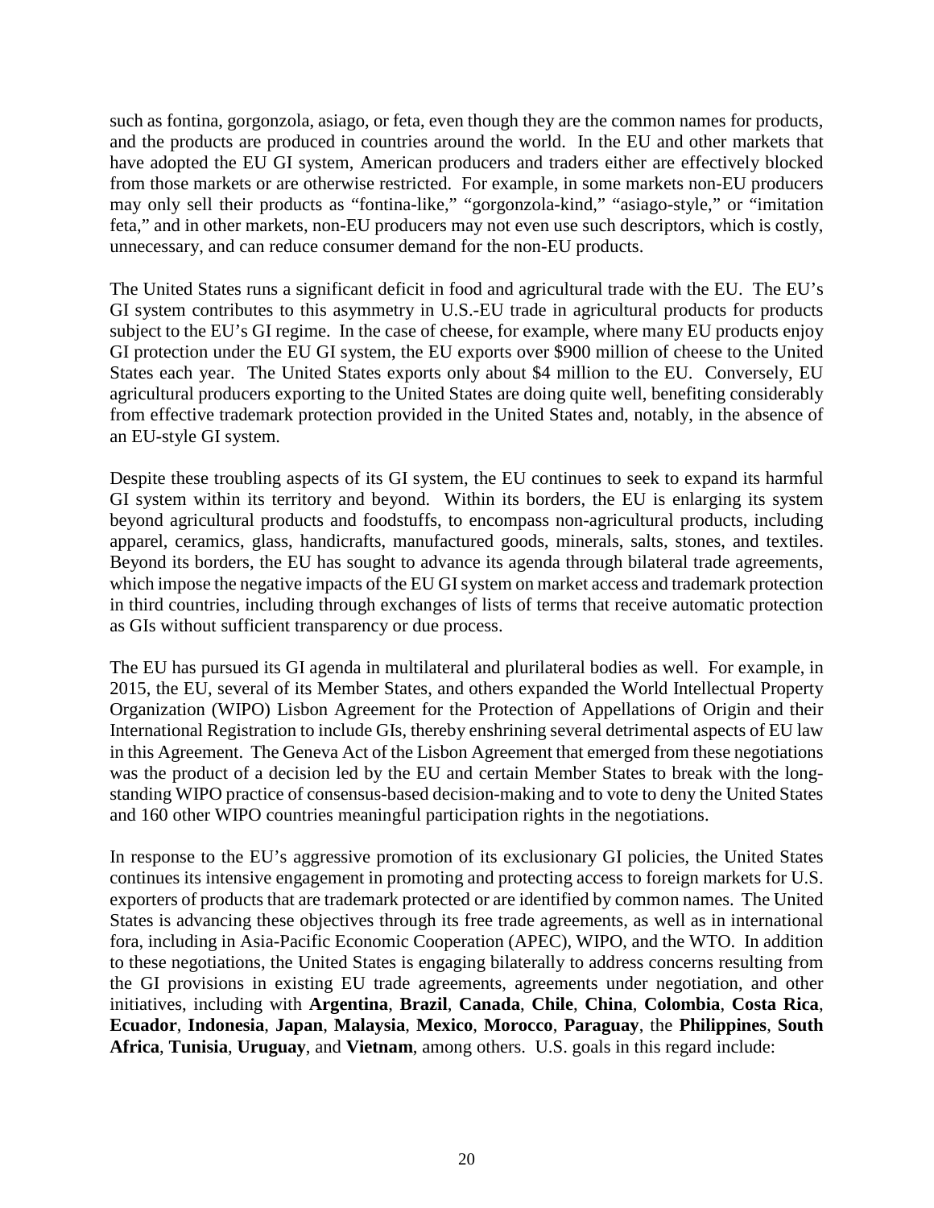such as fontina, gorgonzola, asiago, or feta, even though they are the common names for products, and the products are produced in countries around the world. In the EU and other markets that have adopted the EU GI system, American producers and traders either are effectively blocked from those markets or are otherwise restricted. For example, in some markets non-EU producers may only sell their products as "fontina-like," "gorgonzola-kind," "asiago-style," or "imitation feta," and in other markets, non-EU producers may not even use such descriptors, which is costly, unnecessary, and can reduce consumer demand for the non-EU products.

The United States runs a significant deficit in food and agricultural trade with the EU. The EU's GI system contributes to this asymmetry in U.S.-EU trade in agricultural products for products subject to the EU's GI regime. In the case of cheese, for example, where many EU products enjoy GI protection under the EU GI system, the EU exports over $900 million of cheese to the United States each year. The United States exports only about $4 million to the EU. Conversely, EU agricultural producers exporting to the United States are doing quite well, benefiting considerably from effective trademark protection provided in the United States and, notably, in the absence of an EU-style GI system.

Despite these troubling aspects of its GI system, the EU continues to seek to expand its harmful GI system within its territory and beyond. Within its borders, the EU is enlarging its system beyond agricultural products and foodstuffs, to encompass non-agricultural products, including apparel, ceramics, glass, handicrafts, manufactured goods, minerals, salts, stones, and textiles. Beyond its borders, the EU has sought to advance its agenda through bilateral trade agreements, which impose the negative impacts of the EU GI system on market access and trademark protection in third countries, including through exchanges of lists of terms that receive automatic protection as GIs without sufficient transparency or due process.

The EU has pursued its GI agenda in multilateral and plurilateral bodies as well. For example, in 2015, the EU, several of its Member States, and others expanded the World Intellectual Property Organization (WIPO) Lisbon Agreement for the Protection of Appellations of Origin and their International Registration to include GIs, thereby enshrining several detrimental aspects of EU law in this Agreement. The Geneva Act of the Lisbon Agreement that emerged from these negotiations was the product of a decision led by the EU and certain Member States to break with the long-standing WIPO practice of consensus-based decision-making and to vote to deny the United States and 160 other WIPO countries meaningful participation rights in the negotiations.

In response to the EU's aggressive promotion of its exclusionary GI policies, the United States continues its intensive engagement in promoting and protecting access to foreign markets for U.S. exporters of products that are trademark protected or are identified by common names. The United States is advancing these objectives through its free trade agreements, as well as in international fora, including in Asia-Pacific Economic Cooperation (APEC), WIPO, and the WTO. In addition to these negotiations, the United States is engaging bilaterally to address concerns resulting from the GI provisions in existing EU trade agreements, agreements under negotiation, and other initiatives, including with **Argentina**, **Brazil**, **Canada**, **Chile**, **China**, **Colombia**, **Costa Rica**, **Ecuador**, **Indonesia**, **Japan**, **Malaysia**, **Mexico**, **Morocco**, **Paraguay**, the **Philippines**, **South Africa**, **Tunisia**, **Uruguay**, and **Vietnam**, among others. U.S. goals in this regard include: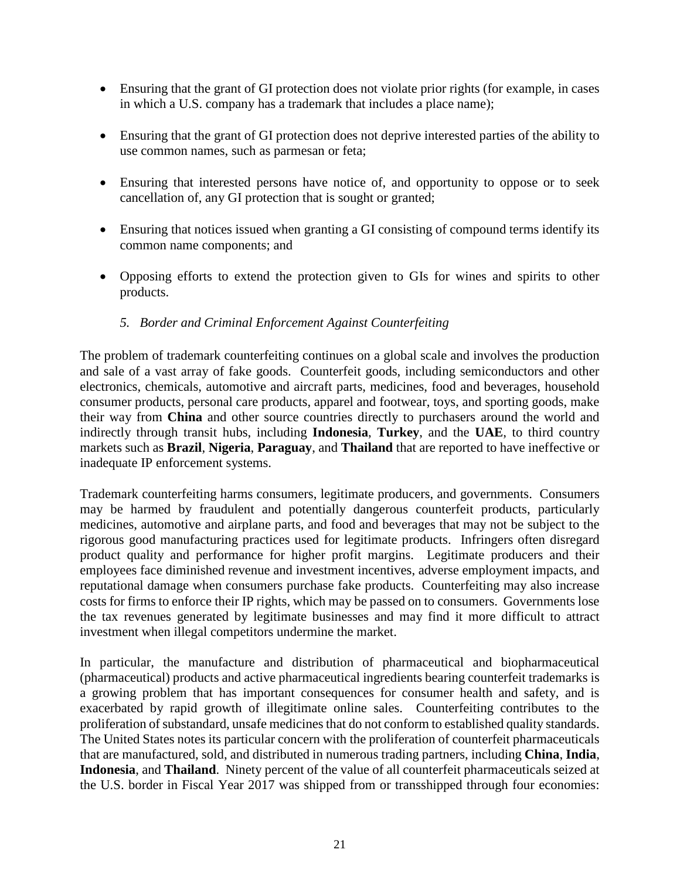- Ensuring that the grant of GI protection does not violate prior rights (for example, in cases in which a U.S. company has a trademark that includes a place name);
- Ensuring that the grant of GI protection does not deprive interested parties of the ability to use common names, such as parmesan or feta;
- Ensuring that interested persons have notice of, and opportunity to oppose or to seek cancellation of, any GI protection that is sought or granted;
- Ensuring that notices issued when granting a GI consisting of compound terms identify its common name components; and
- Opposing efforts to extend the protection given to GIs for wines and spirits to other products.

### *5. Border and Criminal Enforcement Against Counterfeiting*

The problem of trademark counterfeiting continues on a global scale and involves the production and sale of a vast array of fake goods. Counterfeit goods, including semiconductors and other electronics, chemicals, automotive and aircraft parts, medicines, food and beverages, household consumer products, personal care products, apparel and footwear, toys, and sporting goods, make their way from **China** and other source countries directly to purchasers around the world and indirectly through transit hubs, including **Indonesia**, **Turkey**, and the **UAE**, to third country markets such as **Brazil**, **Nigeria**, **Paraguay**, and **Thailand** that are reported to have ineffective or inadequate IP enforcement systems.

Trademark counterfeiting harms consumers, legitimate producers, and governments. Consumers may be harmed by fraudulent and potentially dangerous counterfeit products, particularly medicines, automotive and airplane parts, and food and beverages that may not be subject to the rigorous good manufacturing practices used for legitimate products. Infringers often disregard product quality and performance for higher profit margins. Legitimate producers and their employees face diminished revenue and investment incentives, adverse employment impacts, and reputational damage when consumers purchase fake products. Counterfeiting may also increase costs for firms to enforce their IP rights, which may be passed on to consumers. Governments lose the tax revenues generated by legitimate businesses and may find it more difficult to attract investment when illegal competitors undermine the market.

In particular, the manufacture and distribution of pharmaceutical and biopharmaceutical (pharmaceutical) products and active pharmaceutical ingredients bearing counterfeit trademarks is a growing problem that has important consequences for consumer health and safety, and is exacerbated by rapid growth of illegitimate online sales. Counterfeiting contributes to the proliferation of substandard, unsafe medicines that do not conform to established quality standards. The United States notes its particular concern with the proliferation of counterfeit pharmaceuticals that are manufactured, sold, and distributed in numerous trading partners, including **China**, **India**, **Indonesia**, and **Thailand**. Ninety percent of the value of all counterfeit pharmaceuticals seized at the U.S. border in Fiscal Year 2017 was shipped from or transshipped through four economies: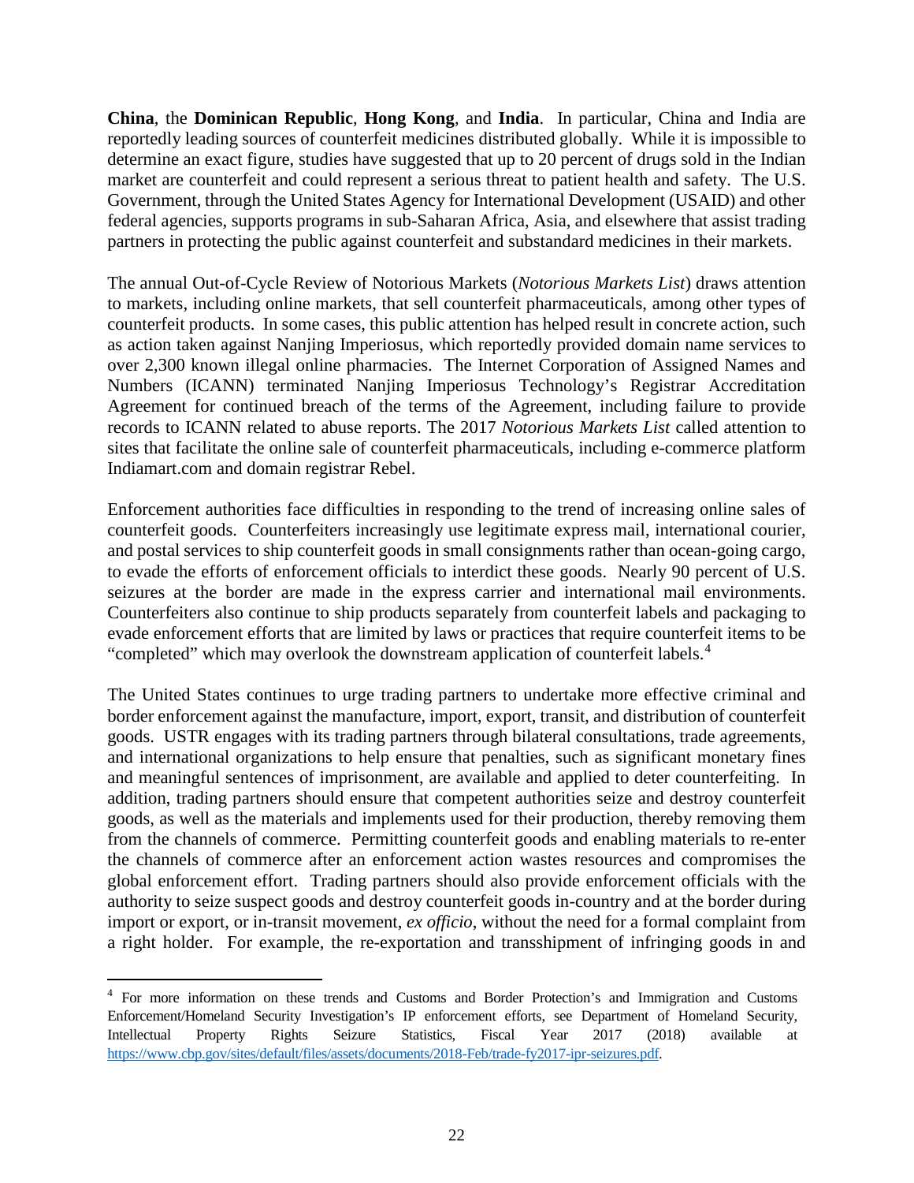**China**, the **Dominican Republic**, **Hong Kong**, and **India**. In particular, China and India are reportedly leading sources of counterfeit medicines distributed globally. While it is impossible to determine an exact figure, studies have suggested that up to 20 percent of drugs sold in the Indian market are counterfeit and could represent a serious threat to patient health and safety. The U.S. Government, through the United States Agency for International Development (USAID) and other federal agencies, supports programs in sub-Saharan Africa, Asia, and elsewhere that assist trading partners in protecting the public against counterfeit and substandard medicines in their markets.

The annual Out-of-Cycle Review of Notorious Markets (*Notorious Markets List*) draws attention to markets, including online markets, that sell counterfeit pharmaceuticals, among other types of counterfeit products. In some cases, this public attention has helped result in concrete action, such as action taken against Nanjing Imperiosus, which reportedly provided domain name services to over 2,300 known illegal online pharmacies. The Internet Corporation of Assigned Names and Numbers (ICANN) terminated Nanjing Imperiosus Technology's Registrar Accreditation Agreement for continued breach of the terms of the Agreement, including failure to provide records to ICANN related to abuse reports. The 2017 *Notorious Markets List* called attention to sites that facilitate the online sale of counterfeit pharmaceuticals, including e-commerce platform Indiamart.com and domain registrar Rebel.

Enforcement authorities face difficulties in responding to the trend of increasing online sales of counterfeit goods. Counterfeiters increasingly use legitimate express mail, international courier, and postal services to ship counterfeit goods in small consignments rather than ocean-going cargo, to evade the efforts of enforcement officials to interdict these goods. Nearly 90 percent of U.S. seizures at the border are made in the express carrier and international mail environments. Counterfeiters also continue to ship products separately from counterfeit labels and packaging to evade enforcement efforts that are limited by laws or practices that require counterfeit items to be "completed" which may overlook the downstream application of counterfeit labels.[4]

The United States continues to urge trading partners to undertake more effective criminal and border enforcement against the manufacture, import, export, transit, and distribution of counterfeit goods. USTR engages with its trading partners through bilateral consultations, trade agreements, and international organizations to help ensure that penalties, such as significant monetary fines and meaningful sentences of imprisonment, are available and applied to deter counterfeiting. In addition, trading partners should ensure that competent authorities seize and destroy counterfeit goods, as well as the materials and implements used for their production, thereby removing them from the channels of commerce. Permitting counterfeit goods and enabling materials to re-enter the channels of commerce after an enforcement action wastes resources and compromises the global enforcement effort. Trading partners should also provide enforcement officials with the authority to seize suspect goods and destroy counterfeit goods in-country and at the border during import or export, or in-transit movement, *ex officio*, without the need for a formal complaint from a right holder. For example, the re-exportation and transshipment of infringing goods in and

[4] For more information on these trends and Customs and Border Protection's and Immigration and Customs Enforcement/Homeland Security Investigation's IP enforcement efforts, see Department of Homeland Security, Intellectual Property Rights Seizure Statistics, Fiscal Year 2017 (2018) available at https://www.cbp.gov/sites/default/files/assets/documents/2018-Feb/trade-fy2017-ipr-seizures.pdf.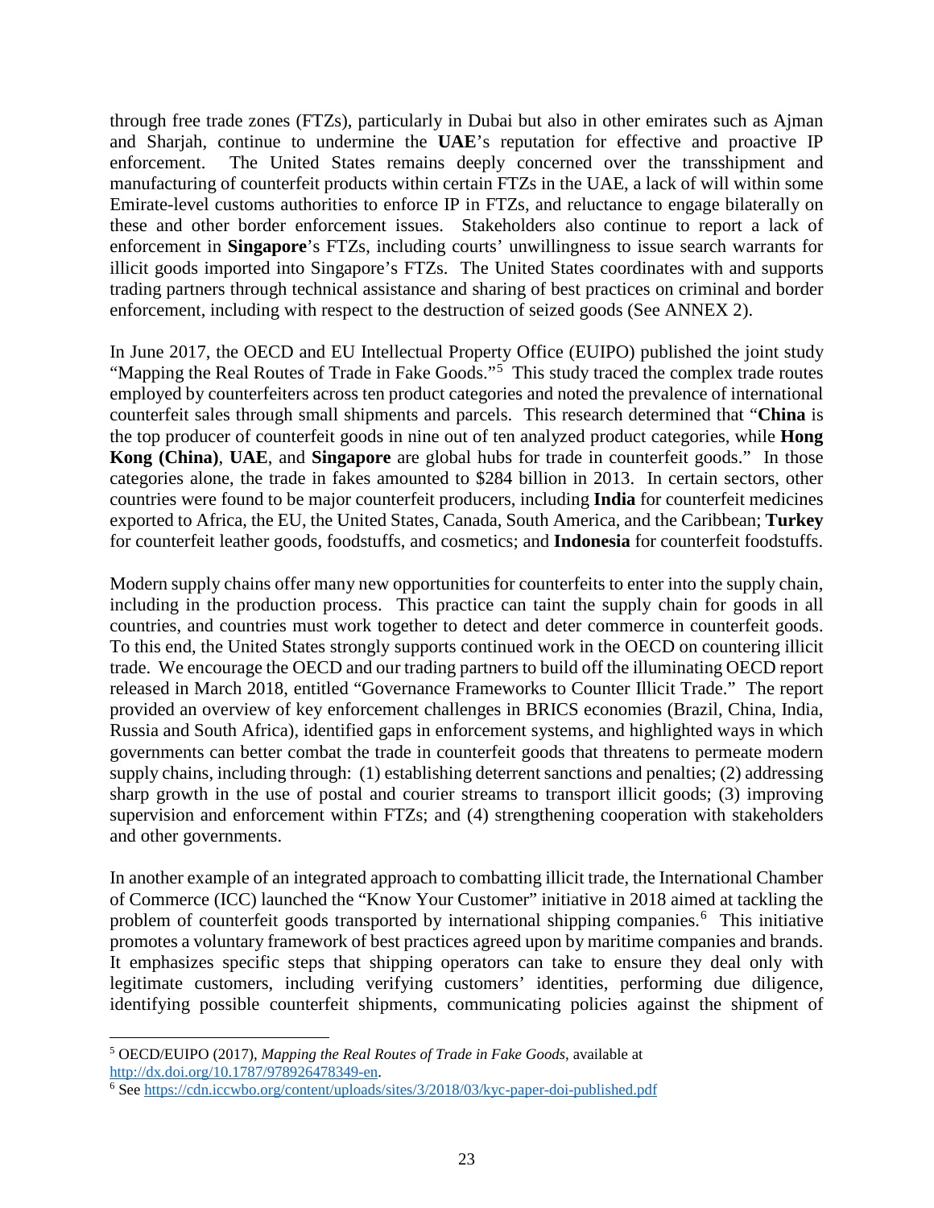through free trade zones (FTZs), particularly in Dubai but also in other emirates such as Ajman and Sharjah, continue to undermine the **UAE**'s reputation for effective and proactive IP enforcement. The United States remains deeply concerned over the transshipment and manufacturing of counterfeit products within certain FTZs in the UAE, a lack of will within some Emirate-level customs authorities to enforce IP in FTZs, and reluctance to engage bilaterally on these and other border enforcement issues. Stakeholders also continue to report a lack of enforcement in **Singapore**'s FTZs, including courts' unwillingness to issue search warrants for illicit goods imported into Singapore's FTZs. The United States coordinates with and supports trading partners through technical assistance and sharing of best practices on criminal and border enforcement, including with respect to the destruction of seized goods (See ANNEX 2).

In June 2017, the OECD and EU Intellectual Property Office (EUIPO) published the joint study "Mapping the Real Routes of Trade in Fake Goods."[5] This study traced the complex trade routes employed by counterfeiters across ten product categories and noted the prevalence of international counterfeit sales through small shipments and parcels. This research determined that "**China** is the top producer of counterfeit goods in nine out of ten analyzed product categories, while **Hong Kong (China)**, **UAE**, and **Singapore** are global hubs for trade in counterfeit goods." In those categories alone, the trade in fakes amounted to $284 billion in 2013. In certain sectors, other countries were found to be major counterfeit producers, including **India** for counterfeit medicines exported to Africa, the EU, the United States, Canada, South America, and the Caribbean; **Turkey** for counterfeit leather goods, foodstuffs, and cosmetics; and **Indonesia** for counterfeit foodstuffs.

Modern supply chains offer many new opportunities for counterfeits to enter into the supply chain, including in the production process. This practice can taint the supply chain for goods in all countries, and countries must work together to detect and deter commerce in counterfeit goods. To this end, the United States strongly supports continued work in the OECD on countering illicit trade. We encourage the OECD and our trading partners to build off the illuminating OECD report released in March 2018, entitled "Governance Frameworks to Counter Illicit Trade." The report provided an overview of key enforcement challenges in BRICS economies (Brazil, China, India, Russia and South Africa), identified gaps in enforcement systems, and highlighted ways in which governments can better combat the trade in counterfeit goods that threatens to permeate modern supply chains, including through: (1) establishing deterrent sanctions and penalties; (2) addressing sharp growth in the use of postal and courier streams to transport illicit goods; (3) improving supervision and enforcement within FTZs; and (4) strengthening cooperation with stakeholders and other governments.

In another example of an integrated approach to combatting illicit trade, the International Chamber of Commerce (ICC) launched the "Know Your Customer" initiative in 2018 aimed at tackling the problem of counterfeit goods transported by international shipping companies.[6] This initiative promotes a voluntary framework of best practices agreed upon by maritime companies and brands. It emphasizes specific steps that shipping operators can take to ensure they deal only with legitimate customers, including verifying customers' identities, performing due diligence, identifying possible counterfeit shipments, communicating policies against the shipment of

---

[5] OECD/EUIPO (2017), *Mapping the Real Routes of Trade in Fake Goods*, available at http://dx.doi.org/10.1787/978926478349-en.

[6] See https://cdn.iccwbo.org/content/uploads/sites/3/2018/03/kyc-paper-doi-published.pdf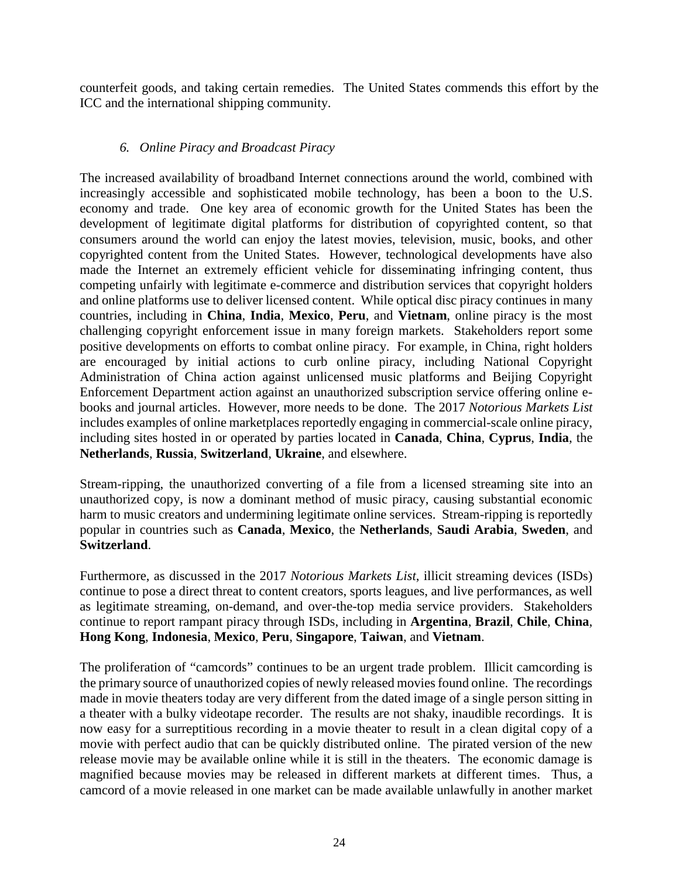counterfeit goods, and taking certain remedies. The United States commends this effort by the ICC and the international shipping community.

### *6. Online Piracy and Broadcast Piracy*

The increased availability of broadband Internet connections around the world, combined with increasingly accessible and sophisticated mobile technology, has been a boon to the U.S. economy and trade. One key area of economic growth for the United States has been the development of legitimate digital platforms for distribution of copyrighted content, so that consumers around the world can enjoy the latest movies, television, music, books, and other copyrighted content from the United States. However, technological developments have also made the Internet an extremely efficient vehicle for disseminating infringing content, thus competing unfairly with legitimate e-commerce and distribution services that copyright holders and online platforms use to deliver licensed content. While optical disc piracy continues in many countries, including in **China**, **India**, **Mexico**, **Peru**, and **Vietnam**, online piracy is the most challenging copyright enforcement issue in many foreign markets. Stakeholders report some positive developments on efforts to combat online piracy. For example, in China, right holders are encouraged by initial actions to curb online piracy, including National Copyright Administration of China action against unlicensed music platforms and Beijing Copyright Enforcement Department action against an unauthorized subscription service offering online e-books and journal articles. However, more needs to be done. The 2017 *Notorious Markets List* includes examples of online marketplaces reportedly engaging in commercial-scale online piracy, including sites hosted in or operated by parties located in **Canada**, **China**, **Cyprus**, **India**, the **Netherlands**, **Russia**, **Switzerland**, **Ukraine**, and elsewhere.

Stream-ripping, the unauthorized converting of a file from a licensed streaming site into an unauthorized copy, is now a dominant method of music piracy, causing substantial economic harm to music creators and undermining legitimate online services. Stream-ripping is reportedly popular in countries such as **Canada**, **Mexico**, the **Netherlands**, **Saudi Arabia**, **Sweden**, and **Switzerland**.

Furthermore, as discussed in the 2017 *Notorious Markets List*, illicit streaming devices (ISDs) continue to pose a direct threat to content creators, sports leagues, and live performances, as well as legitimate streaming, on-demand, and over-the-top media service providers. Stakeholders continue to report rampant piracy through ISDs, including in **Argentina**, **Brazil**, **Chile**, **China**, **Hong Kong**, **Indonesia**, **Mexico**, **Peru**, **Singapore**, **Taiwan**, and **Vietnam**.

The proliferation of "camcords" continues to be an urgent trade problem. Illicit camcording is the primary source of unauthorized copies of newly released movies found online. The recordings made in movie theaters today are very different from the dated image of a single person sitting in a theater with a bulky videotape recorder. The results are not shaky, inaudible recordings. It is now easy for a surreptitious recording in a movie theater to result in a clean digital copy of a movie with perfect audio that can be quickly distributed online. The pirated version of the new release movie may be available online while it is still in the theaters. The economic damage is magnified because movies may be released in different markets at different times. Thus, a camcord of a movie released in one market can be made available unlawfully in another market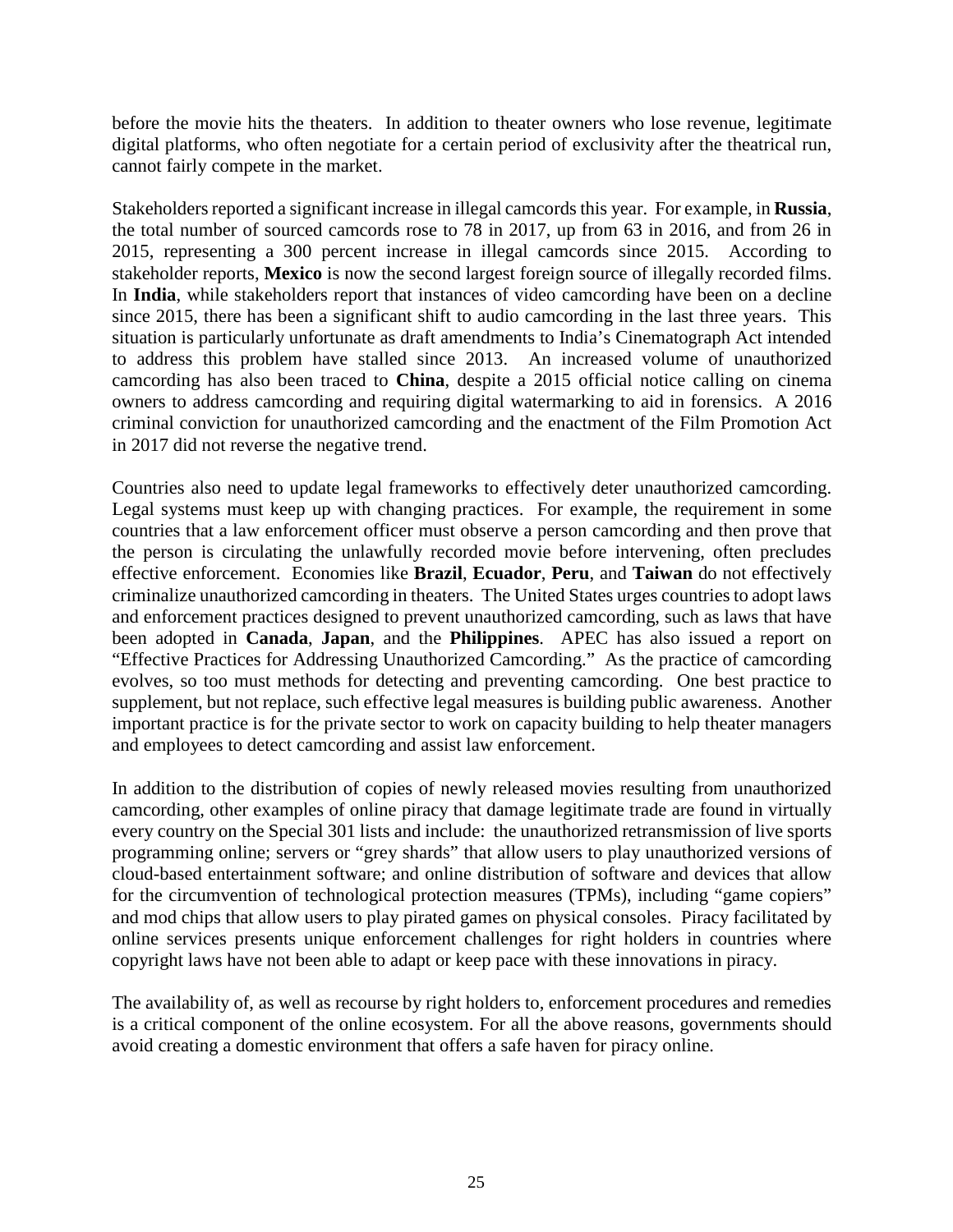before the movie hits the theaters. In addition to theater owners who lose revenue, legitimate digital platforms, who often negotiate for a certain period of exclusivity after the theatrical run, cannot fairly compete in the market.

Stakeholders reported a significant increase in illegal camcords this year. For example, in **Russia**, the total number of sourced camcords rose to 78 in 2017, up from 63 in 2016, and from 26 in 2015, representing a 300 percent increase in illegal camcords since 2015. According to stakeholder reports, **Mexico** is now the second largest foreign source of illegally recorded films. In **India**, while stakeholders report that instances of video camcording have been on a decline since 2015, there has been a significant shift to audio camcording in the last three years. This situation is particularly unfortunate as draft amendments to India's Cinematograph Act intended to address this problem have stalled since 2013. An increased volume of unauthorized camcording has also been traced to **China**, despite a 2015 official notice calling on cinema owners to address camcording and requiring digital watermarking to aid in forensics. A 2016 criminal conviction for unauthorized camcording and the enactment of the Film Promotion Act in 2017 did not reverse the negative trend.

Countries also need to update legal frameworks to effectively deter unauthorized camcording. Legal systems must keep up with changing practices. For example, the requirement in some countries that a law enforcement officer must observe a person camcording and then prove that the person is circulating the unlawfully recorded movie before intervening, often precludes effective enforcement. Economies like **Brazil**, **Ecuador**, **Peru**, and **Taiwan** do not effectively criminalize unauthorized camcording in theaters. The United States urges countries to adopt laws and enforcement practices designed to prevent unauthorized camcording, such as laws that have been adopted in **Canada**, **Japan**, and the **Philippines**. APEC has also issued a report on "Effective Practices for Addressing Unauthorized Camcording." As the practice of camcording evolves, so too must methods for detecting and preventing camcording. One best practice to supplement, but not replace, such effective legal measures is building public awareness. Another important practice is for the private sector to work on capacity building to help theater managers and employees to detect camcording and assist law enforcement.

In addition to the distribution of copies of newly released movies resulting from unauthorized camcording, other examples of online piracy that damage legitimate trade are found in virtually every country on the Special 301 lists and include: the unauthorized retransmission of live sports programming online; servers or "grey shards" that allow users to play unauthorized versions of cloud-based entertainment software; and online distribution of software and devices that allow for the circumvention of technological protection measures (TPMs), including "game copiers" and mod chips that allow users to play pirated games on physical consoles. Piracy facilitated by online services presents unique enforcement challenges for right holders in countries where copyright laws have not been able to adapt or keep pace with these innovations in piracy.

The availability of, as well as recourse by right holders to, enforcement procedures and remedies is a critical component of the online ecosystem. For all the above reasons, governments should avoid creating a domestic environment that offers a safe haven for piracy online.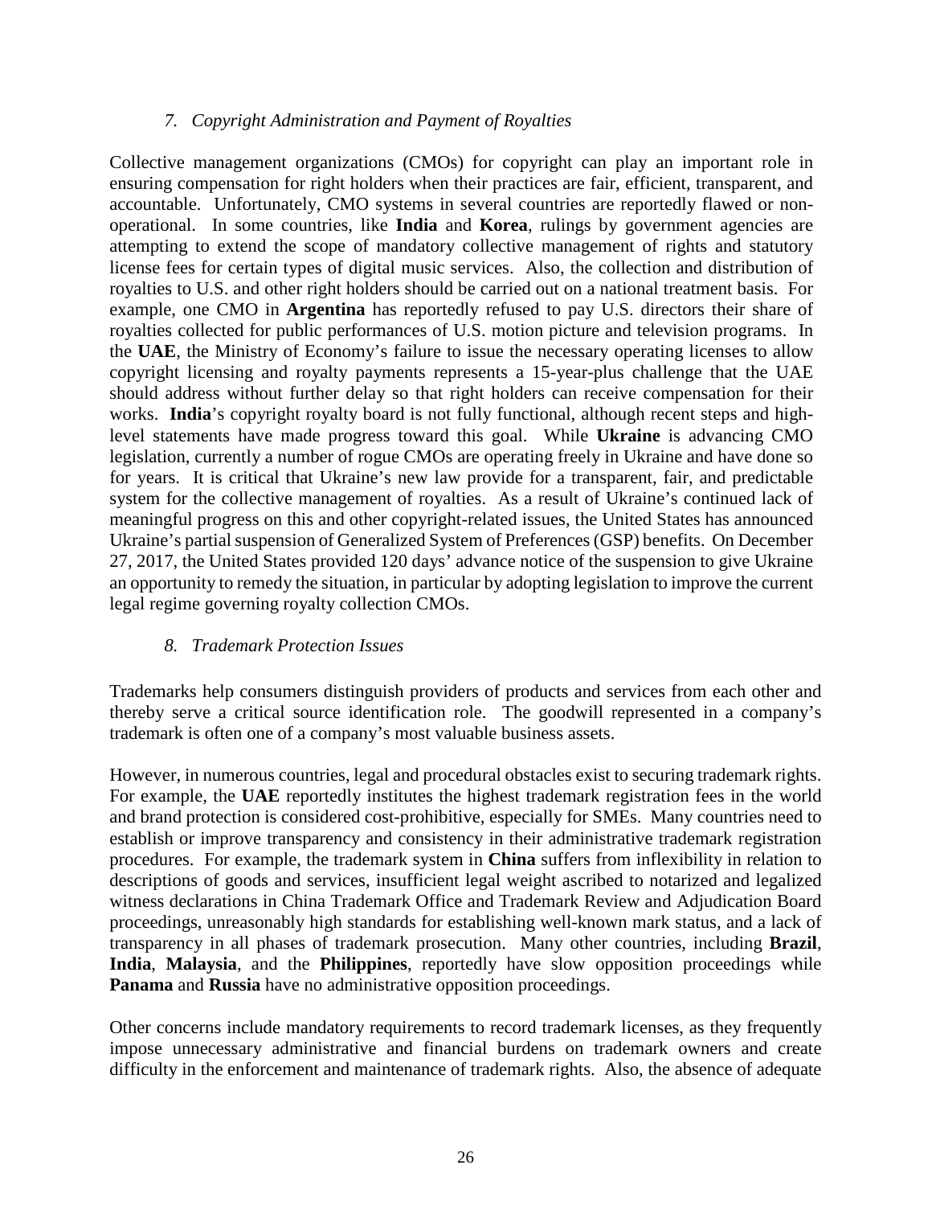### *7. Copyright Administration and Payment of Royalties*

Collective management organizations (CMOs) for copyright can play an important role in ensuring compensation for right holders when their practices are fair, efficient, transparent, and accountable. Unfortunately, CMO systems in several countries are reportedly flawed or non-operational. In some countries, like **India** and **Korea**, rulings by government agencies are attempting to extend the scope of mandatory collective management of rights and statutory license fees for certain types of digital music services. Also, the collection and distribution of royalties to U.S. and other right holders should be carried out on a national treatment basis. For example, one CMO in **Argentina** has reportedly refused to pay U.S. directors their share of royalties collected for public performances of U.S. motion picture and television programs. In the **UAE**, the Ministry of Economy's failure to issue the necessary operating licenses to allow copyright licensing and royalty payments represents a 15-year-plus challenge that the UAE should address without further delay so that right holders can receive compensation for their works. **India**'s copyright royalty board is not fully functional, although recent steps and high-level statements have made progress toward this goal. While **Ukraine** is advancing CMO legislation, currently a number of rogue CMOs are operating freely in Ukraine and have done so for years. It is critical that Ukraine's new law provide for a transparent, fair, and predictable system for the collective management of royalties. As a result of Ukraine's continued lack of meaningful progress on this and other copyright-related issues, the United States has announced Ukraine's partial suspension of Generalized System of Preferences (GSP) benefits. On December 27, 2017, the United States provided 120 days' advance notice of the suspension to give Ukraine an opportunity to remedy the situation, in particular by adopting legislation to improve the current legal regime governing royalty collection CMOs.

### *8. Trademark Protection Issues*

Trademarks help consumers distinguish providers of products and services from each other and thereby serve a critical source identification role. The goodwill represented in a company's trademark is often one of a company's most valuable business assets.

However, in numerous countries, legal and procedural obstacles exist to securing trademark rights. For example, the **UAE** reportedly institutes the highest trademark registration fees in the world and brand protection is considered cost-prohibitive, especially for SMEs. Many countries need to establish or improve transparency and consistency in their administrative trademark registration procedures. For example, the trademark system in **China** suffers from inflexibility in relation to descriptions of goods and services, insufficient legal weight ascribed to notarized and legalized witness declarations in China Trademark Office and Trademark Review and Adjudication Board proceedings, unreasonably high standards for establishing well-known mark status, and a lack of transparency in all phases of trademark prosecution. Many other countries, including **Brazil**, **India**, **Malaysia**, and the **Philippines**, reportedly have slow opposition proceedings while **Panama** and **Russia** have no administrative opposition proceedings.

Other concerns include mandatory requirements to record trademark licenses, as they frequently impose unnecessary administrative and financial burdens on trademark owners and create difficulty in the enforcement and maintenance of trademark rights. Also, the absence of adequate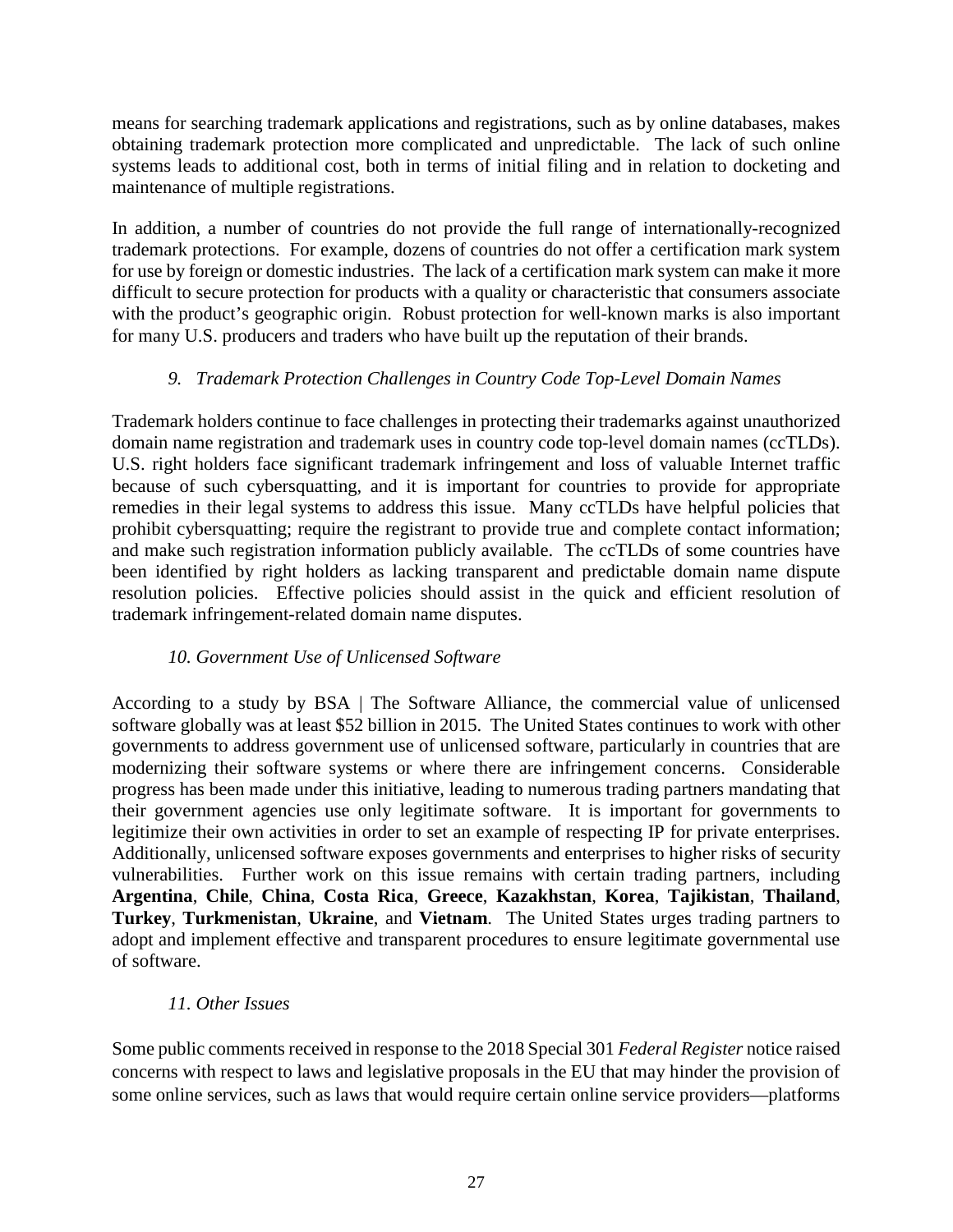means for searching trademark applications and registrations, such as by online databases, makes obtaining trademark protection more complicated and unpredictable. The lack of such online systems leads to additional cost, both in terms of initial filing and in relation to docketing and maintenance of multiple registrations.

In addition, a number of countries do not provide the full range of internationally-recognized trademark protections. For example, dozens of countries do not offer a certification mark system for use by foreign or domestic industries. The lack of a certification mark system can make it more difficult to secure protection for products with a quality or characteristic that consumers associate with the product's geographic origin. Robust protection for well-known marks is also important for many U.S. producers and traders who have built up the reputation of their brands.

### *9. Trademark Protection Challenges in Country Code Top-Level Domain Names*

Trademark holders continue to face challenges in protecting their trademarks against unauthorized domain name registration and trademark uses in country code top-level domain names (ccTLDs). U.S. right holders face significant trademark infringement and loss of valuable Internet traffic because of such cybersquatting, and it is important for countries to provide for appropriate remedies in their legal systems to address this issue. Many ccTLDs have helpful policies that prohibit cybersquatting; require the registrant to provide true and complete contact information; and make such registration information publicly available. The ccTLDs of some countries have been identified by right holders as lacking transparent and predictable domain name dispute resolution policies. Effective policies should assist in the quick and efficient resolution of trademark infringement-related domain name disputes.

### *10. Government Use of Unlicensed Software*

According to a study by BSA | The Software Alliance, the commercial value of unlicensed software globally was at least $52 billion in 2015. The United States continues to work with other governments to address government use of unlicensed software, particularly in countries that are modernizing their software systems or where there are infringement concerns. Considerable progress has been made under this initiative, leading to numerous trading partners mandating that their government agencies use only legitimate software. It is important for governments to legitimize their own activities in order to set an example of respecting IP for private enterprises. Additionally, unlicensed software exposes governments and enterprises to higher risks of security vulnerabilities. Further work on this issue remains with certain trading partners, including **Argentina**, **Chile**, **China**, **Costa Rica**, **Greece**, **Kazakhstan**, **Korea**, **Tajikistan**, **Thailand**, **Turkey**, **Turkmenistan**, **Ukraine**, and **Vietnam**. The United States urges trading partners to adopt and implement effective and transparent procedures to ensure legitimate governmental use of software.

### *11. Other Issues*

Some public comments received in response to the 2018 Special 301 *Federal Register* notice raised concerns with respect to laws and legislative proposals in the EU that may hinder the provision of some online services, such as laws that would require certain online service providers—platforms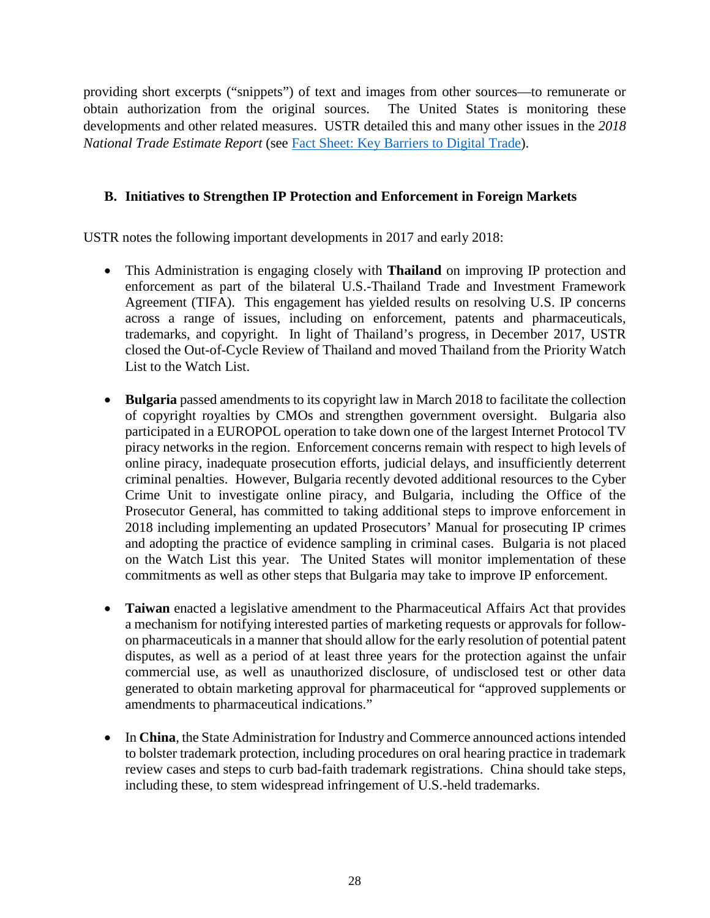providing short excerpts ("snippets") of text and images from other sources—to remunerate or obtain authorization from the original sources. The United States is monitoring these developments and other related measures. USTR detailed this and many other issues in the *2018 National Trade Estimate Report* (see [Fact Sheet: Key Barriers to Digital Trade]).

## B. Initiatives to Strengthen IP Protection and Enforcement in Foreign Markets

USTR notes the following important developments in 2017 and early 2018:

- This Administration is engaging closely with **Thailand** on improving IP protection and enforcement as part of the bilateral U.S.-Thailand Trade and Investment Framework Agreement (TIFA). This engagement has yielded results on resolving U.S. IP concerns across a range of issues, including on enforcement, patents and pharmaceuticals, trademarks, and copyright. In light of Thailand's progress, in December 2017, USTR closed the Out-of-Cycle Review of Thailand and moved Thailand from the Priority Watch List to the Watch List.

- **Bulgaria** passed amendments to its copyright law in March 2018 to facilitate the collection of copyright royalties by CMOs and strengthen government oversight. Bulgaria also participated in a EUROPOL operation to take down one of the largest Internet Protocol TV piracy networks in the region. Enforcement concerns remain with respect to high levels of online piracy, inadequate prosecution efforts, judicial delays, and insufficiently deterrent criminal penalties. However, Bulgaria recently devoted additional resources to the Cyber Crime Unit to investigate online piracy, and Bulgaria, including the Office of the Prosecutor General, has committed to taking additional steps to improve enforcement in 2018 including implementing an updated Prosecutors' Manual for prosecuting IP crimes and adopting the practice of evidence sampling in criminal cases. Bulgaria is not placed on the Watch List this year. The United States will monitor implementation of these commitments as well as other steps that Bulgaria may take to improve IP enforcement.

- **Taiwan** enacted a legislative amendment to the Pharmaceutical Affairs Act that provides a mechanism for notifying interested parties of marketing requests or approvals for follow-on pharmaceuticals in a manner that should allow for the early resolution of potential patent disputes, as well as a period of at least three years for the protection against the unfair commercial use, as well as unauthorized disclosure, of undisclosed test or other data generated to obtain marketing approval for pharmaceutical for "approved supplements or amendments to pharmaceutical indications."

- In **China**, the State Administration for Industry and Commerce announced actions intended to bolster trademark protection, including procedures on oral hearing practice in trademark review cases and steps to curb bad-faith trademark registrations. China should take steps, including these, to stem widespread infringement of U.S.-held trademarks.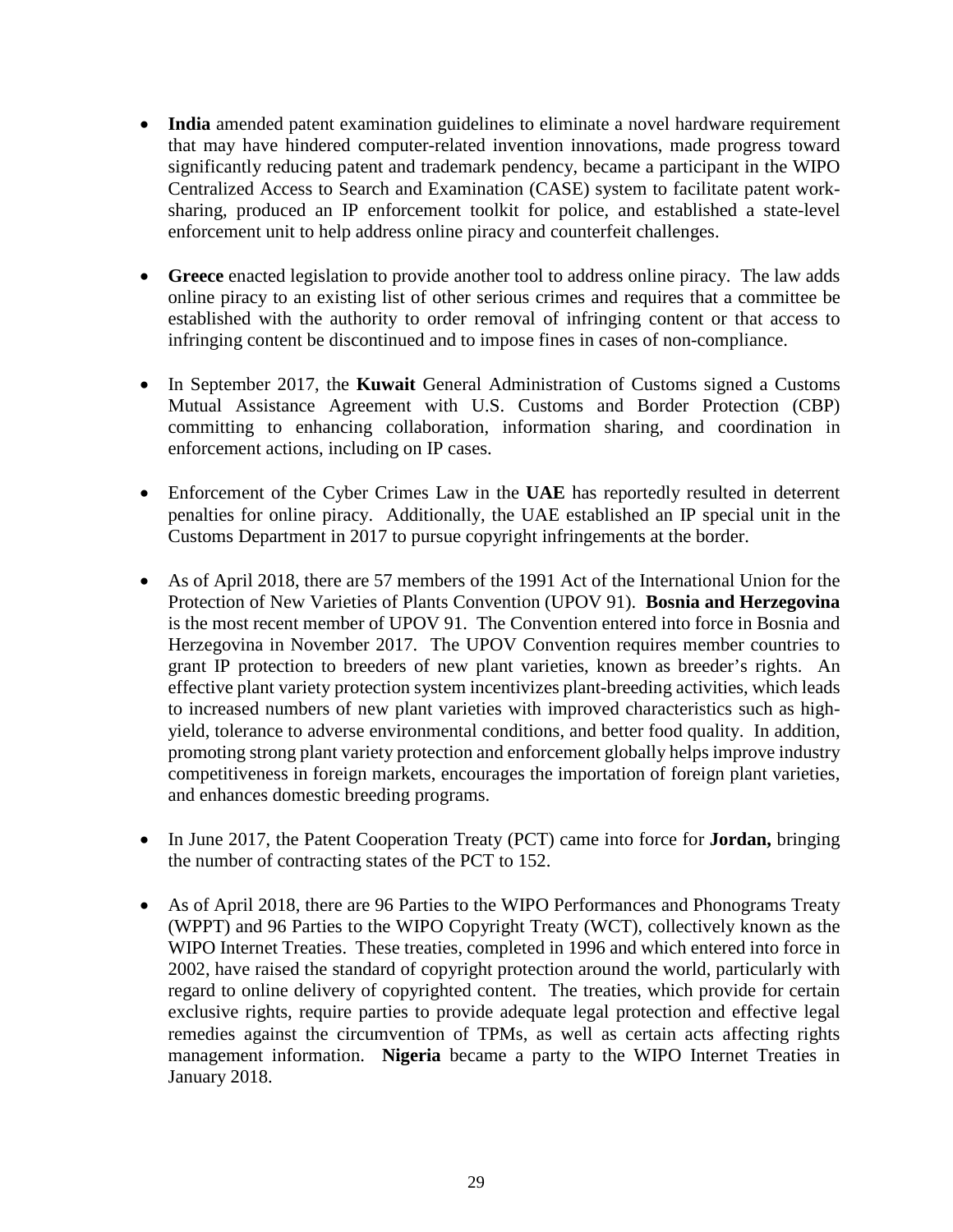- **India** amended patent examination guidelines to eliminate a novel hardware requirement that may have hindered computer-related invention innovations, made progress toward significantly reducing patent and trademark pendency, became a participant in the WIPO Centralized Access to Search and Examination (CASE) system to facilitate patent work-sharing, produced an IP enforcement toolkit for police, and established a state-level enforcement unit to help address online piracy and counterfeit challenges.

- **Greece** enacted legislation to provide another tool to address online piracy. The law adds online piracy to an existing list of other serious crimes and requires that a committee be established with the authority to order removal of infringing content or that access to infringing content be discontinued and to impose fines in cases of non-compliance.

- In September 2017, the **Kuwait** General Administration of Customs signed a Customs Mutual Assistance Agreement with U.S. Customs and Border Protection (CBP) committing to enhancing collaboration, information sharing, and coordination in enforcement actions, including on IP cases.

- Enforcement of the Cyber Crimes Law in the **UAE** has reportedly resulted in deterrent penalties for online piracy. Additionally, the UAE established an IP special unit in the Customs Department in 2017 to pursue copyright infringements at the border.

- As of April 2018, there are 57 members of the 1991 Act of the International Union for the Protection of New Varieties of Plants Convention (UPOV 91). **Bosnia and Herzegovina** is the most recent member of UPOV 91. The Convention entered into force in Bosnia and Herzegovina in November 2017. The UPOV Convention requires member countries to grant IP protection to breeders of new plant varieties, known as breeder's rights. An effective plant variety protection system incentivizes plant-breeding activities, which leads to increased numbers of new plant varieties with improved characteristics such as high-yield, tolerance to adverse environmental conditions, and better food quality. In addition, promoting strong plant variety protection and enforcement globally helps improve industry competitiveness in foreign markets, encourages the importation of foreign plant varieties, and enhances domestic breeding programs.

- In June 2017, the Patent Cooperation Treaty (PCT) came into force for **Jordan,** bringing the number of contracting states of the PCT to 152.

- As of April 2018, there are 96 Parties to the WIPO Performances and Phonograms Treaty (WPPT) and 96 Parties to the WIPO Copyright Treaty (WCT), collectively known as the WIPO Internet Treaties. These treaties, completed in 1996 and which entered into force in 2002, have raised the standard of copyright protection around the world, particularly with regard to online delivery of copyrighted content. The treaties, which provide for certain exclusive rights, require parties to provide adequate legal protection and effective legal remedies against the circumvention of TPMs, as well as certain acts affecting rights management information. **Nigeria** became a party to the WIPO Internet Treaties in January 2018.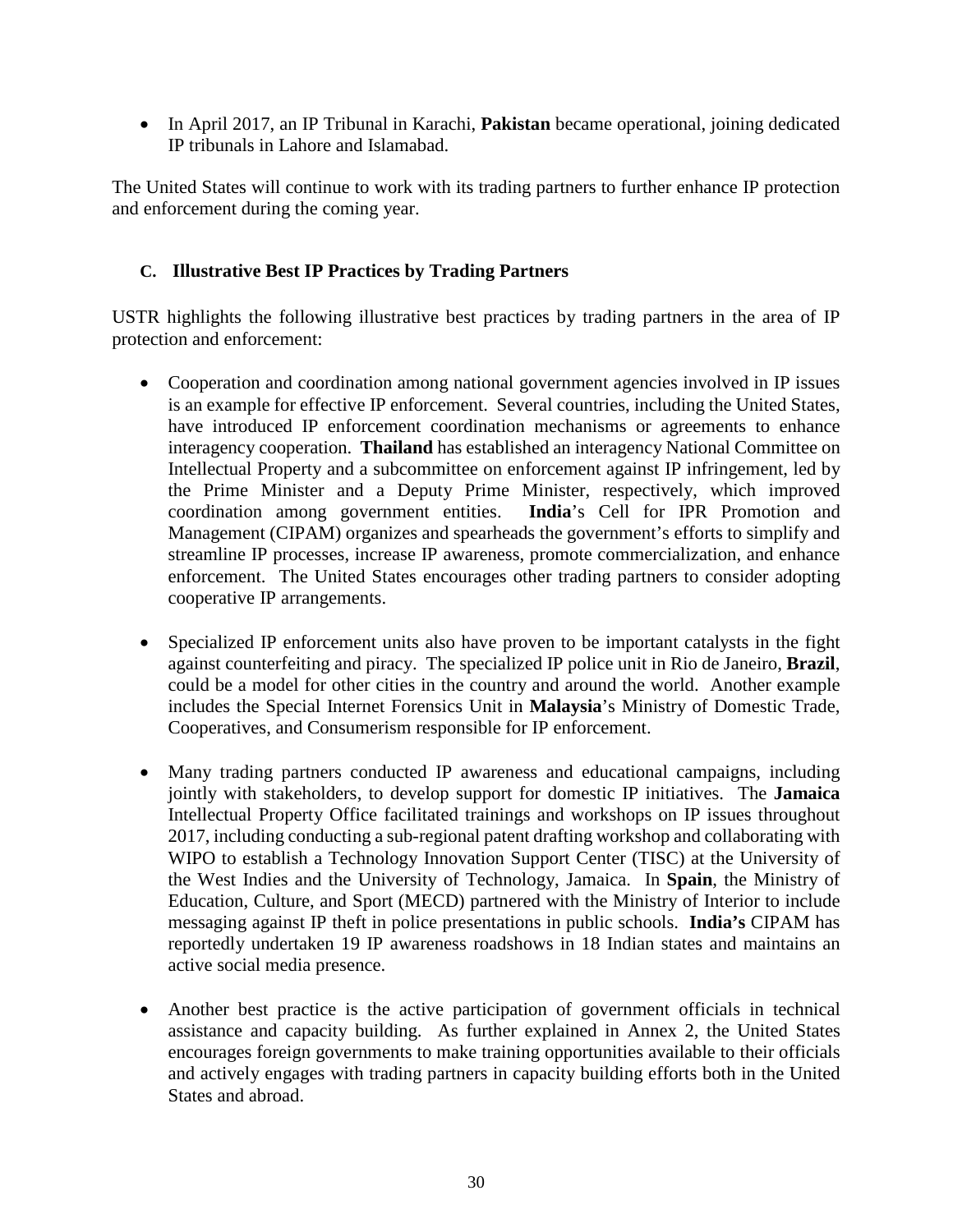- In April 2017, an IP Tribunal in Karachi, **Pakistan** became operational, joining dedicated IP tribunals in Lahore and Islamabad.

The United States will continue to work with its trading partners to further enhance IP protection and enforcement during the coming year.

### C. Illustrative Best IP Practices by Trading Partners

USTR highlights the following illustrative best practices by trading partners in the area of IP protection and enforcement:

- Cooperation and coordination among national government agencies involved in IP issues is an example for effective IP enforcement. Several countries, including the United States, have introduced IP enforcement coordination mechanisms or agreements to enhance interagency cooperation. **Thailand** has established an interagency National Committee on Intellectual Property and a subcommittee on enforcement against IP infringement, led by the Prime Minister and a Deputy Prime Minister, respectively, which improved coordination among government entities. **India**'s Cell for IPR Promotion and Management (CIPAM) organizes and spearheads the government's efforts to simplify and streamline IP processes, increase IP awareness, promote commercialization, and enhance enforcement. The United States encourages other trading partners to consider adopting cooperative IP arrangements.

- Specialized IP enforcement units also have proven to be important catalysts in the fight against counterfeiting and piracy. The specialized IP police unit in Rio de Janeiro, **Brazil**, could be a model for other cities in the country and around the world. Another example includes the Special Internet Forensics Unit in **Malaysia**'s Ministry of Domestic Trade, Cooperatives, and Consumerism responsible for IP enforcement.

- Many trading partners conducted IP awareness and educational campaigns, including jointly with stakeholders, to develop support for domestic IP initiatives. The **Jamaica** Intellectual Property Office facilitated trainings and workshops on IP issues throughout 2017, including conducting a sub-regional patent drafting workshop and collaborating with WIPO to establish a Technology Innovation Support Center (TISC) at the University of the West Indies and the University of Technology, Jamaica. In **Spain**, the Ministry of Education, Culture, and Sport (MECD) partnered with the Ministry of Interior to include messaging against IP theft in police presentations in public schools. **India's** CIPAM has reportedly undertaken 19 IP awareness roadshows in 18 Indian states and maintains an active social media presence.

- Another best practice is the active participation of government officials in technical assistance and capacity building. As further explained in Annex 2, the United States encourages foreign governments to make training opportunities available to their officials and actively engages with trading partners in capacity building efforts both in the United States and abroad.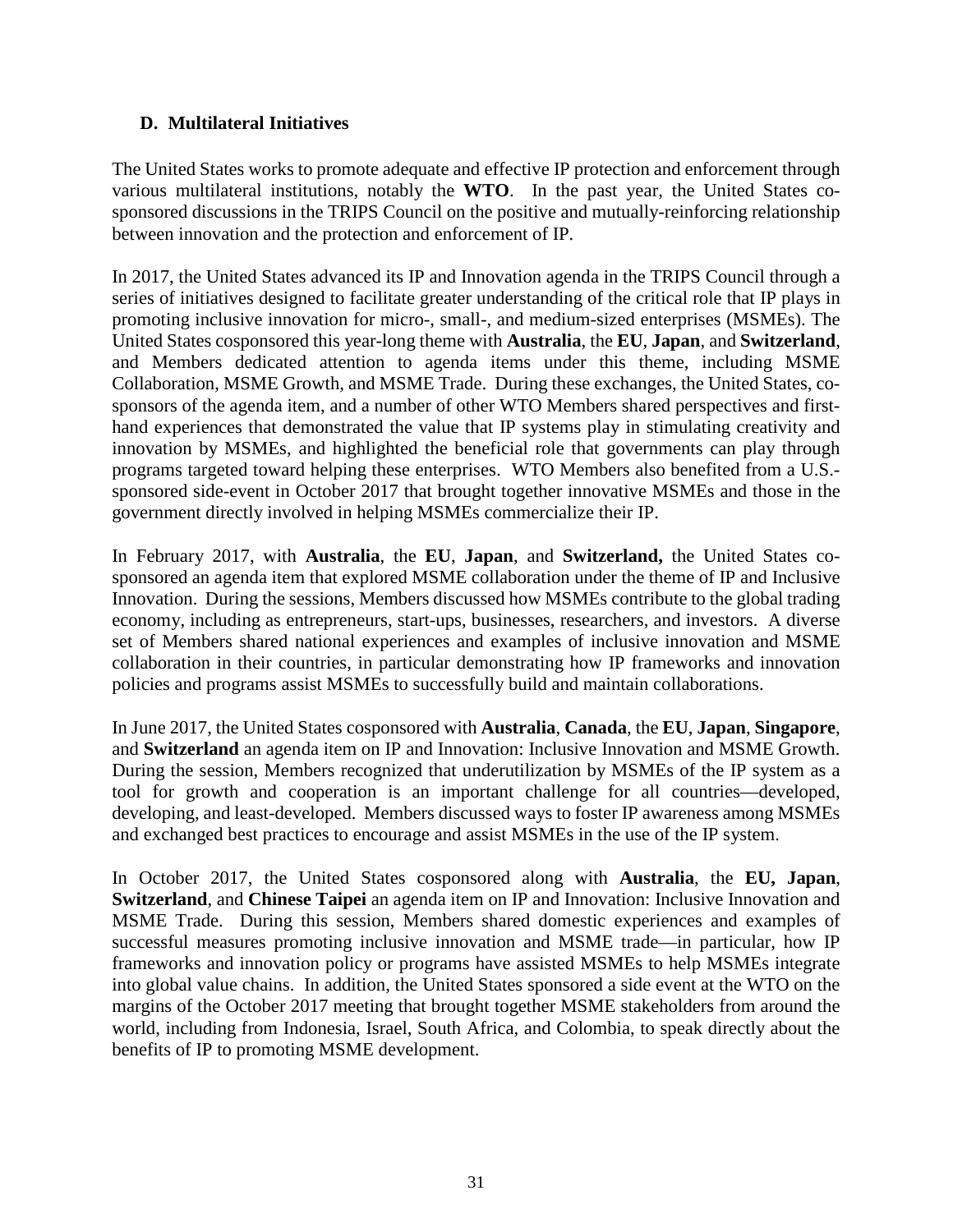### D. Multilateral Initiatives

The United States works to promote adequate and effective IP protection and enforcement through various multilateral institutions, notably the **WTO**. In the past year, the United States co-sponsored discussions in the TRIPS Council on the positive and mutually-reinforcing relationship between innovation and the protection and enforcement of IP.

In 2017, the United States advanced its IP and Innovation agenda in the TRIPS Council through a series of initiatives designed to facilitate greater understanding of the critical role that IP plays in promoting inclusive innovation for micro-, small-, and medium-sized enterprises (MSMEs). The United States cosponsored this year-long theme with **Australia**, the **EU**, **Japan**, and **Switzerland**, and Members dedicated attention to agenda items under this theme, including MSME Collaboration, MSME Growth, and MSME Trade. During these exchanges, the United States, co-sponsors of the agenda item, and a number of other WTO Members shared perspectives and first-hand experiences that demonstrated the value that IP systems play in stimulating creativity and innovation by MSMEs, and highlighted the beneficial role that governments can play through programs targeted toward helping these enterprises. WTO Members also benefited from a U.S.-sponsored side-event in October 2017 that brought together innovative MSMEs and those in the government directly involved in helping MSMEs commercialize their IP.

In February 2017, with **Australia**, the **EU**, **Japan**, and **Switzerland,** the United States co-sponsored an agenda item that explored MSME collaboration under the theme of IP and Inclusive Innovation. During the sessions, Members discussed how MSMEs contribute to the global trading economy, including as entrepreneurs, start-ups, businesses, researchers, and investors. A diverse set of Members shared national experiences and examples of inclusive innovation and MSME collaboration in their countries, in particular demonstrating how IP frameworks and innovation policies and programs assist MSMEs to successfully build and maintain collaborations.

In June 2017, the United States cosponsored with **Australia**, **Canada**, the **EU**, **Japan**, **Singapore**, and **Switzerland** an agenda item on IP and Innovation: Inclusive Innovation and MSME Growth. During the session, Members recognized that underutilization by MSMEs of the IP system as a tool for growth and cooperation is an important challenge for all countries—developed, developing, and least-developed. Members discussed ways to foster IP awareness among MSMEs and exchanged best practices to encourage and assist MSMEs in the use of the IP system.

In October 2017, the United States cosponsored along with **Australia**, the **EU, Japan**, **Switzerland**, and **Chinese Taipei** an agenda item on IP and Innovation: Inclusive Innovation and MSME Trade. During this session, Members shared domestic experiences and examples of successful measures promoting inclusive innovation and MSME trade—in particular, how IP frameworks and innovation policy or programs have assisted MSMEs to help MSMEs integrate into global value chains. In addition, the United States sponsored a side event at the WTO on the margins of the October 2017 meeting that brought together MSME stakeholders from around the world, including from Indonesia, Israel, South Africa, and Colombia, to speak directly about the benefits of IP to promoting MSME development.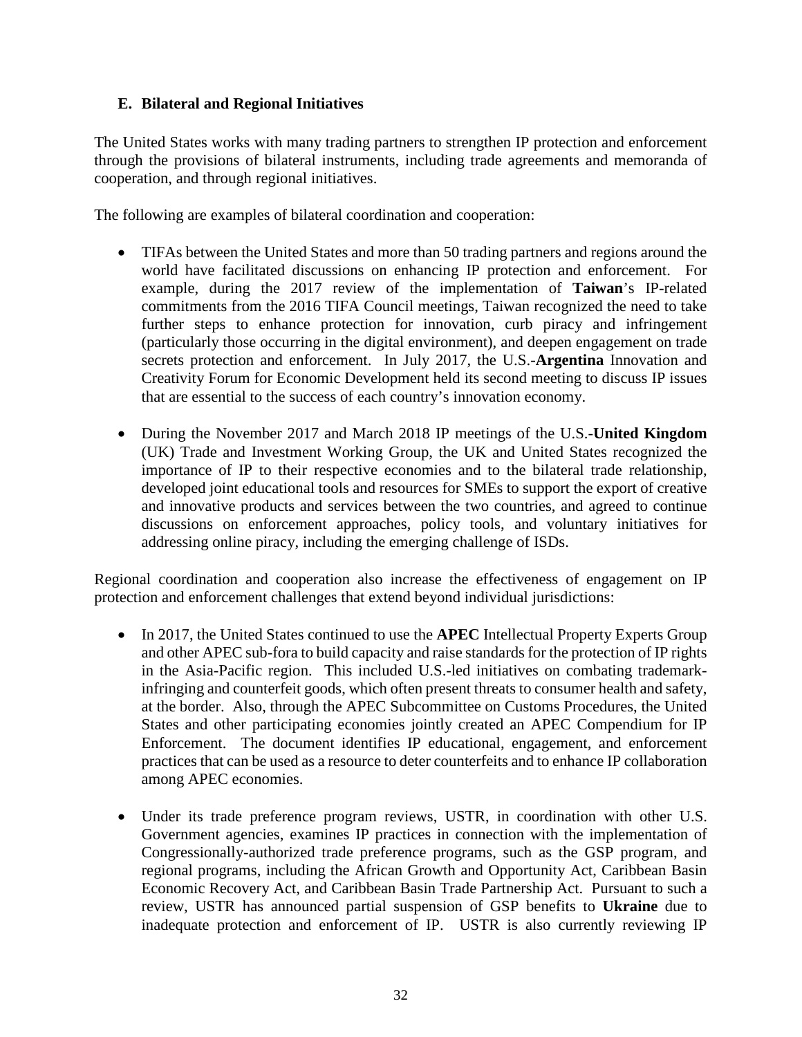### E. Bilateral and Regional Initiatives

The United States works with many trading partners to strengthen IP protection and enforcement through the provisions of bilateral instruments, including trade agreements and memoranda of cooperation, and through regional initiatives.

The following are examples of bilateral coordination and cooperation:

- TIFAs between the United States and more than 50 trading partners and regions around the world have facilitated discussions on enhancing IP protection and enforcement. For example, during the 2017 review of the implementation of **Taiwan**'s IP-related commitments from the 2016 TIFA Council meetings, Taiwan recognized the need to take further steps to enhance protection for innovation, curb piracy and infringement (particularly those occurring in the digital environment), and deepen engagement on trade secrets protection and enforcement. In July 2017, the U.S.-**Argentina** Innovation and Creativity Forum for Economic Development held its second meeting to discuss IP issues that are essential to the success of each country's innovation economy.

- During the November 2017 and March 2018 IP meetings of the U.S.-**United Kingdom** (UK) Trade and Investment Working Group, the UK and United States recognized the importance of IP to their respective economies and to the bilateral trade relationship, developed joint educational tools and resources for SMEs to support the export of creative and innovative products and services between the two countries, and agreed to continue discussions on enforcement approaches, policy tools, and voluntary initiatives for addressing online piracy, including the emerging challenge of ISDs.

Regional coordination and cooperation also increase the effectiveness of engagement on IP protection and enforcement challenges that extend beyond individual jurisdictions:

- In 2017, the United States continued to use the **APEC** Intellectual Property Experts Group and other APEC sub-fora to build capacity and raise standards for the protection of IP rights in the Asia-Pacific region. This included U.S.-led initiatives on combating trademark-infringing and counterfeit goods, which often present threats to consumer health and safety, at the border. Also, through the APEC Subcommittee on Customs Procedures, the United States and other participating economies jointly created an APEC Compendium for IP Enforcement. The document identifies IP educational, engagement, and enforcement practices that can be used as a resource to deter counterfeits and to enhance IP collaboration among APEC economies.

- Under its trade preference program reviews, USTR, in coordination with other U.S. Government agencies, examines IP practices in connection with the implementation of Congressionally-authorized trade preference programs, such as the GSP program, and regional programs, including the African Growth and Opportunity Act, Caribbean Basin Economic Recovery Act, and Caribbean Basin Trade Partnership Act. Pursuant to such a review, USTR has announced partial suspension of GSP benefits to **Ukraine** due to inadequate protection and enforcement of IP. USTR is also currently reviewing IP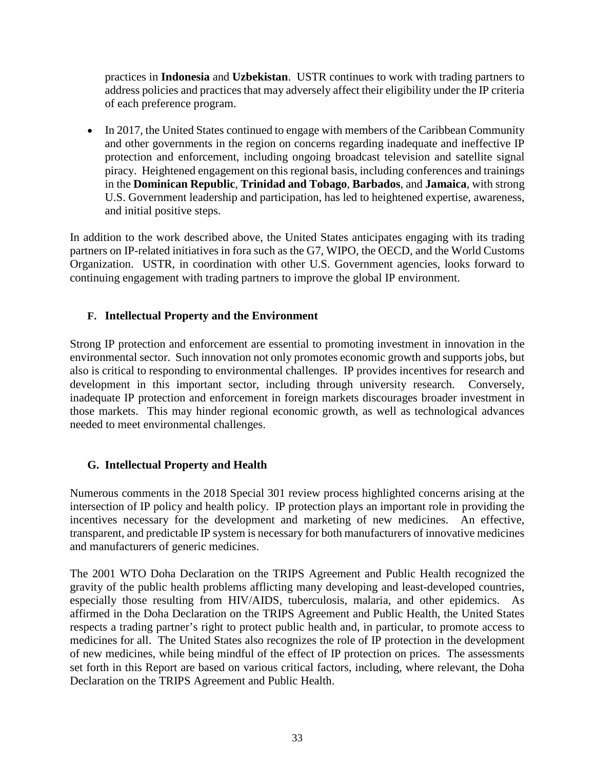practices in **Indonesia** and **Uzbekistan**. USTR continues to work with trading partners to address policies and practices that may adversely affect their eligibility under the IP criteria of each preference program.

- In 2017, the United States continued to engage with members of the Caribbean Community and other governments in the region on concerns regarding inadequate and ineffective IP protection and enforcement, including ongoing broadcast television and satellite signal piracy. Heightened engagement on this regional basis, including conferences and trainings in the **Dominican Republic**, **Trinidad and Tobago**, **Barbados**, and **Jamaica**, with strong U.S. Government leadership and participation, has led to heightened expertise, awareness, and initial positive steps.

In addition to the work described above, the United States anticipates engaging with its trading partners on IP-related initiatives in fora such as the G7, WIPO, the OECD, and the World Customs Organization. USTR, in coordination with other U.S. Government agencies, looks forward to continuing engagement with trading partners to improve the global IP environment.

### F. Intellectual Property and the Environment

Strong IP protection and enforcement are essential to promoting investment in innovation in the environmental sector. Such innovation not only promotes economic growth and supports jobs, but also is critical to responding to environmental challenges. IP provides incentives for research and development in this important sector, including through university research. Conversely, inadequate IP protection and enforcement in foreign markets discourages broader investment in those markets. This may hinder regional economic growth, as well as technological advances needed to meet environmental challenges.

### G. Intellectual Property and Health

Numerous comments in the 2018 Special 301 review process highlighted concerns arising at the intersection of IP policy and health policy. IP protection plays an important role in providing the incentives necessary for the development and marketing of new medicines. An effective, transparent, and predictable IP system is necessary for both manufacturers of innovative medicines and manufacturers of generic medicines.

The 2001 WTO Doha Declaration on the TRIPS Agreement and Public Health recognized the gravity of the public health problems afflicting many developing and least-developed countries, especially those resulting from HIV/AIDS, tuberculosis, malaria, and other epidemics. As affirmed in the Doha Declaration on the TRIPS Agreement and Public Health, the United States respects a trading partner's right to protect public health and, in particular, to promote access to medicines for all. The United States also recognizes the role of IP protection in the development of new medicines, while being mindful of the effect of IP protection on prices. The assessments set forth in this Report are based on various critical factors, including, where relevant, the Doha Declaration on the TRIPS Agreement and Public Health.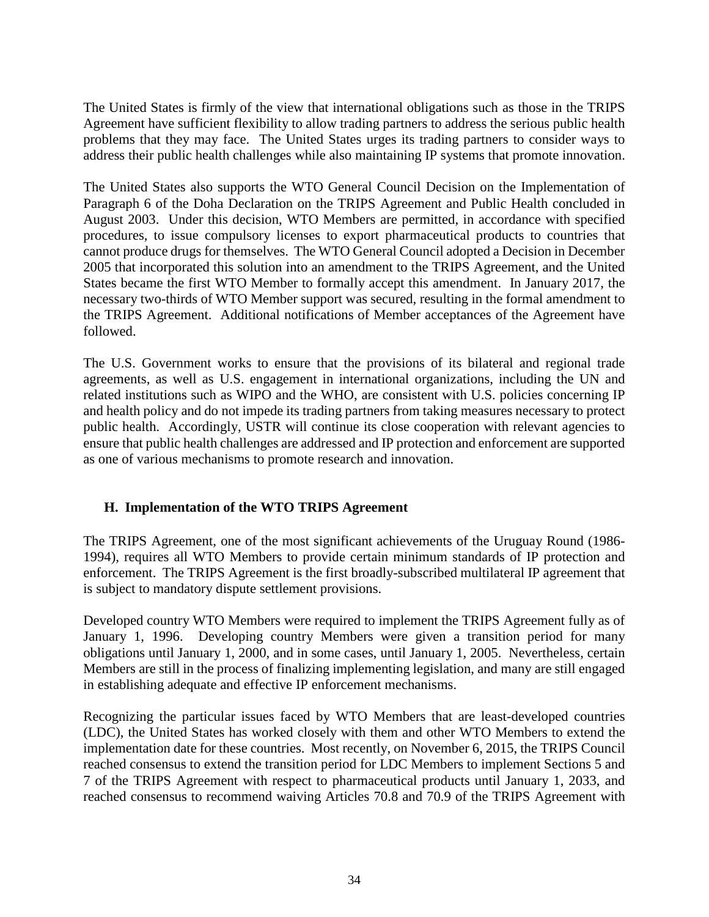The United States is firmly of the view that international obligations such as those in the TRIPS Agreement have sufficient flexibility to allow trading partners to address the serious public health problems that they may face. The United States urges its trading partners to consider ways to address their public health challenges while also maintaining IP systems that promote innovation.

The United States also supports the WTO General Council Decision on the Implementation of Paragraph 6 of the Doha Declaration on the TRIPS Agreement and Public Health concluded in August 2003. Under this decision, WTO Members are permitted, in accordance with specified procedures, to issue compulsory licenses to export pharmaceutical products to countries that cannot produce drugs for themselves. The WTO General Council adopted a Decision in December 2005 that incorporated this solution into an amendment to the TRIPS Agreement, and the United States became the first WTO Member to formally accept this amendment. In January 2017, the necessary two-thirds of WTO Member support was secured, resulting in the formal amendment to the TRIPS Agreement. Additional notifications of Member acceptances of the Agreement have followed.

The U.S. Government works to ensure that the provisions of its bilateral and regional trade agreements, as well as U.S. engagement in international organizations, including the UN and related institutions such as WIPO and the WHO, are consistent with U.S. policies concerning IP and health policy and do not impede its trading partners from taking measures necessary to protect public health. Accordingly, USTR will continue its close cooperation with relevant agencies to ensure that public health challenges are addressed and IP protection and enforcement are supported as one of various mechanisms to promote research and innovation.

## H. Implementation of the WTO TRIPS Agreement

The TRIPS Agreement, one of the most significant achievements of the Uruguay Round (1986-1994), requires all WTO Members to provide certain minimum standards of IP protection and enforcement. The TRIPS Agreement is the first broadly-subscribed multilateral IP agreement that is subject to mandatory dispute settlement provisions.

Developed country WTO Members were required to implement the TRIPS Agreement fully as of January 1, 1996. Developing country Members were given a transition period for many obligations until January 1, 2000, and in some cases, until January 1, 2005. Nevertheless, certain Members are still in the process of finalizing implementing legislation, and many are still engaged in establishing adequate and effective IP enforcement mechanisms.

Recognizing the particular issues faced by WTO Members that are least-developed countries (LDC), the United States has worked closely with them and other WTO Members to extend the implementation date for these countries. Most recently, on November 6, 2015, the TRIPS Council reached consensus to extend the transition period for LDC Members to implement Sections 5 and 7 of the TRIPS Agreement with respect to pharmaceutical products until January 1, 2033, and reached consensus to recommend waiving Articles 70.8 and 70.9 of the TRIPS Agreement with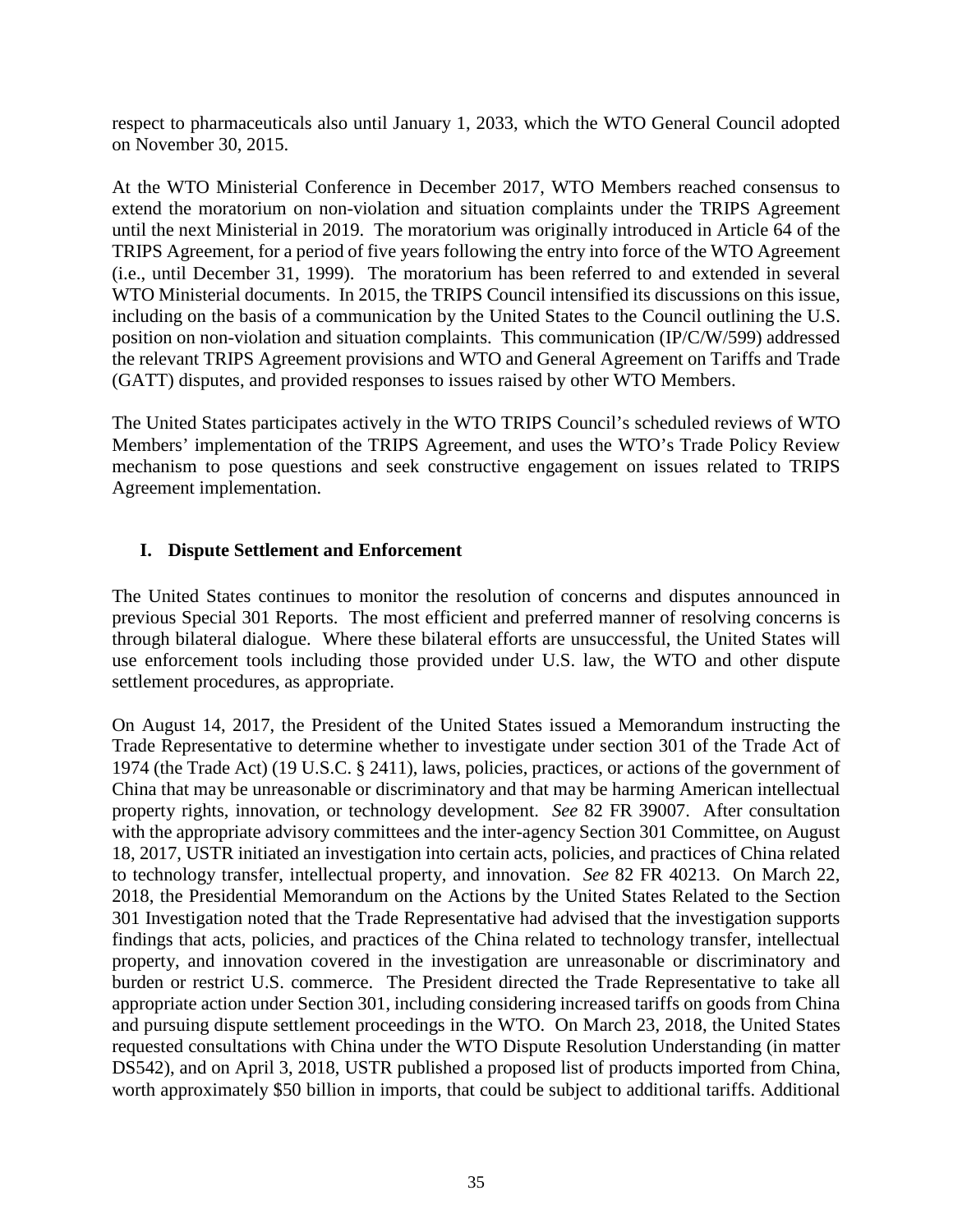respect to pharmaceuticals also until January 1, 2033, which the WTO General Council adopted on November 30, 2015.

At the WTO Ministerial Conference in December 2017, WTO Members reached consensus to extend the moratorium on non-violation and situation complaints under the TRIPS Agreement until the next Ministerial in 2019. The moratorium was originally introduced in Article 64 of the TRIPS Agreement, for a period of five years following the entry into force of the WTO Agreement (i.e., until December 31, 1999). The moratorium has been referred to and extended in several WTO Ministerial documents. In 2015, the TRIPS Council intensified its discussions on this issue, including on the basis of a communication by the United States to the Council outlining the U.S. position on non-violation and situation complaints. This communication (IP/C/W/599) addressed the relevant TRIPS Agreement provisions and WTO and General Agreement on Tariffs and Trade (GATT) disputes, and provided responses to issues raised by other WTO Members.

The United States participates actively in the WTO TRIPS Council's scheduled reviews of WTO Members' implementation of the TRIPS Agreement, and uses the WTO's Trade Policy Review mechanism to pose questions and seek constructive engagement on issues related to TRIPS Agreement implementation.

## I. Dispute Settlement and Enforcement

The United States continues to monitor the resolution of concerns and disputes announced in previous Special 301 Reports. The most efficient and preferred manner of resolving concerns is through bilateral dialogue. Where these bilateral efforts are unsuccessful, the United States will use enforcement tools including those provided under U.S. law, the WTO and other dispute settlement procedures, as appropriate.

On August 14, 2017, the President of the United States issued a Memorandum instructing the Trade Representative to determine whether to investigate under section 301 of the Trade Act of 1974 (the Trade Act) (19 U.S.C. § 2411), laws, policies, practices, or actions of the government of China that may be unreasonable or discriminatory and that may be harming American intellectual property rights, innovation, or technology development. *See* 82 FR 39007. After consultation with the appropriate advisory committees and the inter-agency Section 301 Committee, on August 18, 2017, USTR initiated an investigation into certain acts, policies, and practices of China related to technology transfer, intellectual property, and innovation. *See* 82 FR 40213. On March 22, 2018, the Presidential Memorandum on the Actions by the United States Related to the Section 301 Investigation noted that the Trade Representative had advised that the investigation supports findings that acts, policies, and practices of the China related to technology transfer, intellectual property, and innovation covered in the investigation are unreasonable or discriminatory and burden or restrict U.S. commerce. The President directed the Trade Representative to take all appropriate action under Section 301, including considering increased tariffs on goods from China and pursuing dispute settlement proceedings in the WTO. On March 23, 2018, the United States requested consultations with China under the WTO Dispute Resolution Understanding (in matter DS542), and on April 3, 2018, USTR published a proposed list of products imported from China, worth approximately $50 billion in imports, that could be subject to additional tariffs. Additional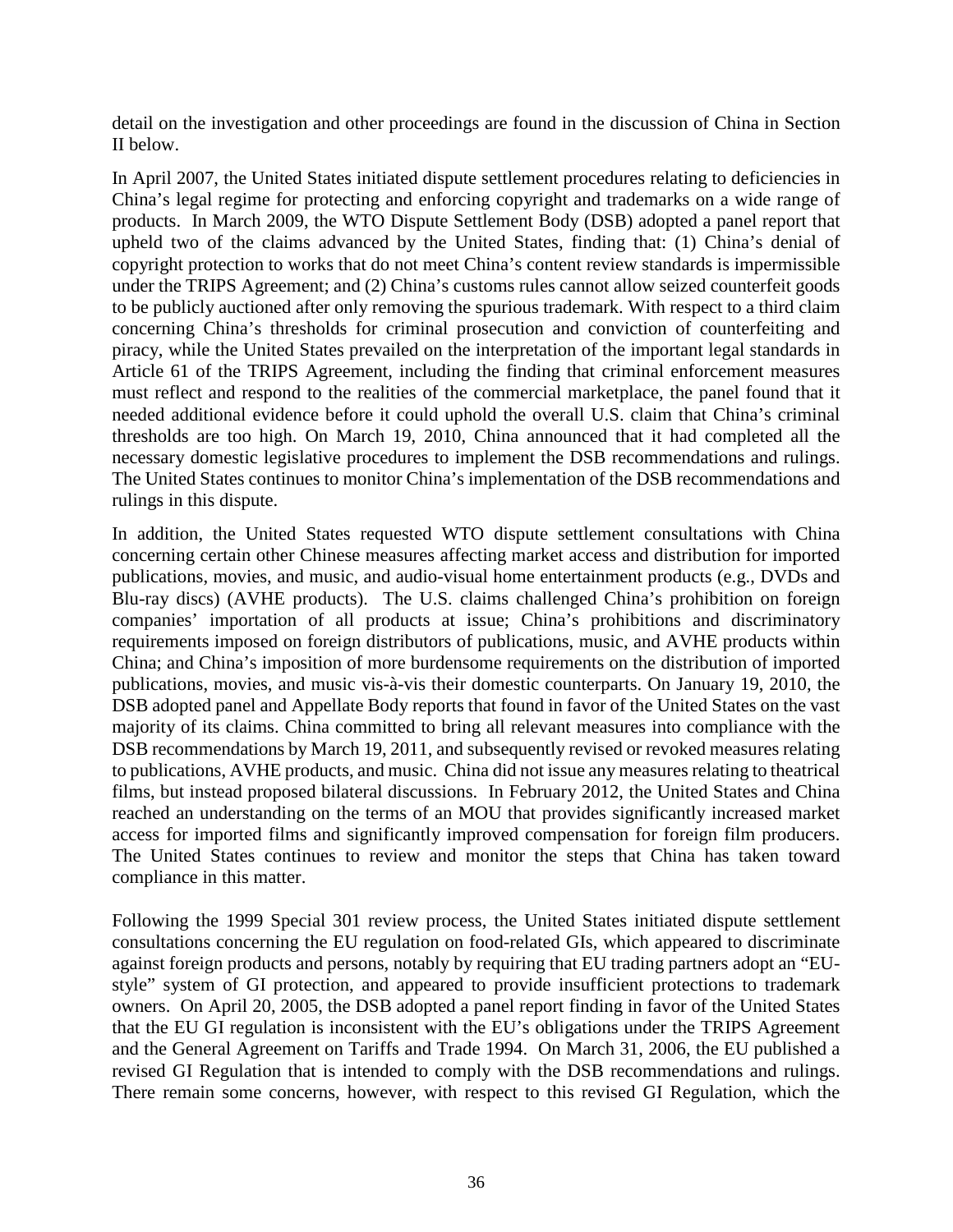detail on the investigation and other proceedings are found in the discussion of China in Section II below.

In April 2007, the United States initiated dispute settlement procedures relating to deficiencies in China's legal regime for protecting and enforcing copyright and trademarks on a wide range of products. In March 2009, the WTO Dispute Settlement Body (DSB) adopted a panel report that upheld two of the claims advanced by the United States, finding that: (1) China's denial of copyright protection to works that do not meet China's content review standards is impermissible under the TRIPS Agreement; and (2) China's customs rules cannot allow seized counterfeit goods to be publicly auctioned after only removing the spurious trademark. With respect to a third claim concerning China's thresholds for criminal prosecution and conviction of counterfeiting and piracy, while the United States prevailed on the interpretation of the important legal standards in Article 61 of the TRIPS Agreement, including the finding that criminal enforcement measures must reflect and respond to the realities of the commercial marketplace, the panel found that it needed additional evidence before it could uphold the overall U.S. claim that China's criminal thresholds are too high. On March 19, 2010, China announced that it had completed all the necessary domestic legislative procedures to implement the DSB recommendations and rulings. The United States continues to monitor China's implementation of the DSB recommendations and rulings in this dispute.

In addition, the United States requested WTO dispute settlement consultations with China concerning certain other Chinese measures affecting market access and distribution for imported publications, movies, and music, and audio-visual home entertainment products (e.g., DVDs and Blu-ray discs) (AVHE products). The U.S. claims challenged China's prohibition on foreign companies' importation of all products at issue; China's prohibitions and discriminatory requirements imposed on foreign distributors of publications, music, and AVHE products within China; and China's imposition of more burdensome requirements on the distribution of imported publications, movies, and music vis-à-vis their domestic counterparts. On January 19, 2010, the DSB adopted panel and Appellate Body reports that found in favor of the United States on the vast majority of its claims. China committed to bring all relevant measures into compliance with the DSB recommendations by March 19, 2011, and subsequently revised or revoked measures relating to publications, AVHE products, and music. China did not issue any measures relating to theatrical films, but instead proposed bilateral discussions. In February 2012, the United States and China reached an understanding on the terms of an MOU that provides significantly increased market access for imported films and significantly improved compensation for foreign film producers. The United States continues to review and monitor the steps that China has taken toward compliance in this matter.

Following the 1999 Special 301 review process, the United States initiated dispute settlement consultations concerning the EU regulation on food-related GIs, which appeared to discriminate against foreign products and persons, notably by requiring that EU trading partners adopt an "EU-style" system of GI protection, and appeared to provide insufficient protections to trademark owners. On April 20, 2005, the DSB adopted a panel report finding in favor of the United States that the EU GI regulation is inconsistent with the EU's obligations under the TRIPS Agreement and the General Agreement on Tariffs and Trade 1994. On March 31, 2006, the EU published a revised GI Regulation that is intended to comply with the DSB recommendations and rulings. There remain some concerns, however, with respect to this revised GI Regulation, which the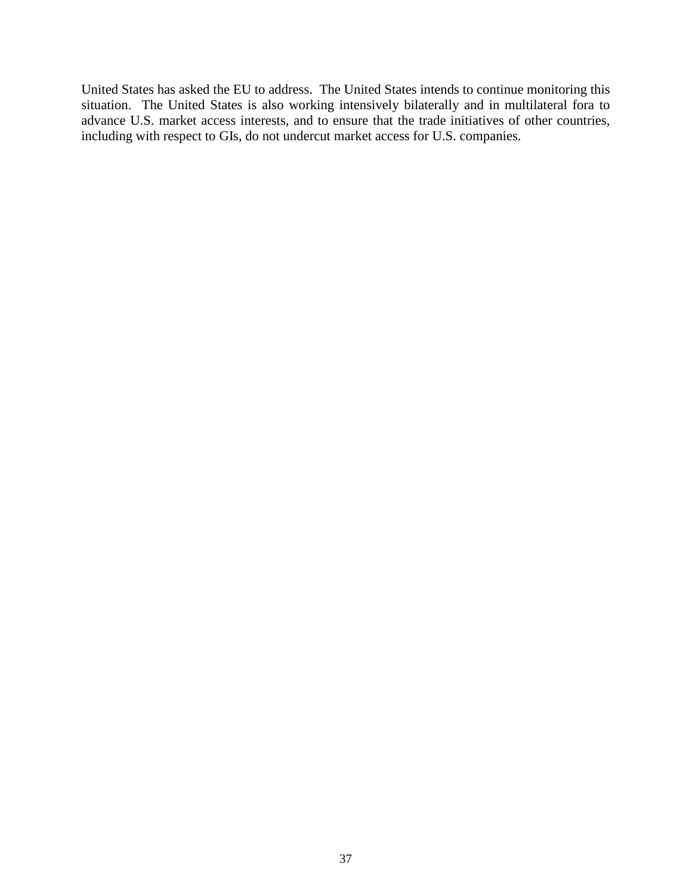United States has asked the EU to address. The United States intends to continue monitoring this situation. The United States is also working intensively bilaterally and in multilateral fora to advance U.S. market access interests, and to ensure that the trade initiatives of other countries, including with respect to GIs, do not undercut market access for U.S. companies.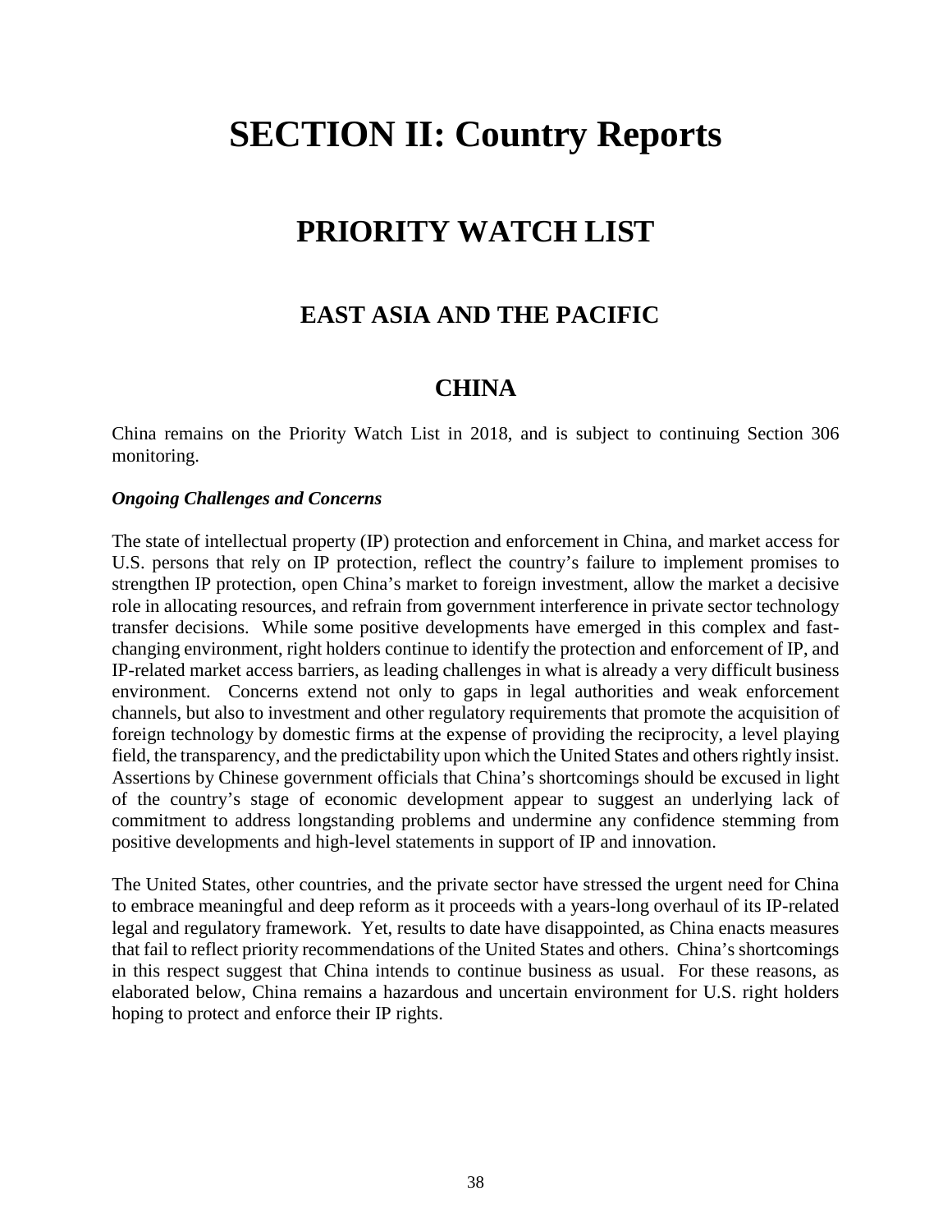# SECTION II: Country Reports

## PRIORITY WATCH LIST

### EAST ASIA AND THE PACIFIC

### CHINA

China remains on the Priority Watch List in 2018, and is subject to continuing Section 306 monitoring.

***Ongoing Challenges and Concerns***

The state of intellectual property (IP) protection and enforcement in China, and market access for U.S. persons that rely on IP protection, reflect the country's failure to implement promises to strengthen IP protection, open China's market to foreign investment, allow the market a decisive role in allocating resources, and refrain from government interference in private sector technology transfer decisions. While some positive developments have emerged in this complex and fast-changing environment, right holders continue to identify the protection and enforcement of IP, and IP-related market access barriers, as leading challenges in what is already a very difficult business environment. Concerns extend not only to gaps in legal authorities and weak enforcement channels, but also to investment and other regulatory requirements that promote the acquisition of foreign technology by domestic firms at the expense of providing the reciprocity, a level playing field, the transparency, and the predictability upon which the United States and others rightly insist. Assertions by Chinese government officials that China's shortcomings should be excused in light of the country's stage of economic development appear to suggest an underlying lack of commitment to address longstanding problems and undermine any confidence stemming from positive developments and high-level statements in support of IP and innovation.

The United States, other countries, and the private sector have stressed the urgent need for China to embrace meaningful and deep reform as it proceeds with a years-long overhaul of its IP-related legal and regulatory framework. Yet, results to date have disappointed, as China enacts measures that fail to reflect priority recommendations of the United States and others. China's shortcomings in this respect suggest that China intends to continue business as usual. For these reasons, as elaborated below, China remains a hazardous and uncertain environment for U.S. right holders hoping to protect and enforce their IP rights.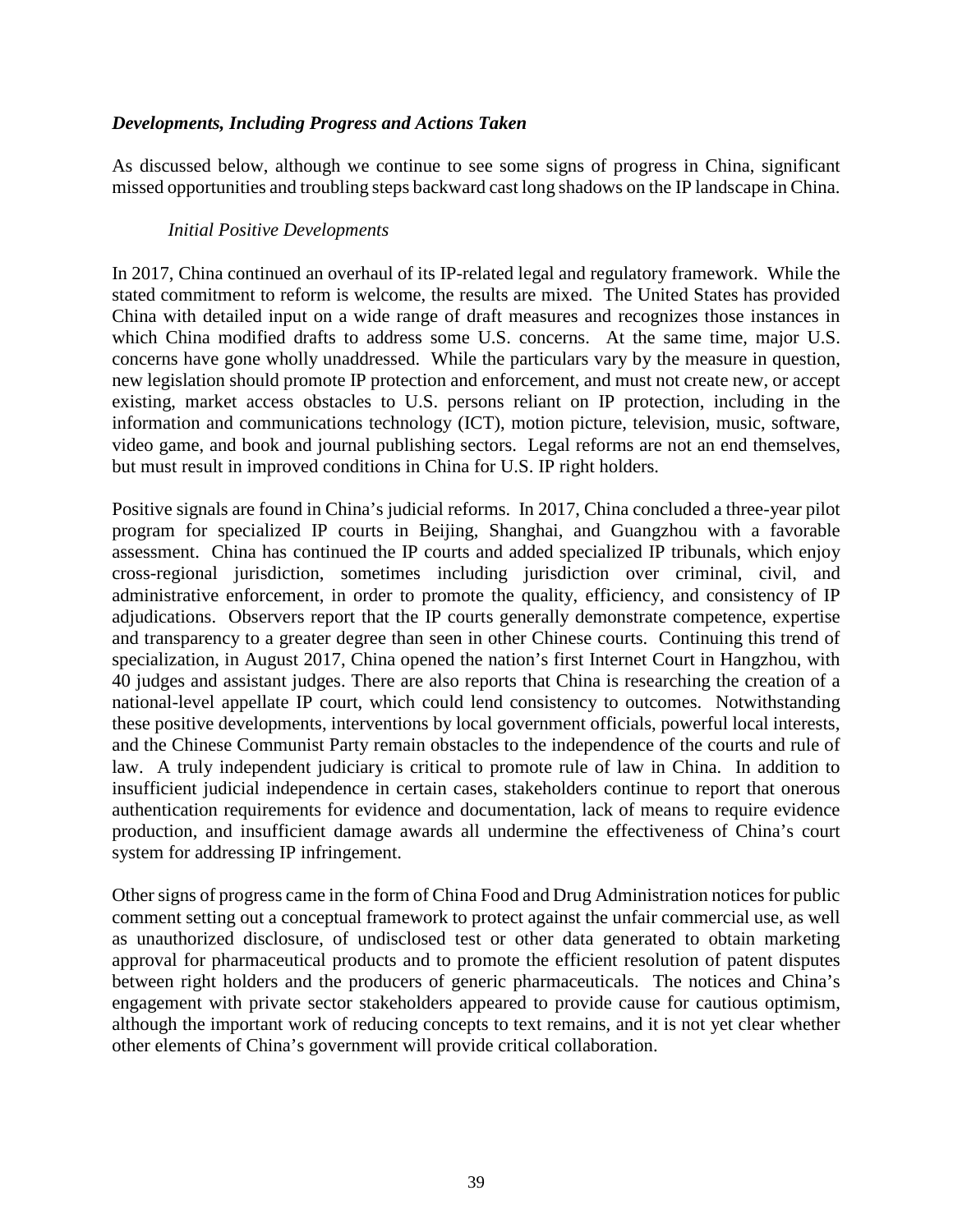***Developments, Including Progress and Actions Taken***

As discussed below, although we continue to see some signs of progress in China, significant missed opportunities and troubling steps backward cast long shadows on the IP landscape in China.

*Initial Positive Developments*

In 2017, China continued an overhaul of its IP-related legal and regulatory framework. While the stated commitment to reform is welcome, the results are mixed. The United States has provided China with detailed input on a wide range of draft measures and recognizes those instances in which China modified drafts to address some U.S. concerns. At the same time, major U.S. concerns have gone wholly unaddressed. While the particulars vary by the measure in question, new legislation should promote IP protection and enforcement, and must not create new, or accept existing, market access obstacles to U.S. persons reliant on IP protection, including in the information and communications technology (ICT), motion picture, television, music, software, video game, and book and journal publishing sectors. Legal reforms are not an end themselves, but must result in improved conditions in China for U.S. IP right holders.

Positive signals are found in China's judicial reforms. In 2017, China concluded a three-year pilot program for specialized IP courts in Beijing, Shanghai, and Guangzhou with a favorable assessment. China has continued the IP courts and added specialized IP tribunals, which enjoy cross-regional jurisdiction, sometimes including jurisdiction over criminal, civil, and administrative enforcement, in order to promote the quality, efficiency, and consistency of IP adjudications. Observers report that the IP courts generally demonstrate competence, expertise and transparency to a greater degree than seen in other Chinese courts. Continuing this trend of specialization, in August 2017, China opened the nation's first Internet Court in Hangzhou, with 40 judges and assistant judges. There are also reports that China is researching the creation of a national-level appellate IP court, which could lend consistency to outcomes. Notwithstanding these positive developments, interventions by local government officials, powerful local interests, and the Chinese Communist Party remain obstacles to the independence of the courts and rule of law. A truly independent judiciary is critical to promote rule of law in China. In addition to insufficient judicial independence in certain cases, stakeholders continue to report that onerous authentication requirements for evidence and documentation, lack of means to require evidence production, and insufficient damage awards all undermine the effectiveness of China's court system for addressing IP infringement.

Other signs of progress came in the form of China Food and Drug Administration notices for public comment setting out a conceptual framework to protect against the unfair commercial use, as well as unauthorized disclosure, of undisclosed test or other data generated to obtain marketing approval for pharmaceutical products and to promote the efficient resolution of patent disputes between right holders and the producers of generic pharmaceuticals. The notices and China's engagement with private sector stakeholders appeared to provide cause for cautious optimism, although the important work of reducing concepts to text remains, and it is not yet clear whether other elements of China's government will provide critical collaboration.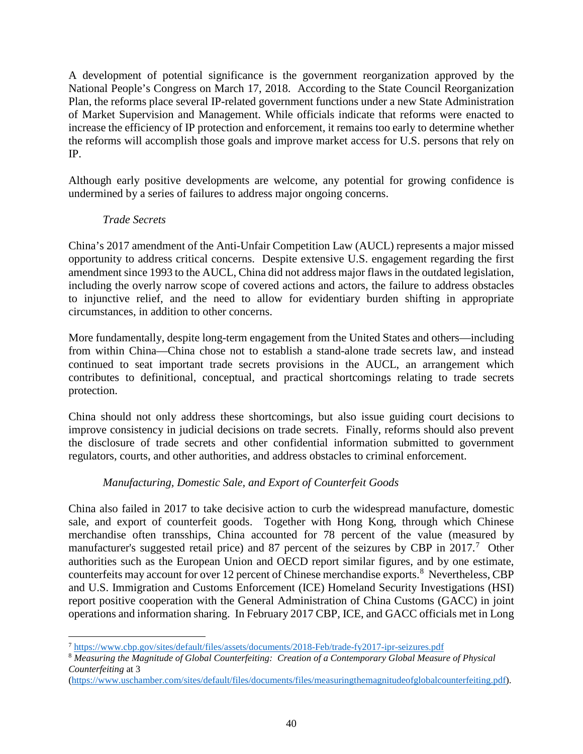A development of potential significance is the government reorganization approved by the National People's Congress on March 17, 2018. According to the State Council Reorganization Plan, the reforms place several IP-related government functions under a new State Administration of Market Supervision and Management. While officials indicate that reforms were enacted to increase the efficiency of IP protection and enforcement, it remains too early to determine whether the reforms will accomplish those goals and improve market access for U.S. persons that rely on IP.

Although early positive developments are welcome, any potential for growing confidence is undermined by a series of failures to address major ongoing concerns.

*Trade Secrets*

China's 2017 amendment of the Anti-Unfair Competition Law (AUCL) represents a major missed opportunity to address critical concerns. Despite extensive U.S. engagement regarding the first amendment since 1993 to the AUCL, China did not address major flaws in the outdated legislation, including the overly narrow scope of covered actions and actors, the failure to address obstacles to injunctive relief, and the need to allow for evidentiary burden shifting in appropriate circumstances, in addition to other concerns.

More fundamentally, despite long-term engagement from the United States and others—including from within China—China chose not to establish a stand-alone trade secrets law, and instead continued to seat important trade secrets provisions in the AUCL, an arrangement which contributes to definitional, conceptual, and practical shortcomings relating to trade secrets protection.

China should not only address these shortcomings, but also issue guiding court decisions to improve consistency in judicial decisions on trade secrets. Finally, reforms should also prevent the disclosure of trade secrets and other confidential information submitted to government regulators, courts, and other authorities, and address obstacles to criminal enforcement.

*Manufacturing, Domestic Sale, and Export of Counterfeit Goods*

China also failed in 2017 to take decisive action to curb the widespread manufacture, domestic sale, and export of counterfeit goods. Together with Hong Kong, through which Chinese merchandise often transships, China accounted for 78 percent of the value (measured by manufacturer's suggested retail price) and 87 percent of the seizures by CBP in 2017.[7] Other authorities such as the European Union and OECD report similar figures, and by one estimate, counterfeits may account for over 12 percent of Chinese merchandise exports.[8] Nevertheless, CBP and U.S. Immigration and Customs Enforcement (ICE) Homeland Security Investigations (HSI) report positive cooperation with the General Administration of China Customs (GACC) in joint operations and information sharing. In February 2017 CBP, ICE, and GACC officials met in Long

---

[7] https://www.cbp.gov/sites/default/files/assets/documents/2018-Feb/trade-fy2017-ipr-seizures.pdf

[8] *Measuring the Magnitude of Global Counterfeiting: Creation of a Contemporary Global Measure of Physical Counterfeiting* at 3 (https://www.uschamber.com/sites/default/files/documents/files/measuringthemagnitudeofglobalcounterfeiting.pdf).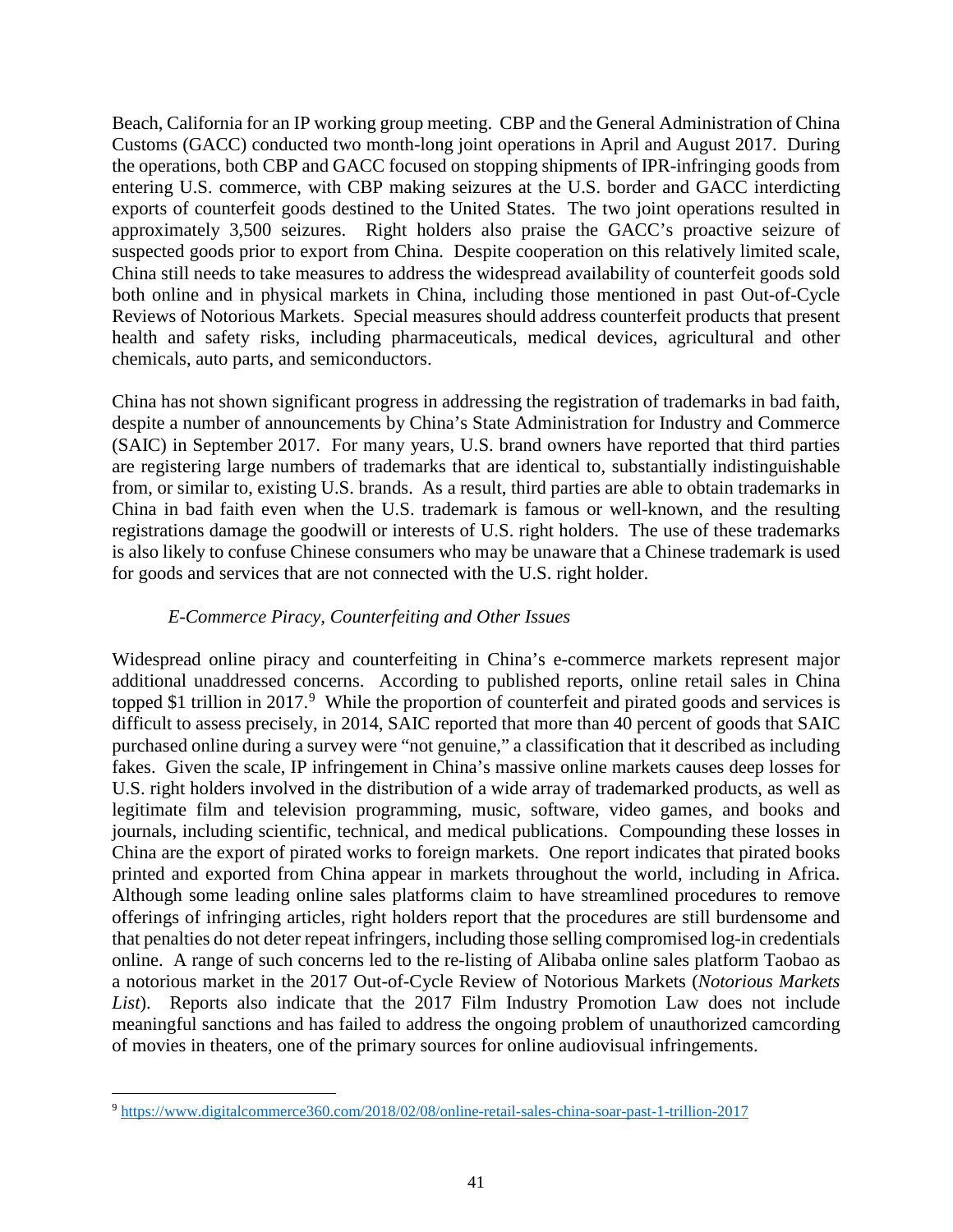Beach, California for an IP working group meeting. CBP and the General Administration of China Customs (GACC) conducted two month-long joint operations in April and August 2017. During the operations, both CBP and GACC focused on stopping shipments of IPR-infringing goods from entering U.S. commerce, with CBP making seizures at the U.S. border and GACC interdicting exports of counterfeit goods destined to the United States. The two joint operations resulted in approximately 3,500 seizures. Right holders also praise the GACC's proactive seizure of suspected goods prior to export from China. Despite cooperation on this relatively limited scale, China still needs to take measures to address the widespread availability of counterfeit goods sold both online and in physical markets in China, including those mentioned in past Out-of-Cycle Reviews of Notorious Markets. Special measures should address counterfeit products that present health and safety risks, including pharmaceuticals, medical devices, agricultural and other chemicals, auto parts, and semiconductors.

China has not shown significant progress in addressing the registration of trademarks in bad faith, despite a number of announcements by China's State Administration for Industry and Commerce (SAIC) in September 2017. For many years, U.S. brand owners have reported that third parties are registering large numbers of trademarks that are identical to, substantially indistinguishable from, or similar to, existing U.S. brands. As a result, third parties are able to obtain trademarks in China in bad faith even when the U.S. trademark is famous or well-known, and the resulting registrations damage the goodwill or interests of U.S. right holders. The use of these trademarks is also likely to confuse Chinese consumers who may be unaware that a Chinese trademark is used for goods and services that are not connected with the U.S. right holder.

*E-Commerce Piracy, Counterfeiting and Other Issues*

Widespread online piracy and counterfeiting in China's e-commerce markets represent major additional unaddressed concerns. According to published reports, online retail sales in China topped $1 trillion in 2017.[9] While the proportion of counterfeit and pirated goods and services is difficult to assess precisely, in 2014, SAIC reported that more than 40 percent of goods that SAIC purchased online during a survey were "not genuine," a classification that it described as including fakes. Given the scale, IP infringement in China's massive online markets causes deep losses for U.S. right holders involved in the distribution of a wide array of trademarked products, as well as legitimate film and television programming, music, software, video games, and books and journals, including scientific, technical, and medical publications. Compounding these losses in China are the export of pirated works to foreign markets. One report indicates that pirated books printed and exported from China appear in markets throughout the world, including in Africa. Although some leading online sales platforms claim to have streamlined procedures to remove offerings of infringing articles, right holders report that the procedures are still burdensome and that penalties do not deter repeat infringers, including those selling compromised log-in credentials online. A range of such concerns led to the re-listing of Alibaba online sales platform Taobao as a notorious market in the 2017 Out-of-Cycle Review of Notorious Markets (*Notorious Markets List*). Reports also indicate that the 2017 Film Industry Promotion Law does not include meaningful sanctions and has failed to address the ongoing problem of unauthorized camcording of movies in theaters, one of the primary sources for online audiovisual infringements.

[9] https://www.digitalcommerce360.com/2018/02/08/online-retail-sales-china-soar-past-1-trillion-2017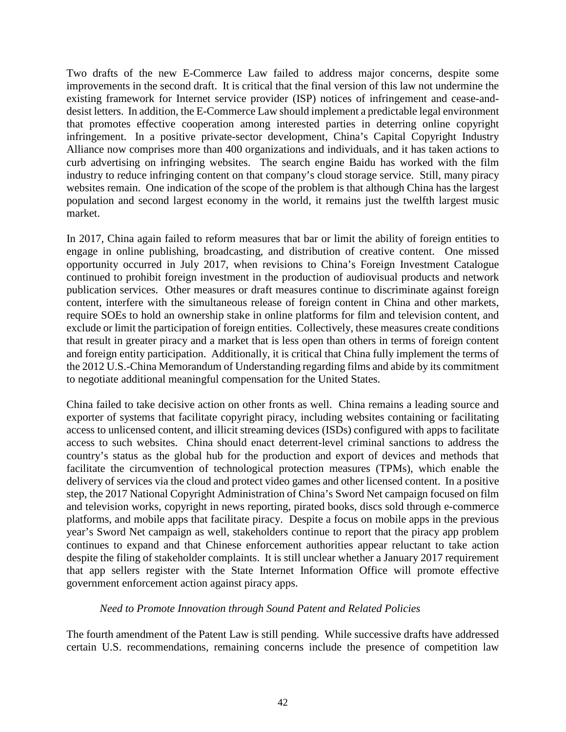Two drafts of the new E-Commerce Law failed to address major concerns, despite some improvements in the second draft. It is critical that the final version of this law not undermine the existing framework for Internet service provider (ISP) notices of infringement and cease-and-desist letters. In addition, the E-Commerce Law should implement a predictable legal environment that promotes effective cooperation among interested parties in deterring online copyright infringement. In a positive private-sector development, China's Capital Copyright Industry Alliance now comprises more than 400 organizations and individuals, and it has taken actions to curb advertising on infringing websites. The search engine Baidu has worked with the film industry to reduce infringing content on that company's cloud storage service. Still, many piracy websites remain. One indication of the scope of the problem is that although China has the largest population and second largest economy in the world, it remains just the twelfth largest music market.

In 2017, China again failed to reform measures that bar or limit the ability of foreign entities to engage in online publishing, broadcasting, and distribution of creative content. One missed opportunity occurred in July 2017, when revisions to China's Foreign Investment Catalogue continued to prohibit foreign investment in the production of audiovisual products and network publication services. Other measures or draft measures continue to discriminate against foreign content, interfere with the simultaneous release of foreign content in China and other markets, require SOEs to hold an ownership stake in online platforms for film and television content, and exclude or limit the participation of foreign entities. Collectively, these measures create conditions that result in greater piracy and a market that is less open than others in terms of foreign content and foreign entity participation. Additionally, it is critical that China fully implement the terms of the 2012 U.S.-China Memorandum of Understanding regarding films and abide by its commitment to negotiate additional meaningful compensation for the United States.

China failed to take decisive action on other fronts as well. China remains a leading source and exporter of systems that facilitate copyright piracy, including websites containing or facilitating access to unlicensed content, and illicit streaming devices (ISDs) configured with apps to facilitate access to such websites. China should enact deterrent-level criminal sanctions to address the country's status as the global hub for the production and export of devices and methods that facilitate the circumvention of technological protection measures (TPMs), which enable the delivery of services via the cloud and protect video games and other licensed content. In a positive step, the 2017 National Copyright Administration of China's Sword Net campaign focused on film and television works, copyright in news reporting, pirated books, discs sold through e-commerce platforms, and mobile apps that facilitate piracy. Despite a focus on mobile apps in the previous year's Sword Net campaign as well, stakeholders continue to report that the piracy app problem continues to expand and that Chinese enforcement authorities appear reluctant to take action despite the filing of stakeholder complaints. It is still unclear whether a January 2017 requirement that app sellers register with the State Internet Information Office will promote effective government enforcement action against piracy apps.

*Need to Promote Innovation through Sound Patent and Related Policies*

The fourth amendment of the Patent Law is still pending. While successive drafts have addressed certain U.S. recommendations, remaining concerns include the presence of competition law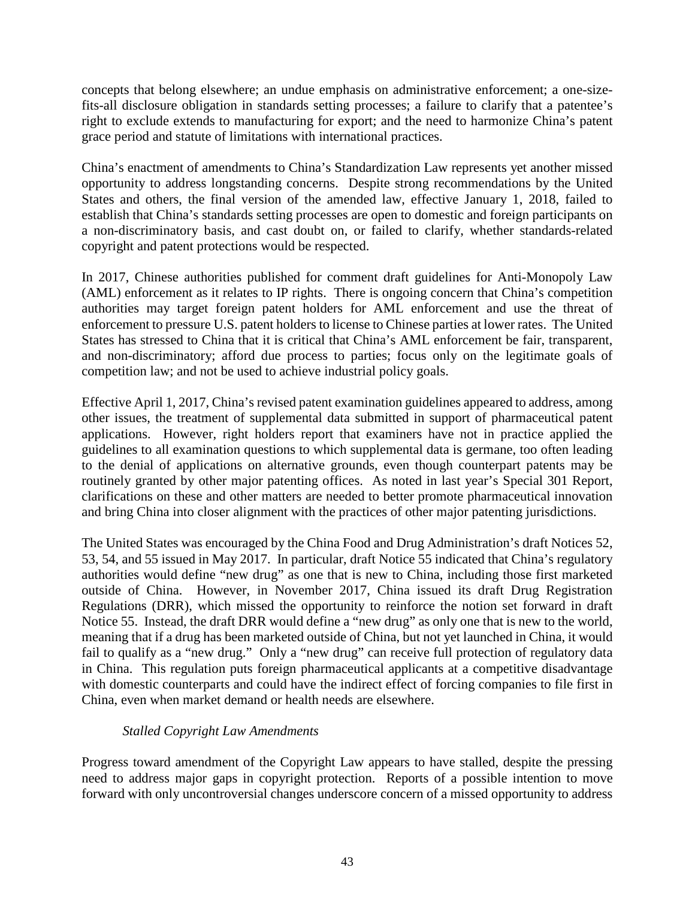concepts that belong elsewhere; an undue emphasis on administrative enforcement; a one-size-fits-all disclosure obligation in standards setting processes; a failure to clarify that a patentee's right to exclude extends to manufacturing for export; and the need to harmonize China's patent grace period and statute of limitations with international practices.

China's enactment of amendments to China's Standardization Law represents yet another missed opportunity to address longstanding concerns. Despite strong recommendations by the United States and others, the final version of the amended law, effective January 1, 2018, failed to establish that China's standards setting processes are open to domestic and foreign participants on a non-discriminatory basis, and cast doubt on, or failed to clarify, whether standards-related copyright and patent protections would be respected.

In 2017, Chinese authorities published for comment draft guidelines for Anti-Monopoly Law (AML) enforcement as it relates to IP rights. There is ongoing concern that China's competition authorities may target foreign patent holders for AML enforcement and use the threat of enforcement to pressure U.S. patent holders to license to Chinese parties at lower rates. The United States has stressed to China that it is critical that China's AML enforcement be fair, transparent, and non-discriminatory; afford due process to parties; focus only on the legitimate goals of competition law; and not be used to achieve industrial policy goals.

Effective April 1, 2017, China's revised patent examination guidelines appeared to address, among other issues, the treatment of supplemental data submitted in support of pharmaceutical patent applications. However, right holders report that examiners have not in practice applied the guidelines to all examination questions to which supplemental data is germane, too often leading to the denial of applications on alternative grounds, even though counterpart patents may be routinely granted by other major patenting offices. As noted in last year's Special 301 Report, clarifications on these and other matters are needed to better promote pharmaceutical innovation and bring China into closer alignment with the practices of other major patenting jurisdictions.

The United States was encouraged by the China Food and Drug Administration's draft Notices 52, 53, 54, and 55 issued in May 2017. In particular, draft Notice 55 indicated that China's regulatory authorities would define "new drug" as one that is new to China, including those first marketed outside of China. However, in November 2017, China issued its draft Drug Registration Regulations (DRR), which missed the opportunity to reinforce the notion set forward in draft Notice 55. Instead, the draft DRR would define a "new drug" as only one that is new to the world, meaning that if a drug has been marketed outside of China, but not yet launched in China, it would fail to qualify as a "new drug." Only a "new drug" can receive full protection of regulatory data in China. This regulation puts foreign pharmaceutical applicants at a competitive disadvantage with domestic counterparts and could have the indirect effect of forcing companies to file first in China, even when market demand or health needs are elsewhere.

*Stalled Copyright Law Amendments*

Progress toward amendment of the Copyright Law appears to have stalled, despite the pressing need to address major gaps in copyright protection. Reports of a possible intention to move forward with only uncontroversial changes underscore concern of a missed opportunity to address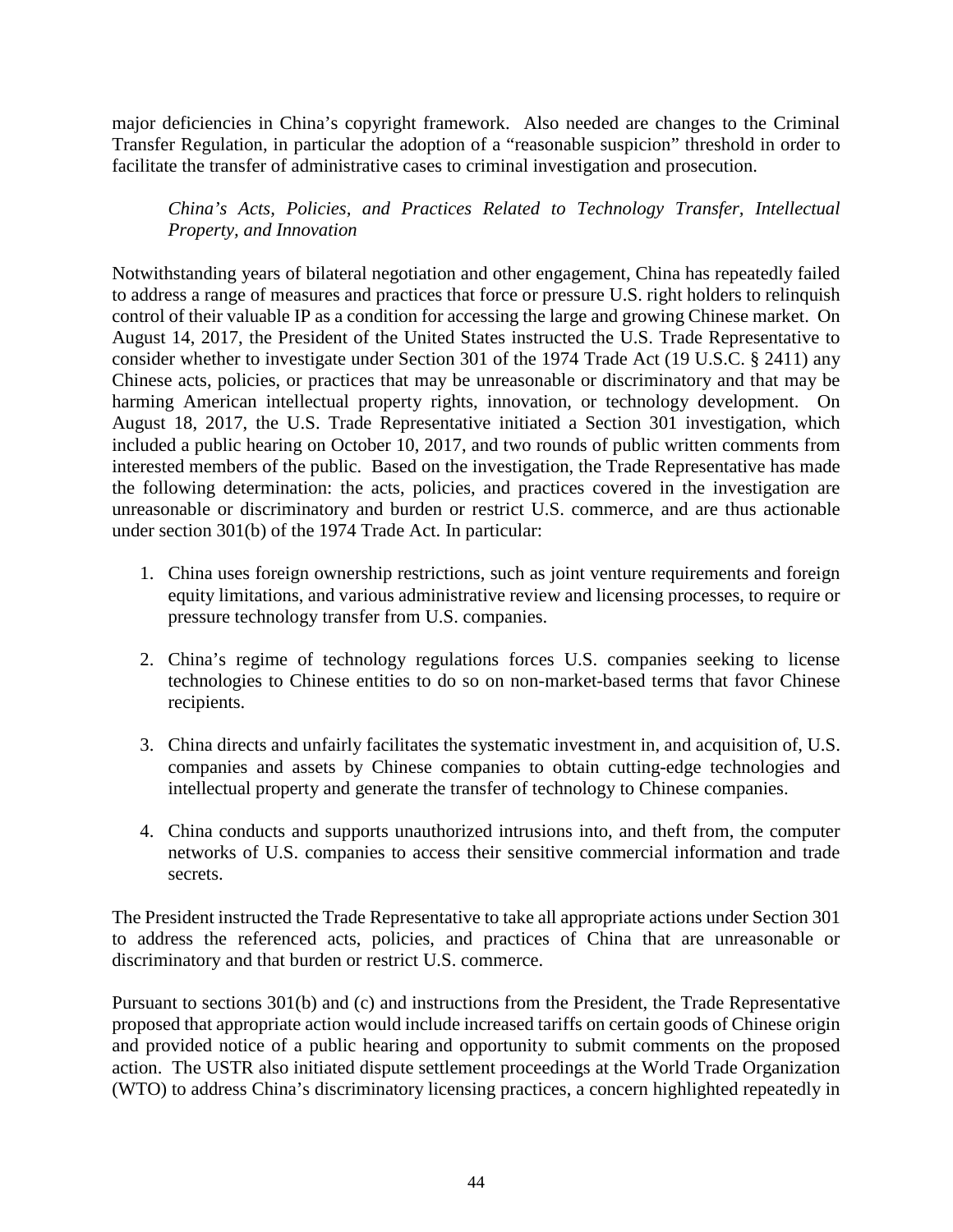major deficiencies in China's copyright framework. Also needed are changes to the Criminal Transfer Regulation, in particular the adoption of a "reasonable suspicion" threshold in order to facilitate the transfer of administrative cases to criminal investigation and prosecution.

*China's Acts, Policies, and Practices Related to Technology Transfer, Intellectual Property, and Innovation*

Notwithstanding years of bilateral negotiation and other engagement, China has repeatedly failed to address a range of measures and practices that force or pressure U.S. right holders to relinquish control of their valuable IP as a condition for accessing the large and growing Chinese market. On August 14, 2017, the President of the United States instructed the U.S. Trade Representative to consider whether to investigate under Section 301 of the 1974 Trade Act (19 U.S.C. § 2411) any Chinese acts, policies, or practices that may be unreasonable or discriminatory and that may be harming American intellectual property rights, innovation, or technology development. On August 18, 2017, the U.S. Trade Representative initiated a Section 301 investigation, which included a public hearing on October 10, 2017, and two rounds of public written comments from interested members of the public. Based on the investigation, the Trade Representative has made the following determination: the acts, policies, and practices covered in the investigation are unreasonable or discriminatory and burden or restrict U.S. commerce, and are thus actionable under section 301(b) of the 1974 Trade Act. In particular:

1. China uses foreign ownership restrictions, such as joint venture requirements and foreign equity limitations, and various administrative review and licensing processes, to require or pressure technology transfer from U.S. companies.

2. China's regime of technology regulations forces U.S. companies seeking to license technologies to Chinese entities to do so on non-market-based terms that favor Chinese recipients.

3. China directs and unfairly facilitates the systematic investment in, and acquisition of, U.S. companies and assets by Chinese companies to obtain cutting-edge technologies and intellectual property and generate the transfer of technology to Chinese companies.

4. China conducts and supports unauthorized intrusions into, and theft from, the computer networks of U.S. companies to access their sensitive commercial information and trade secrets.

The President instructed the Trade Representative to take all appropriate actions under Section 301 to address the referenced acts, policies, and practices of China that are unreasonable or discriminatory and that burden or restrict U.S. commerce.

Pursuant to sections 301(b) and (c) and instructions from the President, the Trade Representative proposed that appropriate action would include increased tariffs on certain goods of Chinese origin and provided notice of a public hearing and opportunity to submit comments on the proposed action. The USTR also initiated dispute settlement proceedings at the World Trade Organization (WTO) to address China's discriminatory licensing practices, a concern highlighted repeatedly in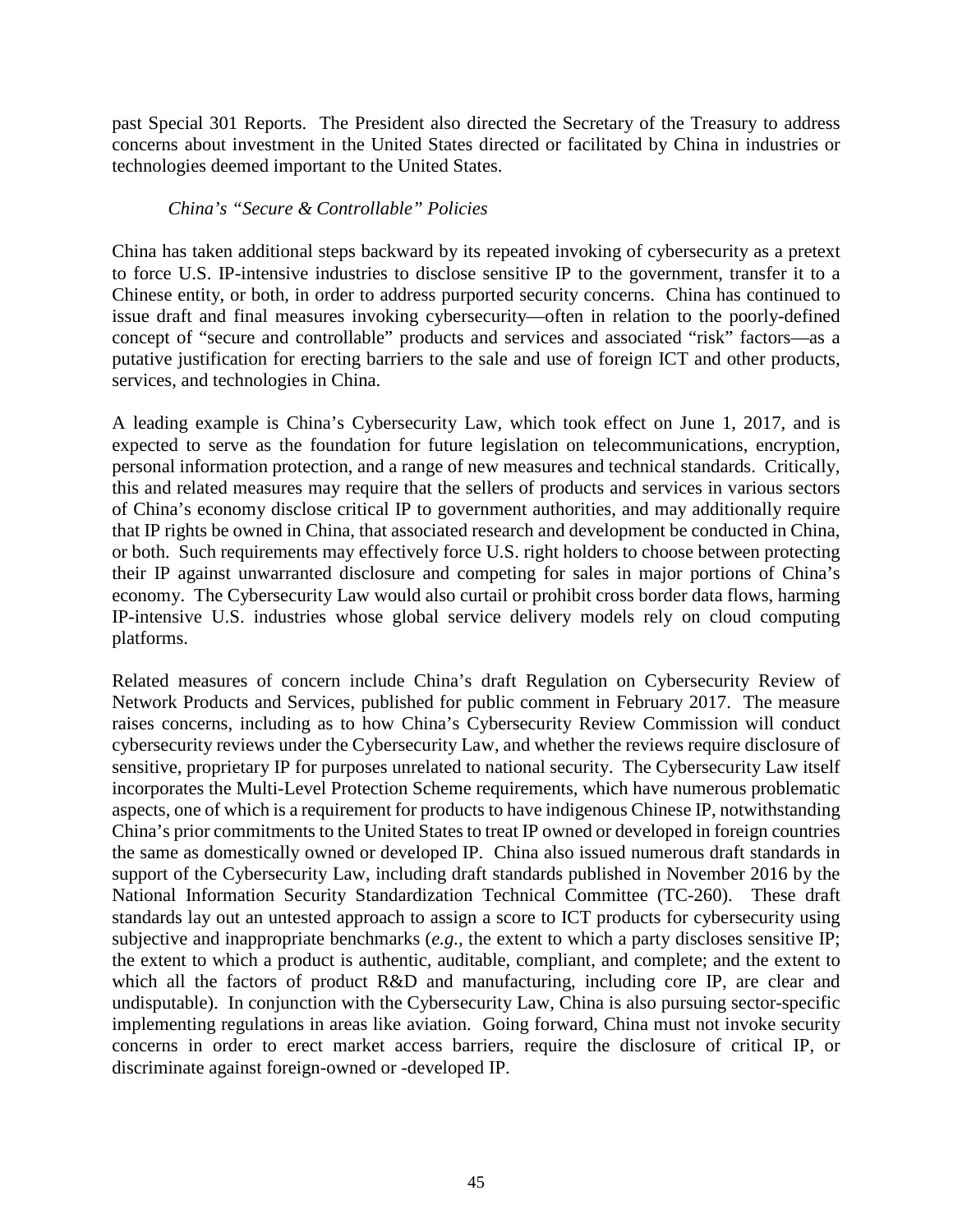past Special 301 Reports. The President also directed the Secretary of the Treasury to address concerns about investment in the United States directed or facilitated by China in industries or technologies deemed important to the United States.

*China's "Secure & Controllable" Policies*

China has taken additional steps backward by its repeated invoking of cybersecurity as a pretext to force U.S. IP-intensive industries to disclose sensitive IP to the government, transfer it to a Chinese entity, or both, in order to address purported security concerns. China has continued to issue draft and final measures invoking cybersecurity—often in relation to the poorly-defined concept of "secure and controllable" products and services and associated "risk" factors—as a putative justification for erecting barriers to the sale and use of foreign ICT and other products, services, and technologies in China.

A leading example is China's Cybersecurity Law, which took effect on June 1, 2017, and is expected to serve as the foundation for future legislation on telecommunications, encryption, personal information protection, and a range of new measures and technical standards. Critically, this and related measures may require that the sellers of products and services in various sectors of China's economy disclose critical IP to government authorities, and may additionally require that IP rights be owned in China, that associated research and development be conducted in China, or both. Such requirements may effectively force U.S. right holders to choose between protecting their IP against unwarranted disclosure and competing for sales in major portions of China's economy. The Cybersecurity Law would also curtail or prohibit cross border data flows, harming IP-intensive U.S. industries whose global service delivery models rely on cloud computing platforms.

Related measures of concern include China's draft Regulation on Cybersecurity Review of Network Products and Services, published for public comment in February 2017. The measure raises concerns, including as to how China's Cybersecurity Review Commission will conduct cybersecurity reviews under the Cybersecurity Law, and whether the reviews require disclosure of sensitive, proprietary IP for purposes unrelated to national security. The Cybersecurity Law itself incorporates the Multi-Level Protection Scheme requirements, which have numerous problematic aspects, one of which is a requirement for products to have indigenous Chinese IP, notwithstanding China's prior commitments to the United States to treat IP owned or developed in foreign countries the same as domestically owned or developed IP. China also issued numerous draft standards in support of the Cybersecurity Law, including draft standards published in November 2016 by the National Information Security Standardization Technical Committee (TC-260). These draft standards lay out an untested approach to assign a score to ICT products for cybersecurity using subjective and inappropriate benchmarks (*e.g.,* the extent to which a party discloses sensitive IP; the extent to which a product is authentic, auditable, compliant, and complete; and the extent to which all the factors of product R&D and manufacturing, including core IP, are clear and undisputable). In conjunction with the Cybersecurity Law, China is also pursuing sector-specific implementing regulations in areas like aviation. Going forward, China must not invoke security concerns in order to erect market access barriers, require the disclosure of critical IP, or discriminate against foreign-owned or -developed IP.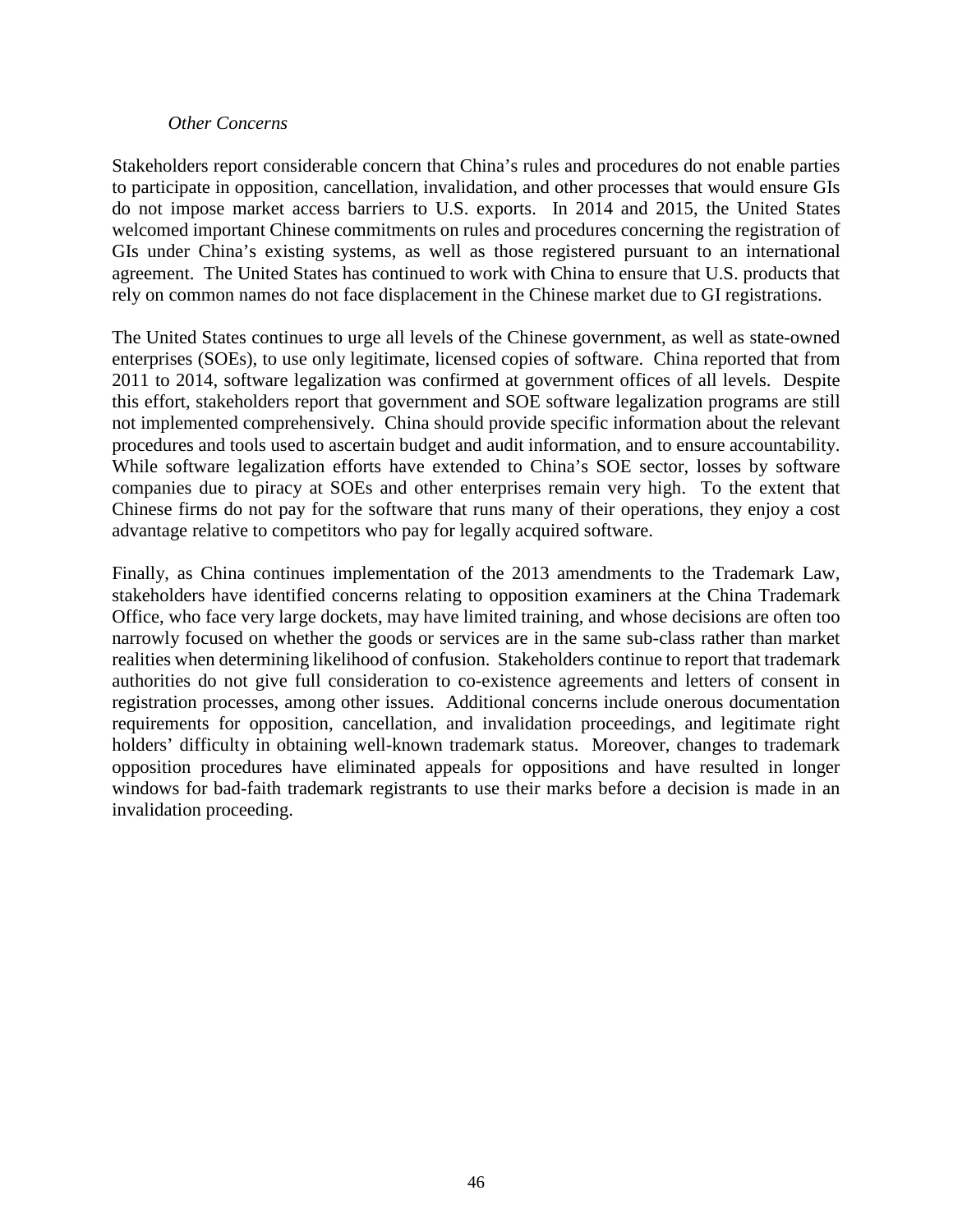*Other Concerns*

Stakeholders report considerable concern that China's rules and procedures do not enable parties to participate in opposition, cancellation, invalidation, and other processes that would ensure GIs do not impose market access barriers to U.S. exports. In 2014 and 2015, the United States welcomed important Chinese commitments on rules and procedures concerning the registration of GIs under China's existing systems, as well as those registered pursuant to an international agreement. The United States has continued to work with China to ensure that U.S. products that rely on common names do not face displacement in the Chinese market due to GI registrations.

The United States continues to urge all levels of the Chinese government, as well as state-owned enterprises (SOEs), to use only legitimate, licensed copies of software. China reported that from 2011 to 2014, software legalization was confirmed at government offices of all levels. Despite this effort, stakeholders report that government and SOE software legalization programs are still not implemented comprehensively. China should provide specific information about the relevant procedures and tools used to ascertain budget and audit information, and to ensure accountability. While software legalization efforts have extended to China's SOE sector, losses by software companies due to piracy at SOEs and other enterprises remain very high. To the extent that Chinese firms do not pay for the software that runs many of their operations, they enjoy a cost advantage relative to competitors who pay for legally acquired software.

Finally, as China continues implementation of the 2013 amendments to the Trademark Law, stakeholders have identified concerns relating to opposition examiners at the China Trademark Office, who face very large dockets, may have limited training, and whose decisions are often too narrowly focused on whether the goods or services are in the same sub-class rather than market realities when determining likelihood of confusion. Stakeholders continue to report that trademark authorities do not give full consideration to co-existence agreements and letters of consent in registration processes, among other issues. Additional concerns include onerous documentation requirements for opposition, cancellation, and invalidation proceedings, and legitimate right holders' difficulty in obtaining well-known trademark status. Moreover, changes to trademark opposition procedures have eliminated appeals for oppositions and have resulted in longer windows for bad-faith trademark registrants to use their marks before a decision is made in an invalidation proceeding.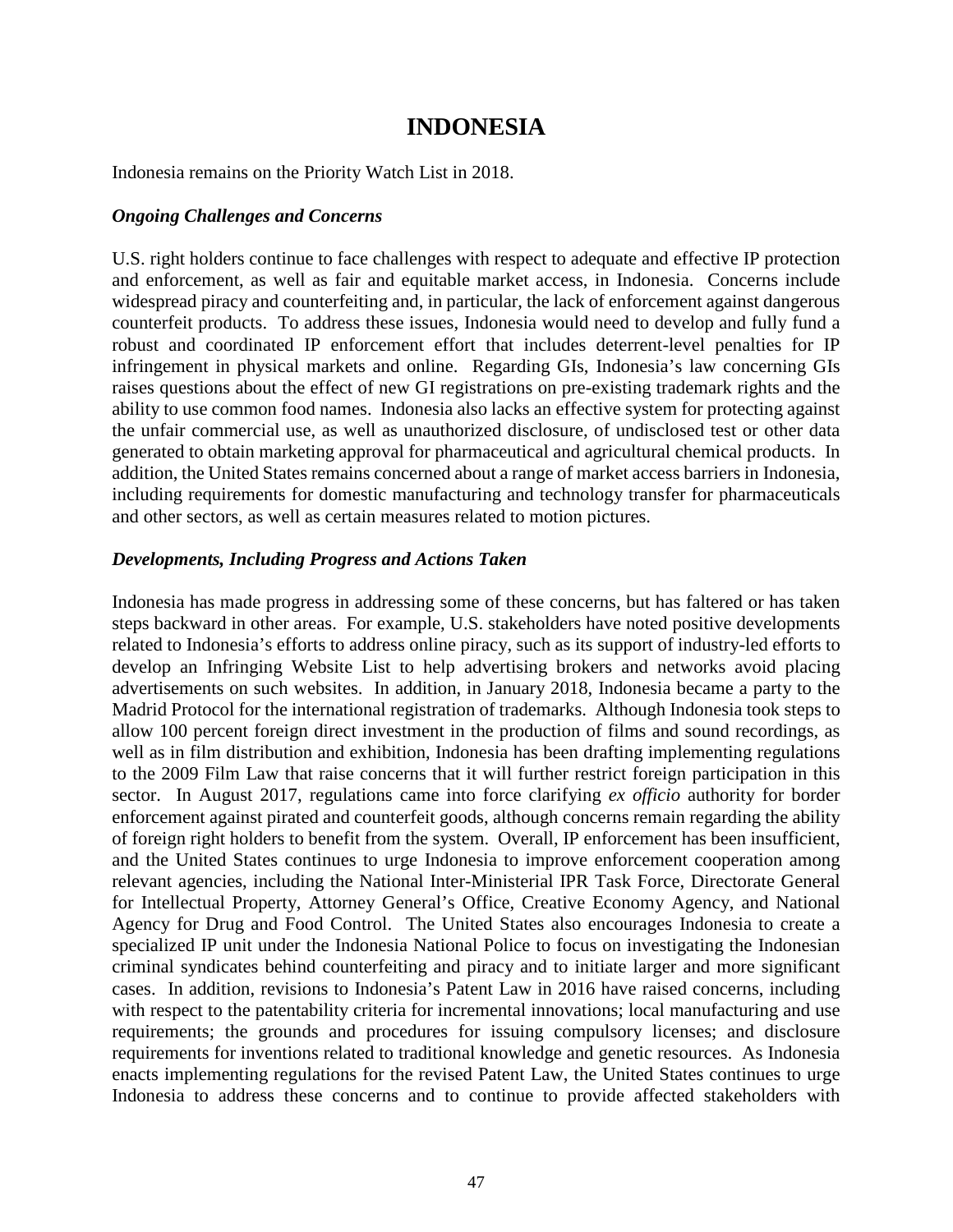# INDONESIA

Indonesia remains on the Priority Watch List in 2018.

***Ongoing Challenges and Concerns***

U.S. right holders continue to face challenges with respect to adequate and effective IP protection and enforcement, as well as fair and equitable market access, in Indonesia. Concerns include widespread piracy and counterfeiting and, in particular, the lack of enforcement against dangerous counterfeit products. To address these issues, Indonesia would need to develop and fully fund a robust and coordinated IP enforcement effort that includes deterrent-level penalties for IP infringement in physical markets and online. Regarding GIs, Indonesia's law concerning GIs raises questions about the effect of new GI registrations on pre-existing trademark rights and the ability to use common food names. Indonesia also lacks an effective system for protecting against the unfair commercial use, as well as unauthorized disclosure, of undisclosed test or other data generated to obtain marketing approval for pharmaceutical and agricultural chemical products. In addition, the United States remains concerned about a range of market access barriers in Indonesia, including requirements for domestic manufacturing and technology transfer for pharmaceuticals and other sectors, as well as certain measures related to motion pictures.

***Developments, Including Progress and Actions Taken***

Indonesia has made progress in addressing some of these concerns, but has faltered or has taken steps backward in other areas. For example, U.S. stakeholders have noted positive developments related to Indonesia's efforts to address online piracy, such as its support of industry-led efforts to develop an Infringing Website List to help advertising brokers and networks avoid placing advertisements on such websites. In addition, in January 2018, Indonesia became a party to the Madrid Protocol for the international registration of trademarks. Although Indonesia took steps to allow 100 percent foreign direct investment in the production of films and sound recordings, as well as in film distribution and exhibition, Indonesia has been drafting implementing regulations to the 2009 Film Law that raise concerns that it will further restrict foreign participation in this sector. In August 2017, regulations came into force clarifying *ex officio* authority for border enforcement against pirated and counterfeit goods, although concerns remain regarding the ability of foreign right holders to benefit from the system. Overall, IP enforcement has been insufficient, and the United States continues to urge Indonesia to improve enforcement cooperation among relevant agencies, including the National Inter-Ministerial IPR Task Force, Directorate General for Intellectual Property, Attorney General's Office, Creative Economy Agency, and National Agency for Drug and Food Control. The United States also encourages Indonesia to create a specialized IP unit under the Indonesia National Police to focus on investigating the Indonesian criminal syndicates behind counterfeiting and piracy and to initiate larger and more significant cases. In addition, revisions to Indonesia's Patent Law in 2016 have raised concerns, including with respect to the patentability criteria for incremental innovations; local manufacturing and use requirements; the grounds and procedures for issuing compulsory licenses; and disclosure requirements for inventions related to traditional knowledge and genetic resources. As Indonesia enacts implementing regulations for the revised Patent Law, the United States continues to urge Indonesia to address these concerns and to continue to provide affected stakeholders with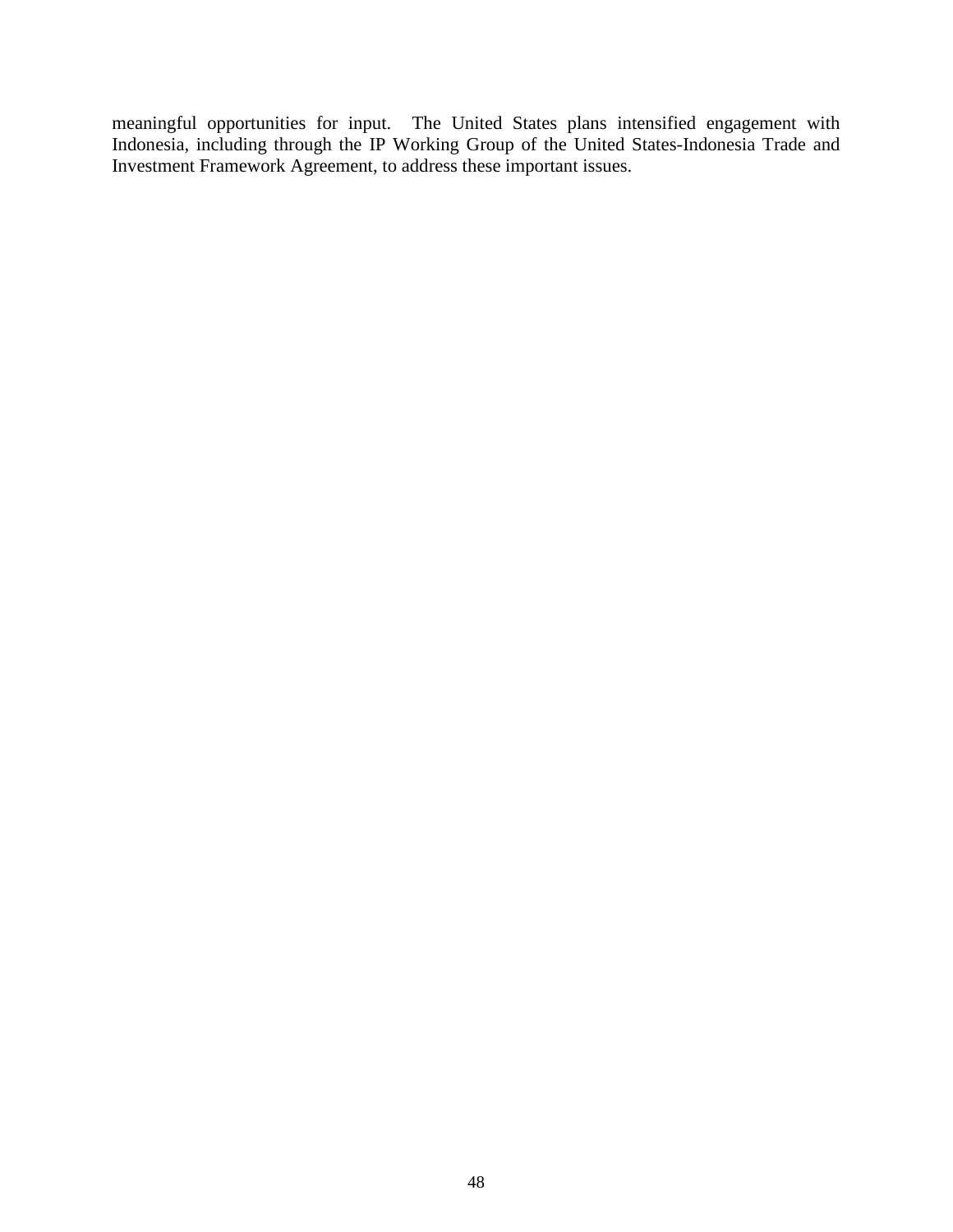meaningful opportunities for input. The United States plans intensified engagement with Indonesia, including through the IP Working Group of the United States-Indonesia Trade and Investment Framework Agreement, to address these important issues.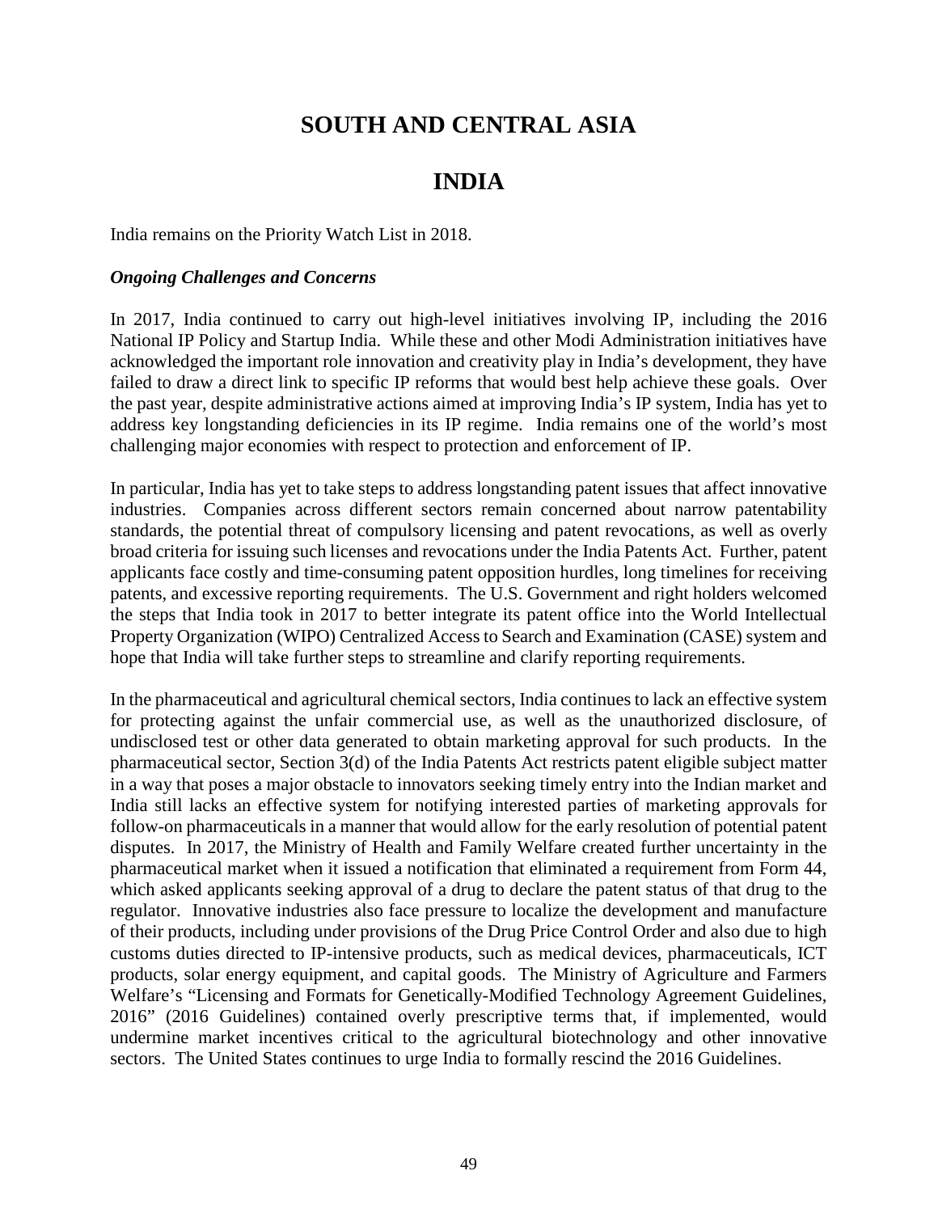# SOUTH AND CENTRAL ASIA

## INDIA

India remains on the Priority Watch List in 2018.

***Ongoing Challenges and Concerns***

In 2017, India continued to carry out high-level initiatives involving IP, including the 2016 National IP Policy and Startup India. While these and other Modi Administration initiatives have acknowledged the important role innovation and creativity play in India's development, they have failed to draw a direct link to specific IP reforms that would best help achieve these goals. Over the past year, despite administrative actions aimed at improving India's IP system, India has yet to address key longstanding deficiencies in its IP regime. India remains one of the world's most challenging major economies with respect to protection and enforcement of IP.

In particular, India has yet to take steps to address longstanding patent issues that affect innovative industries. Companies across different sectors remain concerned about narrow patentability standards, the potential threat of compulsory licensing and patent revocations, as well as overly broad criteria for issuing such licenses and revocations under the India Patents Act. Further, patent applicants face costly and time-consuming patent opposition hurdles, long timelines for receiving patents, and excessive reporting requirements. The U.S. Government and right holders welcomed the steps that India took in 2017 to better integrate its patent office into the World Intellectual Property Organization (WIPO) Centralized Access to Search and Examination (CASE) system and hope that India will take further steps to streamline and clarify reporting requirements.

In the pharmaceutical and agricultural chemical sectors, India continues to lack an effective system for protecting against the unfair commercial use, as well as the unauthorized disclosure, of undisclosed test or other data generated to obtain marketing approval for such products. In the pharmaceutical sector, Section 3(d) of the India Patents Act restricts patent eligible subject matter in a way that poses a major obstacle to innovators seeking timely entry into the Indian market and India still lacks an effective system for notifying interested parties of marketing approvals for follow-on pharmaceuticals in a manner that would allow for the early resolution of potential patent disputes. In 2017, the Ministry of Health and Family Welfare created further uncertainty in the pharmaceutical market when it issued a notification that eliminated a requirement from Form 44, which asked applicants seeking approval of a drug to declare the patent status of that drug to the regulator. Innovative industries also face pressure to localize the development and manufacture of their products, including under provisions of the Drug Price Control Order and also due to high customs duties directed to IP-intensive products, such as medical devices, pharmaceuticals, ICT products, solar energy equipment, and capital goods. The Ministry of Agriculture and Farmers Welfare's "Licensing and Formats for Genetically-Modified Technology Agreement Guidelines, 2016" (2016 Guidelines) contained overly prescriptive terms that, if implemented, would undermine market incentives critical to the agricultural biotechnology and other innovative sectors. The United States continues to urge India to formally rescind the 2016 Guidelines.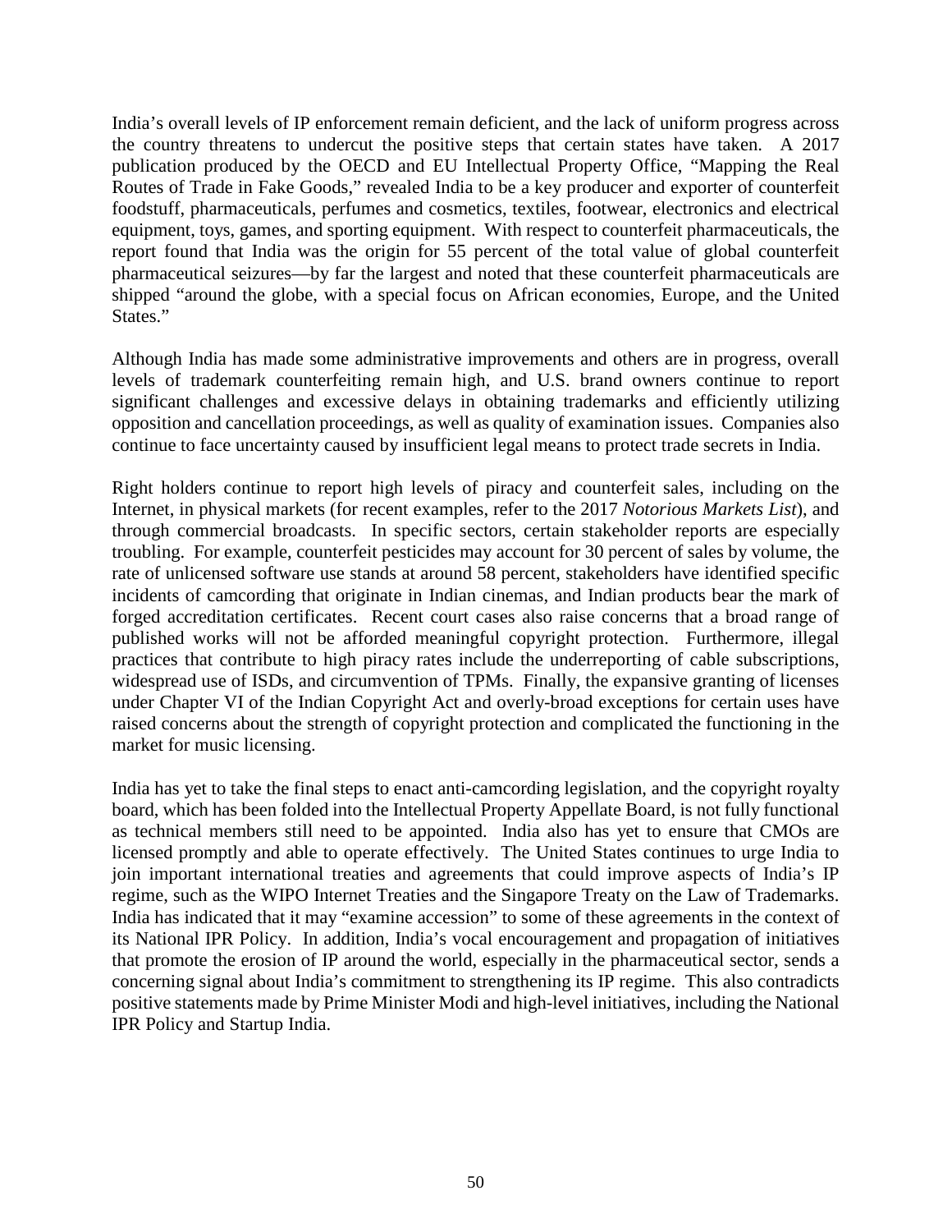India's overall levels of IP enforcement remain deficient, and the lack of uniform progress across the country threatens to undercut the positive steps that certain states have taken. A 2017 publication produced by the OECD and EU Intellectual Property Office, "Mapping the Real Routes of Trade in Fake Goods," revealed India to be a key producer and exporter of counterfeit foodstuff, pharmaceuticals, perfumes and cosmetics, textiles, footwear, electronics and electrical equipment, toys, games, and sporting equipment. With respect to counterfeit pharmaceuticals, the report found that India was the origin for 55 percent of the total value of global counterfeit pharmaceutical seizures—by far the largest and noted that these counterfeit pharmaceuticals are shipped "around the globe, with a special focus on African economies, Europe, and the United States."

Although India has made some administrative improvements and others are in progress, overall levels of trademark counterfeiting remain high, and U.S. brand owners continue to report significant challenges and excessive delays in obtaining trademarks and efficiently utilizing opposition and cancellation proceedings, as well as quality of examination issues. Companies also continue to face uncertainty caused by insufficient legal means to protect trade secrets in India.

Right holders continue to report high levels of piracy and counterfeit sales, including on the Internet, in physical markets (for recent examples, refer to the 2017 *Notorious Markets List*), and through commercial broadcasts. In specific sectors, certain stakeholder reports are especially troubling. For example, counterfeit pesticides may account for 30 percent of sales by volume, the rate of unlicensed software use stands at around 58 percent, stakeholders have identified specific incidents of camcording that originate in Indian cinemas, and Indian products bear the mark of forged accreditation certificates. Recent court cases also raise concerns that a broad range of published works will not be afforded meaningful copyright protection. Furthermore, illegal practices that contribute to high piracy rates include the underreporting of cable subscriptions, widespread use of ISDs, and circumvention of TPMs. Finally, the expansive granting of licenses under Chapter VI of the Indian Copyright Act and overly-broad exceptions for certain uses have raised concerns about the strength of copyright protection and complicated the functioning in the market for music licensing.

India has yet to take the final steps to enact anti-camcording legislation, and the copyright royalty board, which has been folded into the Intellectual Property Appellate Board, is not fully functional as technical members still need to be appointed. India also has yet to ensure that CMOs are licensed promptly and able to operate effectively. The United States continues to urge India to join important international treaties and agreements that could improve aspects of India's IP regime, such as the WIPO Internet Treaties and the Singapore Treaty on the Law of Trademarks. India has indicated that it may "examine accession" to some of these agreements in the context of its National IPR Policy. In addition, India's vocal encouragement and propagation of initiatives that promote the erosion of IP around the world, especially in the pharmaceutical sector, sends a concerning signal about India's commitment to strengthening its IP regime. This also contradicts positive statements made by Prime Minister Modi and high-level initiatives, including the National IPR Policy and Startup India.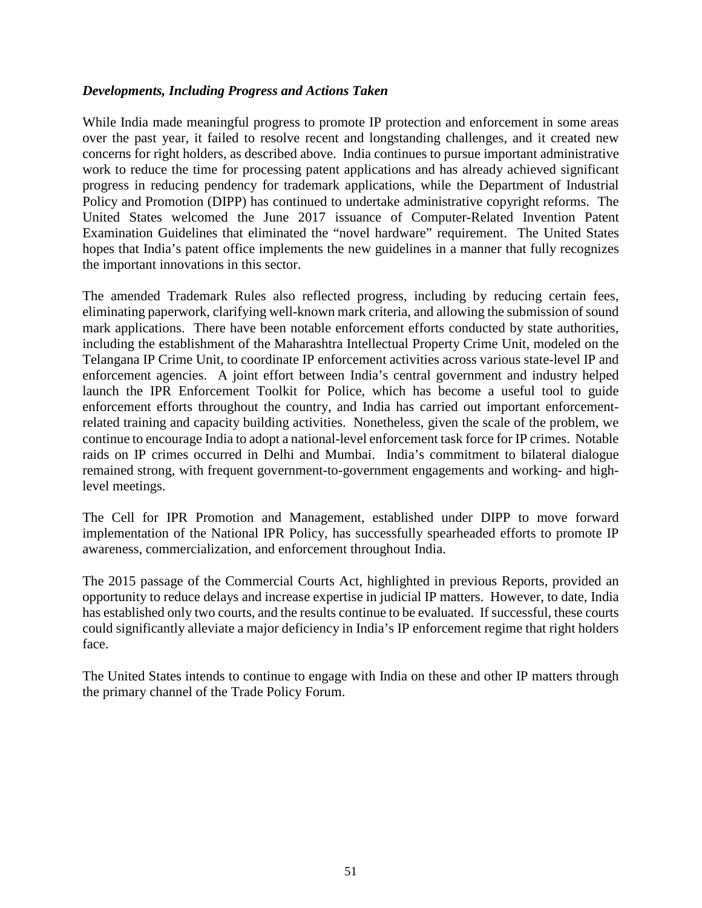***Developments, Including Progress and Actions Taken***

While India made meaningful progress to promote IP protection and enforcement in some areas over the past year, it failed to resolve recent and longstanding challenges, and it created new concerns for right holders, as described above. India continues to pursue important administrative work to reduce the time for processing patent applications and has already achieved significant progress in reducing pendency for trademark applications, while the Department of Industrial Policy and Promotion (DIPP) has continued to undertake administrative copyright reforms. The United States welcomed the June 2017 issuance of Computer-Related Invention Patent Examination Guidelines that eliminated the "novel hardware" requirement. The United States hopes that India's patent office implements the new guidelines in a manner that fully recognizes the important innovations in this sector.

The amended Trademark Rules also reflected progress, including by reducing certain fees, eliminating paperwork, clarifying well-known mark criteria, and allowing the submission of sound mark applications. There have been notable enforcement efforts conducted by state authorities, including the establishment of the Maharashtra Intellectual Property Crime Unit, modeled on the Telangana IP Crime Unit, to coordinate IP enforcement activities across various state-level IP and enforcement agencies. A joint effort between India's central government and industry helped launch the IPR Enforcement Toolkit for Police, which has become a useful tool to guide enforcement efforts throughout the country, and India has carried out important enforcement-related training and capacity building activities. Nonetheless, given the scale of the problem, we continue to encourage India to adopt a national-level enforcement task force for IP crimes. Notable raids on IP crimes occurred in Delhi and Mumbai. India's commitment to bilateral dialogue remained strong, with frequent government-to-government engagements and working- and high-level meetings.

The Cell for IPR Promotion and Management, established under DIPP to move forward implementation of the National IPR Policy, has successfully spearheaded efforts to promote IP awareness, commercialization, and enforcement throughout India.

The 2015 passage of the Commercial Courts Act, highlighted in previous Reports, provided an opportunity to reduce delays and increase expertise in judicial IP matters. However, to date, India has established only two courts, and the results continue to be evaluated. If successful, these courts could significantly alleviate a major deficiency in India's IP enforcement regime that right holders face.

The United States intends to continue to engage with India on these and other IP matters through the primary channel of the Trade Policy Forum.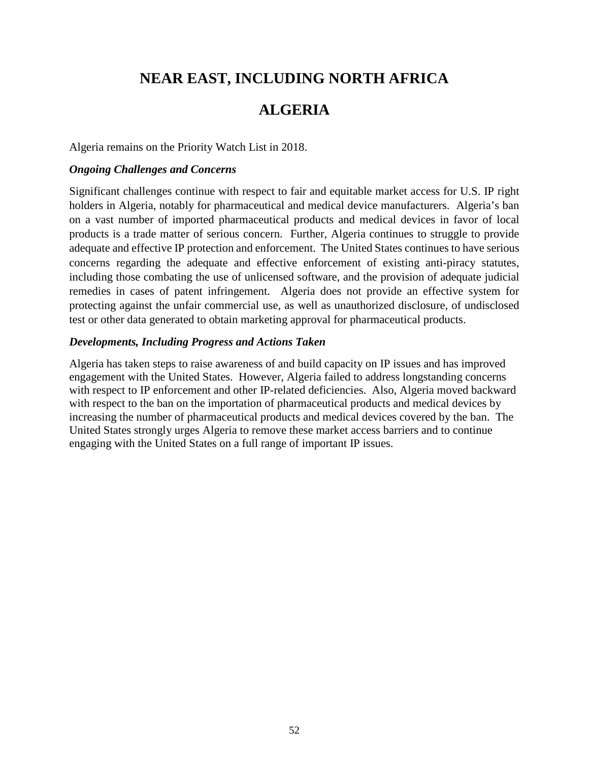# NEAR EAST, INCLUDING NORTH AFRICA

## ALGERIA

Algeria remains on the Priority Watch List in 2018.

***Ongoing Challenges and Concerns***

Significant challenges continue with respect to fair and equitable market access for U.S. IP right holders in Algeria, notably for pharmaceutical and medical device manufacturers. Algeria's ban on a vast number of imported pharmaceutical products and medical devices in favor of local products is a trade matter of serious concern. Further, Algeria continues to struggle to provide adequate and effective IP protection and enforcement. The United States continues to have serious concerns regarding the adequate and effective enforcement of existing anti-piracy statutes, including those combating the use of unlicensed software, and the provision of adequate judicial remedies in cases of patent infringement. Algeria does not provide an effective system for protecting against the unfair commercial use, as well as unauthorized disclosure, of undisclosed test or other data generated to obtain marketing approval for pharmaceutical products.

***Developments, Including Progress and Actions Taken***

Algeria has taken steps to raise awareness of and build capacity on IP issues and has improved engagement with the United States. However, Algeria failed to address longstanding concerns with respect to IP enforcement and other IP-related deficiencies. Also, Algeria moved backward with respect to the ban on the importation of pharmaceutical products and medical devices by increasing the number of pharmaceutical products and medical devices covered by the ban. The United States strongly urges Algeria to remove these market access barriers and to continue engaging with the United States on a full range of important IP issues.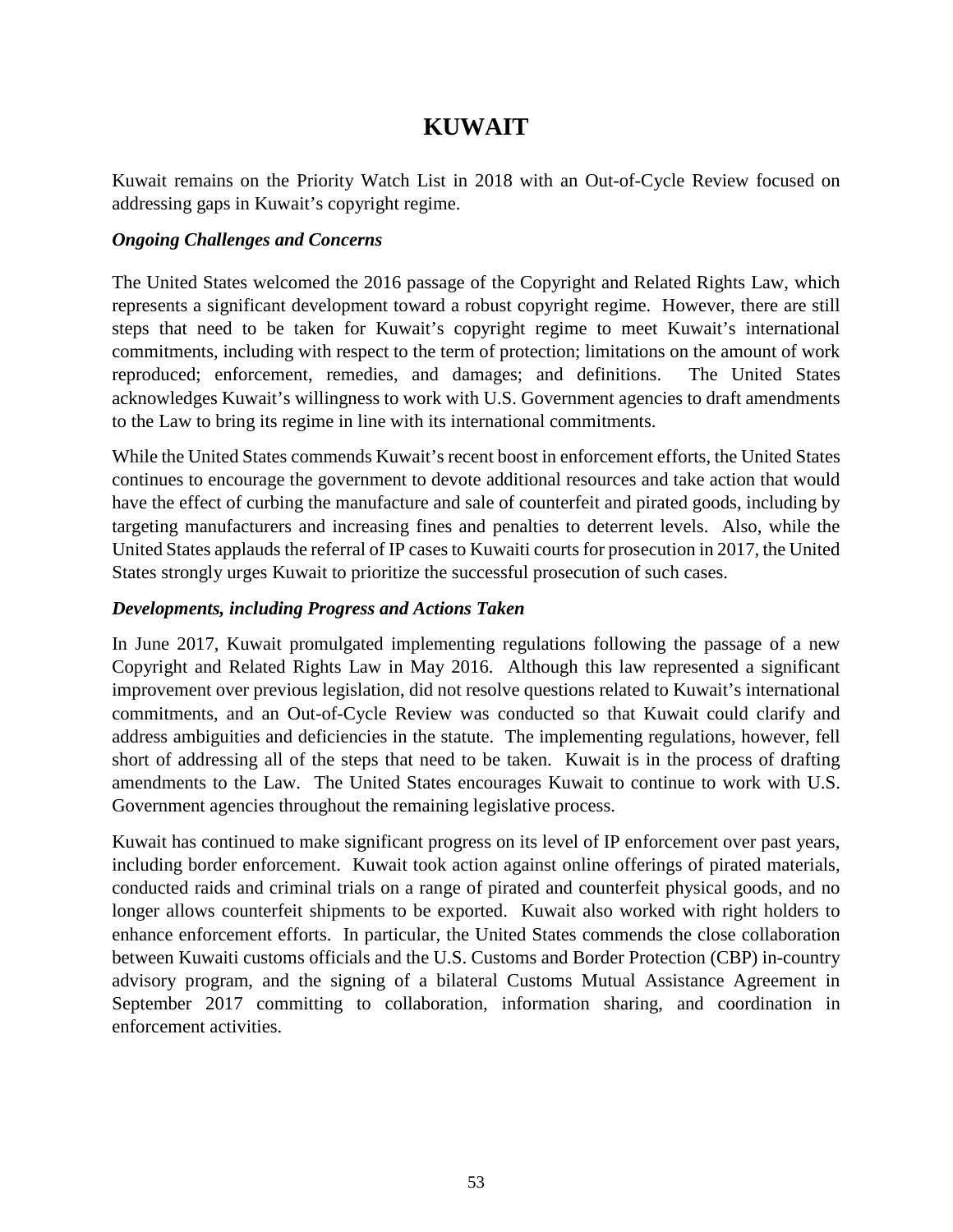# KUWAIT

Kuwait remains on the Priority Watch List in 2018 with an Out-of-Cycle Review focused on addressing gaps in Kuwait's copyright regime.

### *Ongoing Challenges and Concerns*

The United States welcomed the 2016 passage of the Copyright and Related Rights Law, which represents a significant development toward a robust copyright regime. However, there are still steps that need to be taken for Kuwait's copyright regime to meet Kuwait's international commitments, including with respect to the term of protection; limitations on the amount of work reproduced; enforcement, remedies, and damages; and definitions. The United States acknowledges Kuwait's willingness to work with U.S. Government agencies to draft amendments to the Law to bring its regime in line with its international commitments.

While the United States commends Kuwait's recent boost in enforcement efforts, the United States continues to encourage the government to devote additional resources and take action that would have the effect of curbing the manufacture and sale of counterfeit and pirated goods, including by targeting manufacturers and increasing fines and penalties to deterrent levels. Also, while the United States applauds the referral of IP cases to Kuwaiti courts for prosecution in 2017, the United States strongly urges Kuwait to prioritize the successful prosecution of such cases.

### *Developments, including Progress and Actions Taken*

In June 2017, Kuwait promulgated implementing regulations following the passage of a new Copyright and Related Rights Law in May 2016. Although this law represented a significant improvement over previous legislation, did not resolve questions related to Kuwait's international commitments, and an Out-of-Cycle Review was conducted so that Kuwait could clarify and address ambiguities and deficiencies in the statute. The implementing regulations, however, fell short of addressing all of the steps that need to be taken. Kuwait is in the process of drafting amendments to the Law. The United States encourages Kuwait to continue to work with U.S. Government agencies throughout the remaining legislative process.

Kuwait has continued to make significant progress on its level of IP enforcement over past years, including border enforcement. Kuwait took action against online offerings of pirated materials, conducted raids and criminal trials on a range of pirated and counterfeit physical goods, and no longer allows counterfeit shipments to be exported. Kuwait also worked with right holders to enhance enforcement efforts. In particular, the United States commends the close collaboration between Kuwaiti customs officials and the U.S. Customs and Border Protection (CBP) in-country advisory program, and the signing of a bilateral Customs Mutual Assistance Agreement in September 2017 committing to collaboration, information sharing, and coordination in enforcement activities.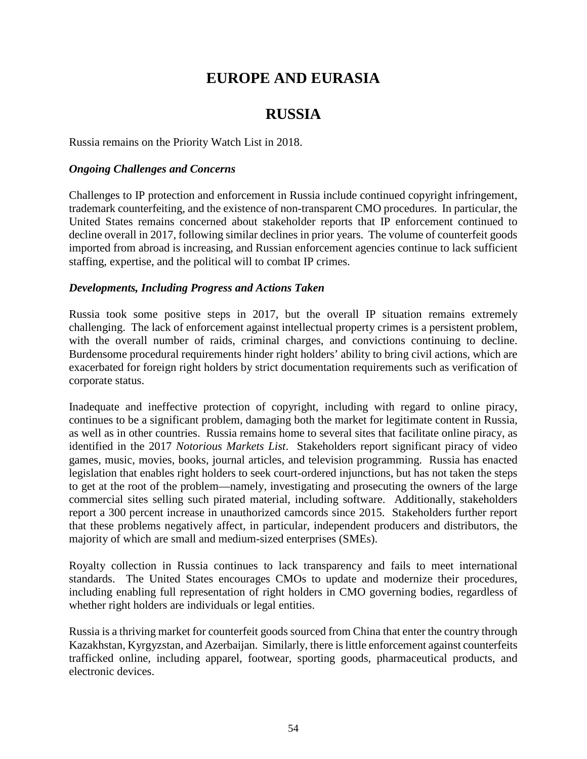# EUROPE AND EURASIA

## RUSSIA

Russia remains on the Priority Watch List in 2018.

***Ongoing Challenges and Concerns***

Challenges to IP protection and enforcement in Russia include continued copyright infringement, trademark counterfeiting, and the existence of non-transparent CMO procedures. In particular, the United States remains concerned about stakeholder reports that IP enforcement continued to decline overall in 2017, following similar declines in prior years. The volume of counterfeit goods imported from abroad is increasing, and Russian enforcement agencies continue to lack sufficient staffing, expertise, and the political will to combat IP crimes.

***Developments, Including Progress and Actions Taken***

Russia took some positive steps in 2017, but the overall IP situation remains extremely challenging. The lack of enforcement against intellectual property crimes is a persistent problem, with the overall number of raids, criminal charges, and convictions continuing to decline. Burdensome procedural requirements hinder right holders' ability to bring civil actions, which are exacerbated for foreign right holders by strict documentation requirements such as verification of corporate status.

Inadequate and ineffective protection of copyright, including with regard to online piracy, continues to be a significant problem, damaging both the market for legitimate content in Russia, as well as in other countries. Russia remains home to several sites that facilitate online piracy, as identified in the 2017 *Notorious Markets List*. Stakeholders report significant piracy of video games, music, movies, books, journal articles, and television programming. Russia has enacted legislation that enables right holders to seek court-ordered injunctions, but has not taken the steps to get at the root of the problem—namely, investigating and prosecuting the owners of the large commercial sites selling such pirated material, including software. Additionally, stakeholders report a 300 percent increase in unauthorized camcords since 2015. Stakeholders further report that these problems negatively affect, in particular, independent producers and distributors, the majority of which are small and medium-sized enterprises (SMEs).

Royalty collection in Russia continues to lack transparency and fails to meet international standards. The United States encourages CMOs to update and modernize their procedures, including enabling full representation of right holders in CMO governing bodies, regardless of whether right holders are individuals or legal entities.

Russia is a thriving market for counterfeit goods sourced from China that enter the country through Kazakhstan, Kyrgyzstan, and Azerbaijan. Similarly, there is little enforcement against counterfeits trafficked online, including apparel, footwear, sporting goods, pharmaceutical products, and electronic devices.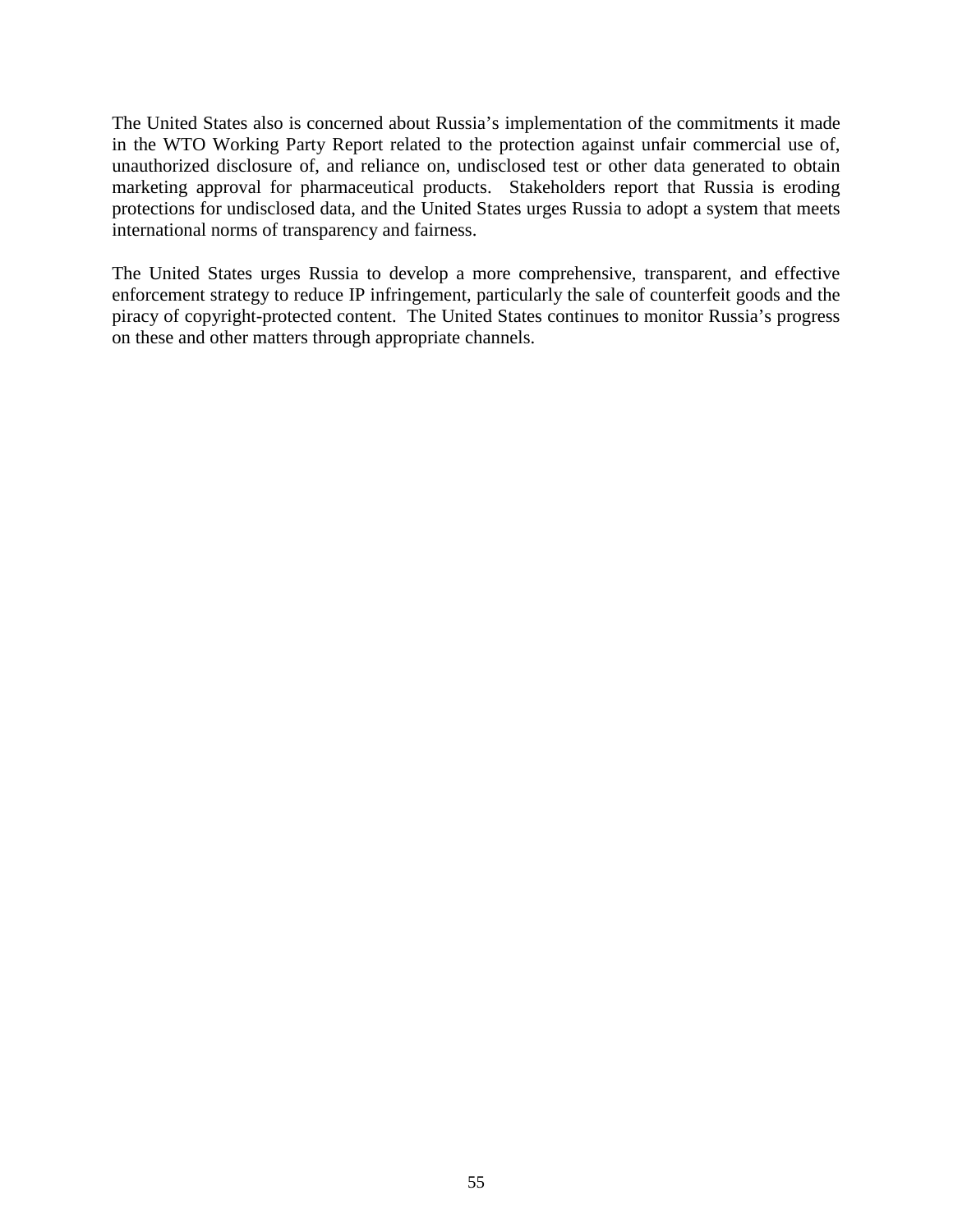The United States also is concerned about Russia's implementation of the commitments it made in the WTO Working Party Report related to the protection against unfair commercial use of, unauthorized disclosure of, and reliance on, undisclosed test or other data generated to obtain marketing approval for pharmaceutical products. Stakeholders report that Russia is eroding protections for undisclosed data, and the United States urges Russia to adopt a system that meets international norms of transparency and fairness.

The United States urges Russia to develop a more comprehensive, transparent, and effective enforcement strategy to reduce IP infringement, particularly the sale of counterfeit goods and the piracy of copyright-protected content. The United States continues to monitor Russia's progress on these and other matters through appropriate channels.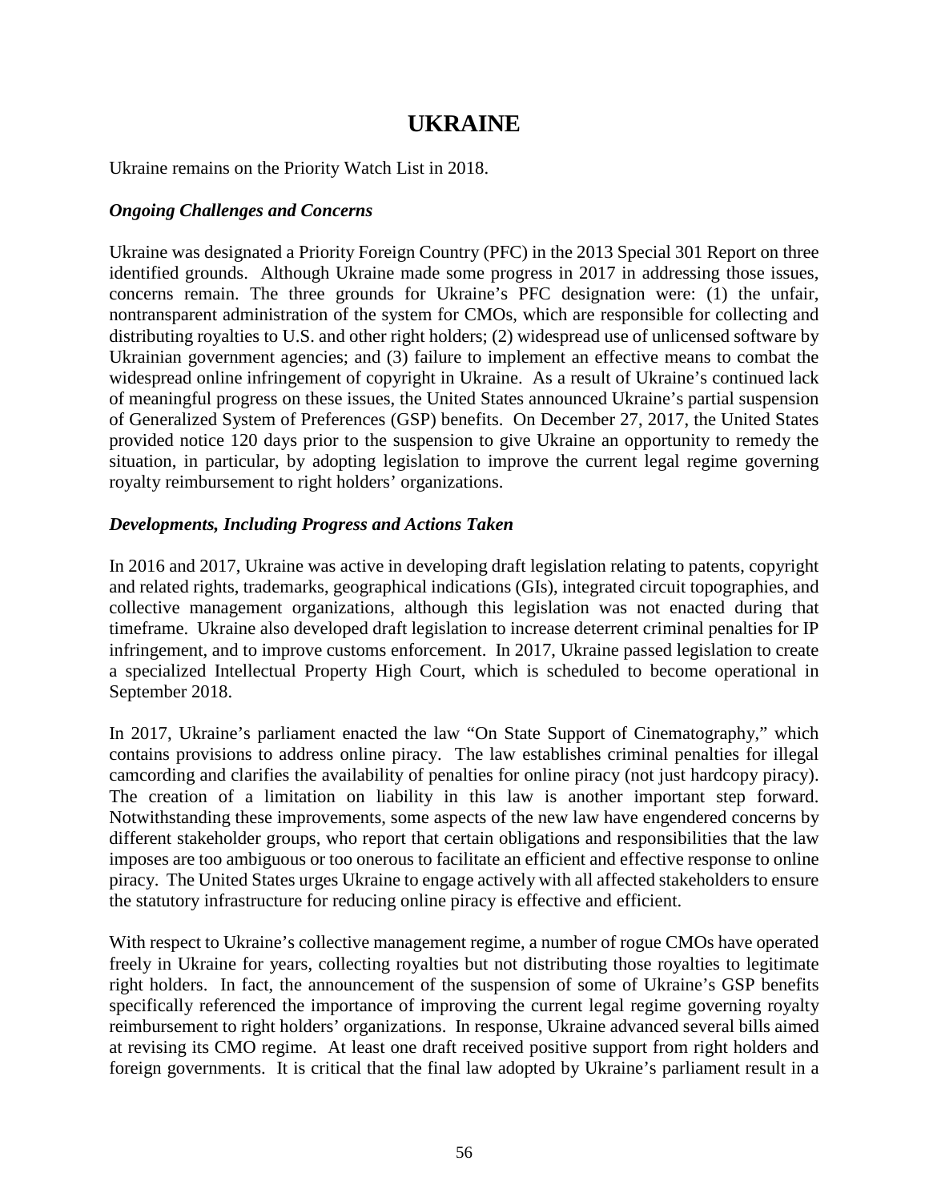# UKRAINE

Ukraine remains on the Priority Watch List in 2018.

***Ongoing Challenges and Concerns***

Ukraine was designated a Priority Foreign Country (PFC) in the 2013 Special 301 Report on three identified grounds. Although Ukraine made some progress in 2017 in addressing those issues, concerns remain. The three grounds for Ukraine's PFC designation were: (1) the unfair, nontransparent administration of the system for CMOs, which are responsible for collecting and distributing royalties to U.S. and other right holders; (2) widespread use of unlicensed software by Ukrainian government agencies; and (3) failure to implement an effective means to combat the widespread online infringement of copyright in Ukraine. As a result of Ukraine's continued lack of meaningful progress on these issues, the United States announced Ukraine's partial suspension of Generalized System of Preferences (GSP) benefits. On December 27, 2017, the United States provided notice 120 days prior to the suspension to give Ukraine an opportunity to remedy the situation, in particular, by adopting legislation to improve the current legal regime governing royalty reimbursement to right holders' organizations.

***Developments, Including Progress and Actions Taken***

In 2016 and 2017, Ukraine was active in developing draft legislation relating to patents, copyright and related rights, trademarks, geographical indications (GIs), integrated circuit topographies, and collective management organizations, although this legislation was not enacted during that timeframe. Ukraine also developed draft legislation to increase deterrent criminal penalties for IP infringement, and to improve customs enforcement. In 2017, Ukraine passed legislation to create a specialized Intellectual Property High Court, which is scheduled to become operational in September 2018.

In 2017, Ukraine's parliament enacted the law "On State Support of Cinematography," which contains provisions to address online piracy. The law establishes criminal penalties for illegal camcording and clarifies the availability of penalties for online piracy (not just hardcopy piracy). The creation of a limitation on liability in this law is another important step forward. Notwithstanding these improvements, some aspects of the new law have engendered concerns by different stakeholder groups, who report that certain obligations and responsibilities that the law imposes are too ambiguous or too onerous to facilitate an efficient and effective response to online piracy. The United States urges Ukraine to engage actively with all affected stakeholders to ensure the statutory infrastructure for reducing online piracy is effective and efficient.

With respect to Ukraine's collective management regime, a number of rogue CMOs have operated freely in Ukraine for years, collecting royalties but not distributing those royalties to legitimate right holders. In fact, the announcement of the suspension of some of Ukraine's GSP benefits specifically referenced the importance of improving the current legal regime governing royalty reimbursement to right holders' organizations. In response, Ukraine advanced several bills aimed at revising its CMO regime. At least one draft received positive support from right holders and foreign governments. It is critical that the final law adopted by Ukraine's parliament result in a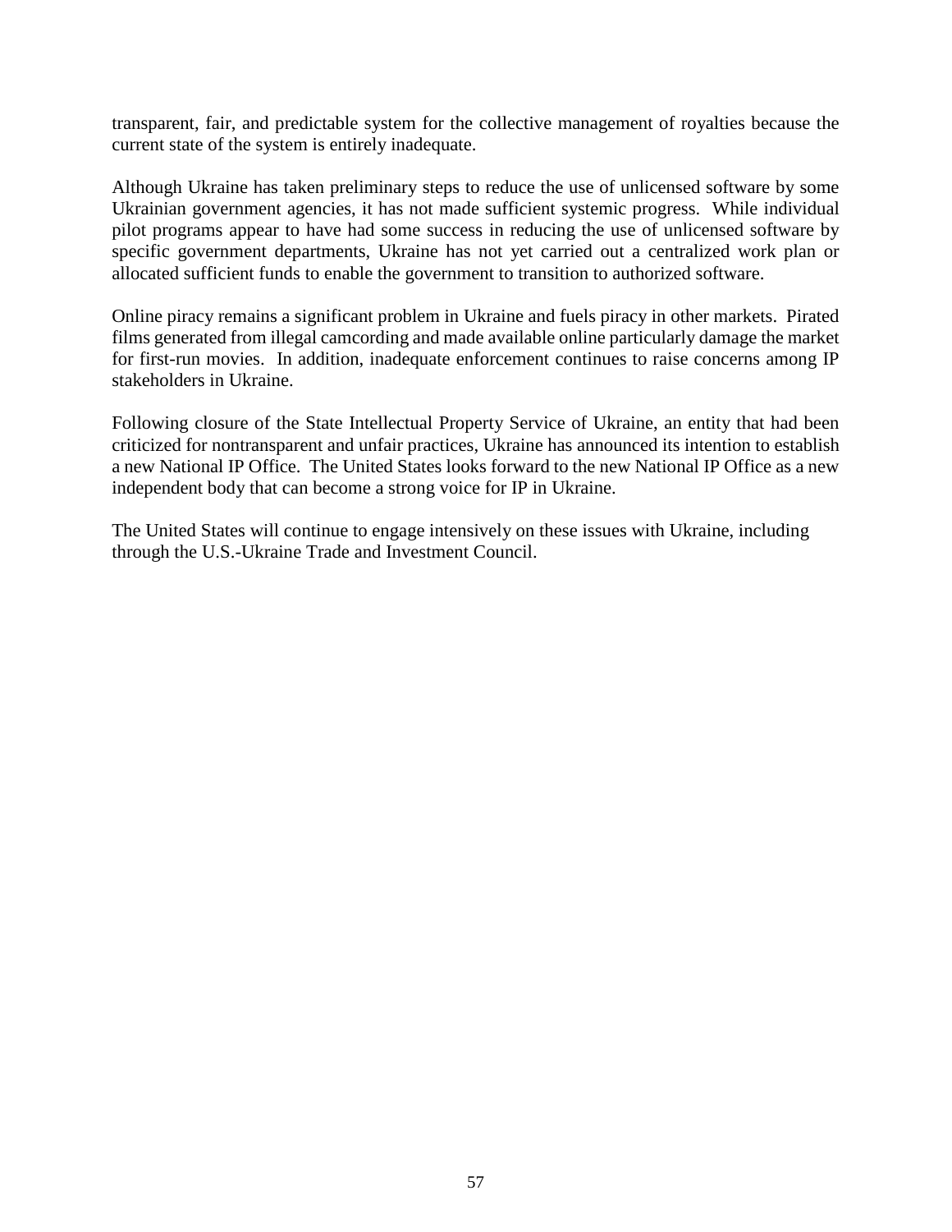transparent, fair, and predictable system for the collective management of royalties because the current state of the system is entirely inadequate.

Although Ukraine has taken preliminary steps to reduce the use of unlicensed software by some Ukrainian government agencies, it has not made sufficient systemic progress. While individual pilot programs appear to have had some success in reducing the use of unlicensed software by specific government departments, Ukraine has not yet carried out a centralized work plan or allocated sufficient funds to enable the government to transition to authorized software.

Online piracy remains a significant problem in Ukraine and fuels piracy in other markets. Pirated films generated from illegal camcording and made available online particularly damage the market for first-run movies. In addition, inadequate enforcement continues to raise concerns among IP stakeholders in Ukraine.

Following closure of the State Intellectual Property Service of Ukraine, an entity that had been criticized for nontransparent and unfair practices, Ukraine has announced its intention to establish a new National IP Office. The United States looks forward to the new National IP Office as a new independent body that can become a strong voice for IP in Ukraine.

The United States will continue to engage intensively on these issues with Ukraine, including through the U.S.-Ukraine Trade and Investment Council.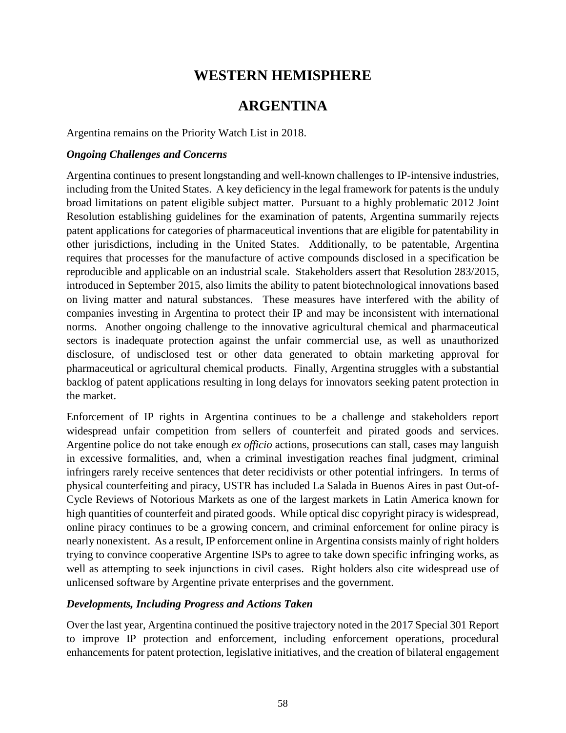# WESTERN HEMISPHERE

## ARGENTINA

Argentina remains on the Priority Watch List in 2018.

***Ongoing Challenges and Concerns***

Argentina continues to present longstanding and well-known challenges to IP-intensive industries, including from the United States. A key deficiency in the legal framework for patents is the unduly broad limitations on patent eligible subject matter. Pursuant to a highly problematic 2012 Joint Resolution establishing guidelines for the examination of patents, Argentina summarily rejects patent applications for categories of pharmaceutical inventions that are eligible for patentability in other jurisdictions, including in the United States. Additionally, to be patentable, Argentina requires that processes for the manufacture of active compounds disclosed in a specification be reproducible and applicable on an industrial scale. Stakeholders assert that Resolution 283/2015, introduced in September 2015, also limits the ability to patent biotechnological innovations based on living matter and natural substances. These measures have interfered with the ability of companies investing in Argentina to protect their IP and may be inconsistent with international norms. Another ongoing challenge to the innovative agricultural chemical and pharmaceutical sectors is inadequate protection against the unfair commercial use, as well as unauthorized disclosure, of undisclosed test or other data generated to obtain marketing approval for pharmaceutical or agricultural chemical products. Finally, Argentina struggles with a substantial backlog of patent applications resulting in long delays for innovators seeking patent protection in the market.

Enforcement of IP rights in Argentina continues to be a challenge and stakeholders report widespread unfair competition from sellers of counterfeit and pirated goods and services. Argentine police do not take enough *ex officio* actions, prosecutions can stall, cases may languish in excessive formalities, and, when a criminal investigation reaches final judgment, criminal infringers rarely receive sentences that deter recidivists or other potential infringers. In terms of physical counterfeiting and piracy, USTR has included La Salada in Buenos Aires in past Out-of-Cycle Reviews of Notorious Markets as one of the largest markets in Latin America known for high quantities of counterfeit and pirated goods. While optical disc copyright piracy is widespread, online piracy continues to be a growing concern, and criminal enforcement for online piracy is nearly nonexistent. As a result, IP enforcement online in Argentina consists mainly of right holders trying to convince cooperative Argentine ISPs to agree to take down specific infringing works, as well as attempting to seek injunctions in civil cases. Right holders also cite widespread use of unlicensed software by Argentine private enterprises and the government.

***Developments, Including Progress and Actions Taken***

Over the last year, Argentina continued the positive trajectory noted in the 2017 Special 301 Report to improve IP protection and enforcement, including enforcement operations, procedural enhancements for patent protection, legislative initiatives, and the creation of bilateral engagement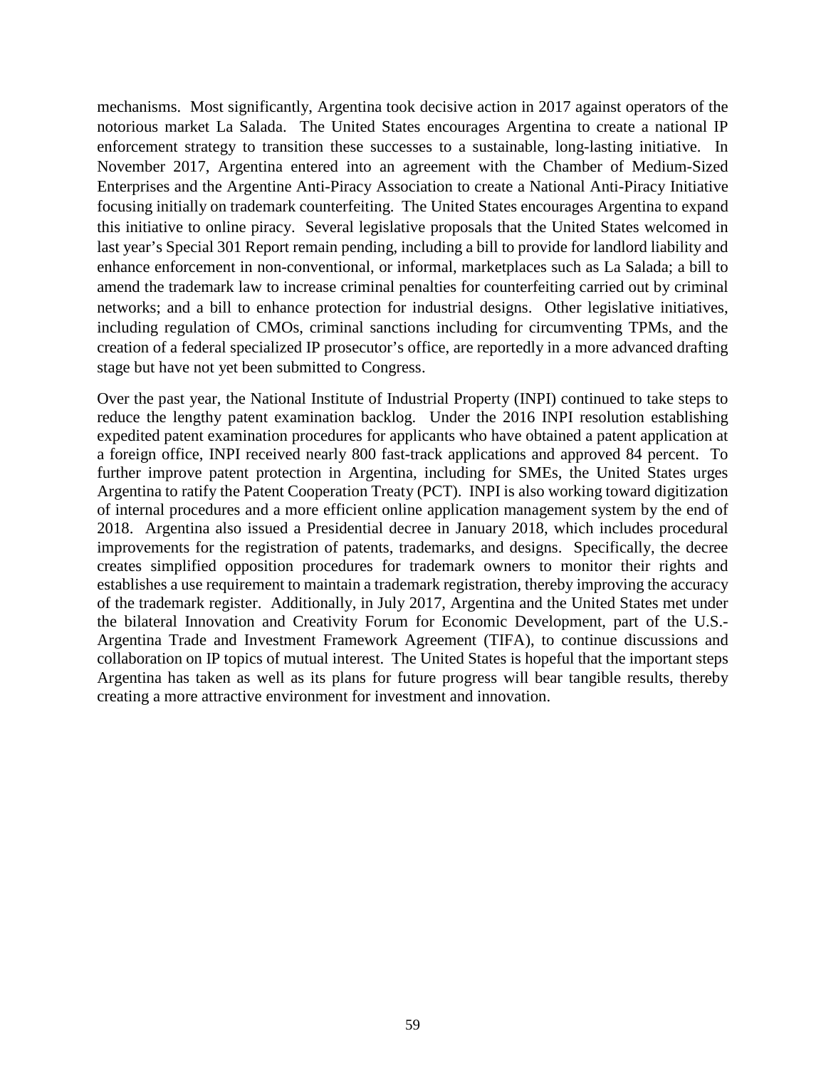mechanisms. Most significantly, Argentina took decisive action in 2017 against operators of the notorious market La Salada. The United States encourages Argentina to create a national IP enforcement strategy to transition these successes to a sustainable, long-lasting initiative. In November 2017, Argentina entered into an agreement with the Chamber of Medium-Sized Enterprises and the Argentine Anti-Piracy Association to create a National Anti-Piracy Initiative focusing initially on trademark counterfeiting. The United States encourages Argentina to expand this initiative to online piracy. Several legislative proposals that the United States welcomed in last year's Special 301 Report remain pending, including a bill to provide for landlord liability and enhance enforcement in non-conventional, or informal, marketplaces such as La Salada; a bill to amend the trademark law to increase criminal penalties for counterfeiting carried out by criminal networks; and a bill to enhance protection for industrial designs. Other legislative initiatives, including regulation of CMOs, criminal sanctions including for circumventing TPMs, and the creation of a federal specialized IP prosecutor's office, are reportedly in a more advanced drafting stage but have not yet been submitted to Congress.

Over the past year, the National Institute of Industrial Property (INPI) continued to take steps to reduce the lengthy patent examination backlog. Under the 2016 INPI resolution establishing expedited patent examination procedures for applicants who have obtained a patent application at a foreign office, INPI received nearly 800 fast-track applications and approved 84 percent. To further improve patent protection in Argentina, including for SMEs, the United States urges Argentina to ratify the Patent Cooperation Treaty (PCT). INPI is also working toward digitization of internal procedures and a more efficient online application management system by the end of 2018. Argentina also issued a Presidential decree in January 2018, which includes procedural improvements for the registration of patents, trademarks, and designs. Specifically, the decree creates simplified opposition procedures for trademark owners to monitor their rights and establishes a use requirement to maintain a trademark registration, thereby improving the accuracy of the trademark register. Additionally, in July 2017, Argentina and the United States met under the bilateral Innovation and Creativity Forum for Economic Development, part of the U.S.-Argentina Trade and Investment Framework Agreement (TIFA), to continue discussions and collaboration on IP topics of mutual interest. The United States is hopeful that the important steps Argentina has taken as well as its plans for future progress will bear tangible results, thereby creating a more attractive environment for investment and innovation.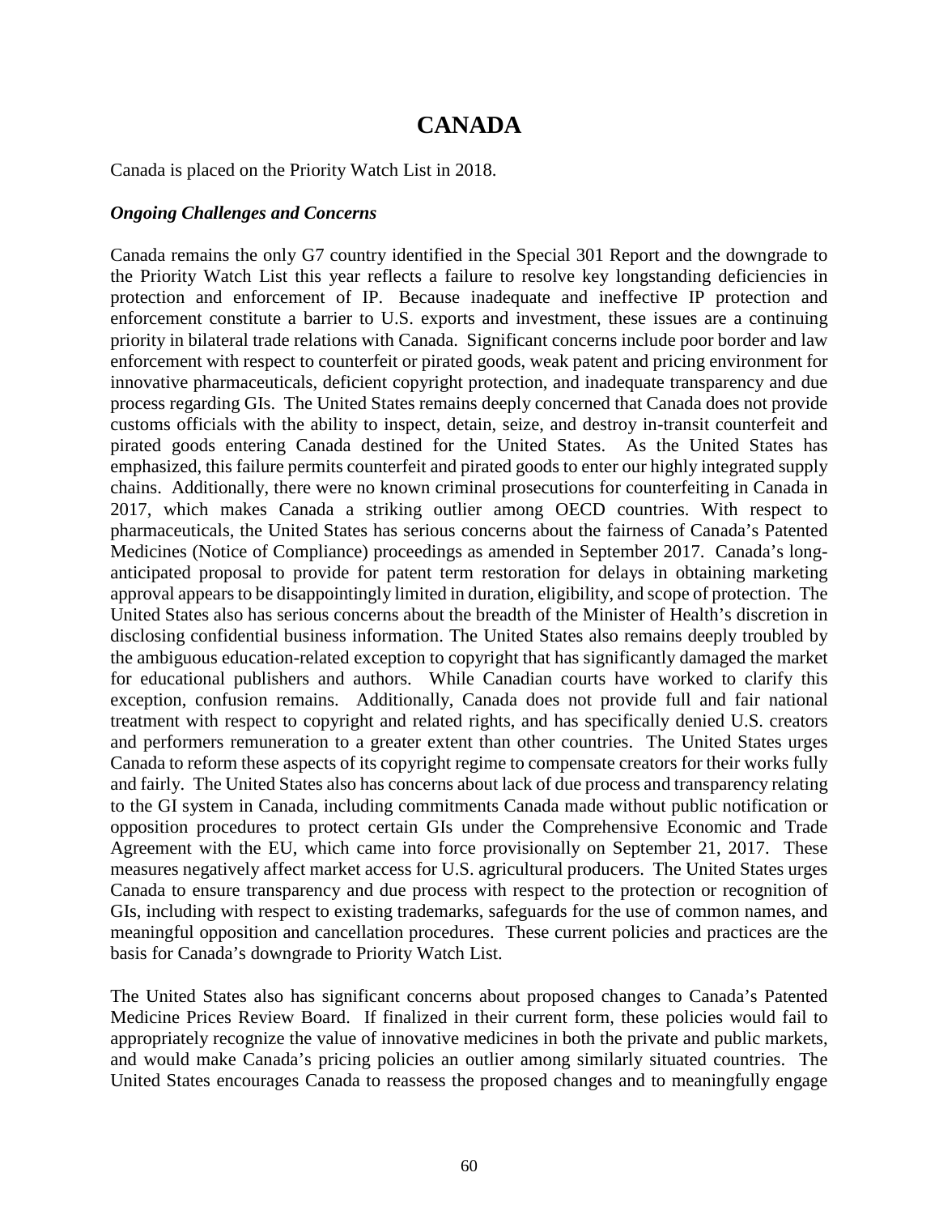# CANADA

Canada is placed on the Priority Watch List in 2018.

***Ongoing Challenges and Concerns***

Canada remains the only G7 country identified in the Special 301 Report and the downgrade to the Priority Watch List this year reflects a failure to resolve key longstanding deficiencies in protection and enforcement of IP. Because inadequate and ineffective IP protection and enforcement constitute a barrier to U.S. exports and investment, these issues are a continuing priority in bilateral trade relations with Canada. Significant concerns include poor border and law enforcement with respect to counterfeit or pirated goods, weak patent and pricing environment for innovative pharmaceuticals, deficient copyright protection, and inadequate transparency and due process regarding GIs. The United States remains deeply concerned that Canada does not provide customs officials with the ability to inspect, detain, seize, and destroy in-transit counterfeit and pirated goods entering Canada destined for the United States. As the United States has emphasized, this failure permits counterfeit and pirated goods to enter our highly integrated supply chains. Additionally, there were no known criminal prosecutions for counterfeiting in Canada in 2017, which makes Canada a striking outlier among OECD countries. With respect to pharmaceuticals, the United States has serious concerns about the fairness of Canada's Patented Medicines (Notice of Compliance) proceedings as amended in September 2017. Canada's long-anticipated proposal to provide for patent term restoration for delays in obtaining marketing approval appears to be disappointingly limited in duration, eligibility, and scope of protection. The United States also has serious concerns about the breadth of the Minister of Health's discretion in disclosing confidential business information. The United States also remains deeply troubled by the ambiguous education-related exception to copyright that has significantly damaged the market for educational publishers and authors. While Canadian courts have worked to clarify this exception, confusion remains. Additionally, Canada does not provide full and fair national treatment with respect to copyright and related rights, and has specifically denied U.S. creators and performers remuneration to a greater extent than other countries. The United States urges Canada to reform these aspects of its copyright regime to compensate creators for their works fully and fairly. The United States also has concerns about lack of due process and transparency relating to the GI system in Canada, including commitments Canada made without public notification or opposition procedures to protect certain GIs under the Comprehensive Economic and Trade Agreement with the EU, which came into force provisionally on September 21, 2017. These measures negatively affect market access for U.S. agricultural producers. The United States urges Canada to ensure transparency and due process with respect to the protection or recognition of GIs, including with respect to existing trademarks, safeguards for the use of common names, and meaningful opposition and cancellation procedures. These current policies and practices are the basis for Canada's downgrade to Priority Watch List.

The United States also has significant concerns about proposed changes to Canada's Patented Medicine Prices Review Board. If finalized in their current form, these policies would fail to appropriately recognize the value of innovative medicines in both the private and public markets, and would make Canada's pricing policies an outlier among similarly situated countries. The United States encourages Canada to reassess the proposed changes and to meaningfully engage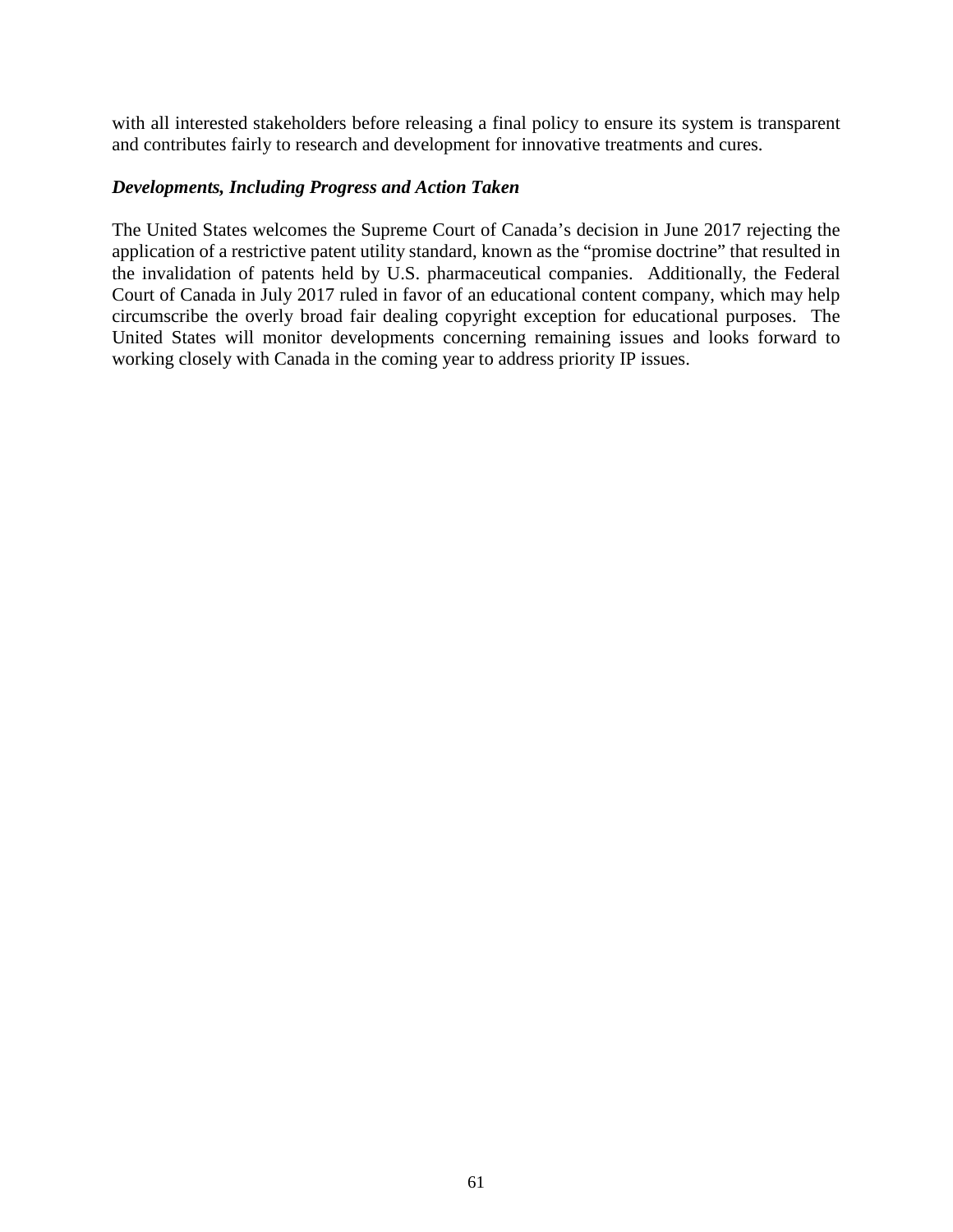with all interested stakeholders before releasing a final policy to ensure its system is transparent and contributes fairly to research and development for innovative treatments and cures.

***Developments, Including Progress and Action Taken***

The United States welcomes the Supreme Court of Canada's decision in June 2017 rejecting the application of a restrictive patent utility standard, known as the "promise doctrine" that resulted in the invalidation of patents held by U.S. pharmaceutical companies. Additionally, the Federal Court of Canada in July 2017 ruled in favor of an educational content company, which may help circumscribe the overly broad fair dealing copyright exception for educational purposes. The United States will monitor developments concerning remaining issues and looks forward to working closely with Canada in the coming year to address priority IP issues.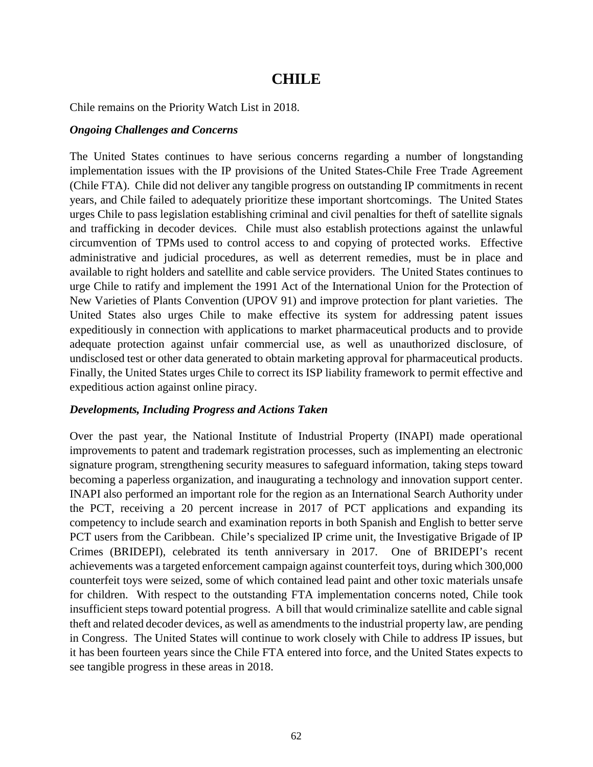# CHILE

Chile remains on the Priority Watch List in 2018.

***Ongoing Challenges and Concerns***

The United States continues to have serious concerns regarding a number of longstanding implementation issues with the IP provisions of the United States-Chile Free Trade Agreement (Chile FTA). Chile did not deliver any tangible progress on outstanding IP commitments in recent years, and Chile failed to adequately prioritize these important shortcomings. The United States urges Chile to pass legislation establishing criminal and civil penalties for theft of satellite signals and trafficking in decoder devices. Chile must also establish protections against the unlawful circumvention of TPMs used to control access to and copying of protected works. Effective administrative and judicial procedures, as well as deterrent remedies, must be in place and available to right holders and satellite and cable service providers. The United States continues to urge Chile to ratify and implement the 1991 Act of the International Union for the Protection of New Varieties of Plants Convention (UPOV 91) and improve protection for plant varieties. The United States also urges Chile to make effective its system for addressing patent issues expeditiously in connection with applications to market pharmaceutical products and to provide adequate protection against unfair commercial use, as well as unauthorized disclosure, of undisclosed test or other data generated to obtain marketing approval for pharmaceutical products. Finally, the United States urges Chile to correct its ISP liability framework to permit effective and expeditious action against online piracy.

***Developments, Including Progress and Actions Taken***

Over the past year, the National Institute of Industrial Property (INAPI) made operational improvements to patent and trademark registration processes, such as implementing an electronic signature program, strengthening security measures to safeguard information, taking steps toward becoming a paperless organization, and inaugurating a technology and innovation support center. INAPI also performed an important role for the region as an International Search Authority under the PCT, receiving a 20 percent increase in 2017 of PCT applications and expanding its competency to include search and examination reports in both Spanish and English to better serve PCT users from the Caribbean. Chile's specialized IP crime unit, the Investigative Brigade of IP Crimes (BRIDEPI), celebrated its tenth anniversary in 2017. One of BRIDEPI's recent achievements was a targeted enforcement campaign against counterfeit toys, during which 300,000 counterfeit toys were seized, some of which contained lead paint and other toxic materials unsafe for children. With respect to the outstanding FTA implementation concerns noted, Chile took insufficient steps toward potential progress. A bill that would criminalize satellite and cable signal theft and related decoder devices, as well as amendments to the industrial property law, are pending in Congress. The United States will continue to work closely with Chile to address IP issues, but it has been fourteen years since the Chile FTA entered into force, and the United States expects to see tangible progress in these areas in 2018.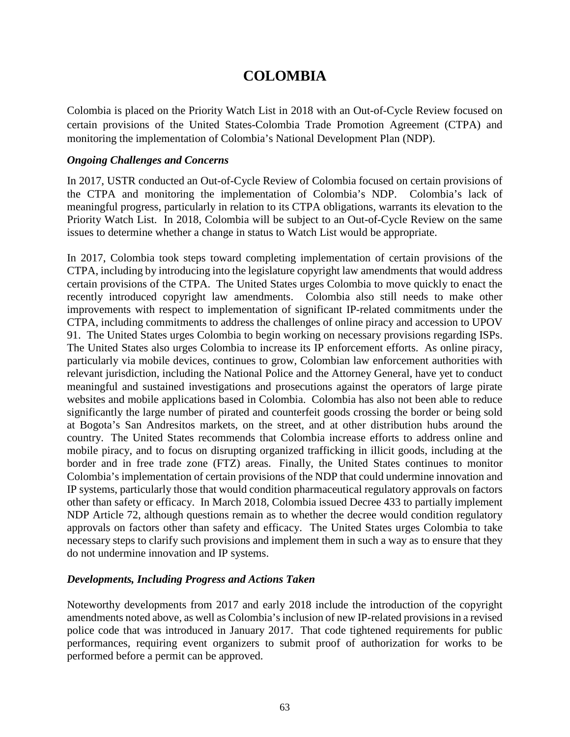# COLOMBIA

Colombia is placed on the Priority Watch List in 2018 with an Out-of-Cycle Review focused on certain provisions of the United States-Colombia Trade Promotion Agreement (CTPA) and monitoring the implementation of Colombia's National Development Plan (NDP).

### *Ongoing Challenges and Concerns*

In 2017, USTR conducted an Out-of-Cycle Review of Colombia focused on certain provisions of the CTPA and monitoring the implementation of Colombia's NDP. Colombia's lack of meaningful progress, particularly in relation to its CTPA obligations, warrants its elevation to the Priority Watch List. In 2018, Colombia will be subject to an Out-of-Cycle Review on the same issues to determine whether a change in status to Watch List would be appropriate.

In 2017, Colombia took steps toward completing implementation of certain provisions of the CTPA, including by introducing into the legislature copyright law amendments that would address certain provisions of the CTPA. The United States urges Colombia to move quickly to enact the recently introduced copyright law amendments. Colombia also still needs to make other improvements with respect to implementation of significant IP-related commitments under the CTPA, including commitments to address the challenges of online piracy and accession to UPOV 91. The United States urges Colombia to begin working on necessary provisions regarding ISPs. The United States also urges Colombia to increase its IP enforcement efforts. As online piracy, particularly via mobile devices, continues to grow, Colombian law enforcement authorities with relevant jurisdiction, including the National Police and the Attorney General, have yet to conduct meaningful and sustained investigations and prosecutions against the operators of large pirate websites and mobile applications based in Colombia. Colombia has also not been able to reduce significantly the large number of pirated and counterfeit goods crossing the border or being sold at Bogota's San Andresitos markets, on the street, and at other distribution hubs around the country. The United States recommends that Colombia increase efforts to address online and mobile piracy, and to focus on disrupting organized trafficking in illicit goods, including at the border and in free trade zone (FTZ) areas. Finally, the United States continues to monitor Colombia's implementation of certain provisions of the NDP that could undermine innovation and IP systems, particularly those that would condition pharmaceutical regulatory approvals on factors other than safety or efficacy. In March 2018, Colombia issued Decree 433 to partially implement NDP Article 72, although questions remain as to whether the decree would condition regulatory approvals on factors other than safety and efficacy. The United States urges Colombia to take necessary steps to clarify such provisions and implement them in such a way as to ensure that they do not undermine innovation and IP systems.

### *Developments, Including Progress and Actions Taken*

Noteworthy developments from 2017 and early 2018 include the introduction of the copyright amendments noted above, as well as Colombia's inclusion of new IP-related provisions in a revised police code that was introduced in January 2017. That code tightened requirements for public performances, requiring event organizers to submit proof of authorization for works to be performed before a permit can be approved.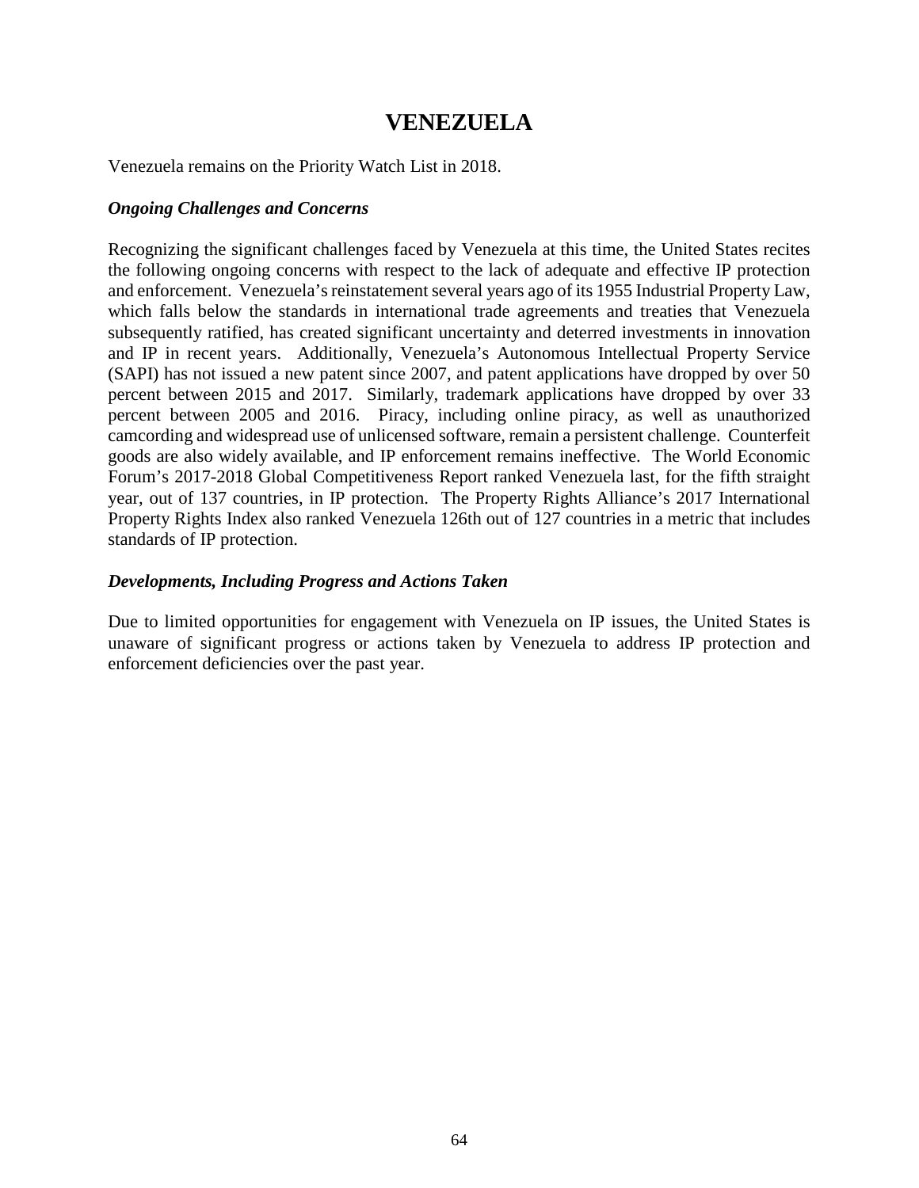# VENEZUELA

Venezuela remains on the Priority Watch List in 2018.

### *Ongoing Challenges and Concerns*

Recognizing the significant challenges faced by Venezuela at this time, the United States recites the following ongoing concerns with respect to the lack of adequate and effective IP protection and enforcement. Venezuela's reinstatement several years ago of its 1955 Industrial Property Law, which falls below the standards in international trade agreements and treaties that Venezuela subsequently ratified, has created significant uncertainty and deterred investments in innovation and IP in recent years. Additionally, Venezuela's Autonomous Intellectual Property Service (SAPI) has not issued a new patent since 2007, and patent applications have dropped by over 50 percent between 2015 and 2017. Similarly, trademark applications have dropped by over 33 percent between 2005 and 2016. Piracy, including online piracy, as well as unauthorized camcording and widespread use of unlicensed software, remain a persistent challenge. Counterfeit goods are also widely available, and IP enforcement remains ineffective. The World Economic Forum's 2017-2018 Global Competitiveness Report ranked Venezuela last, for the fifth straight year, out of 137 countries, in IP protection. The Property Rights Alliance's 2017 International Property Rights Index also ranked Venezuela 126th out of 127 countries in a metric that includes standards of IP protection.

### *Developments, Including Progress and Actions Taken*

Due to limited opportunities for engagement with Venezuela on IP issues, the United States is unaware of significant progress or actions taken by Venezuela to address IP protection and enforcement deficiencies over the past year.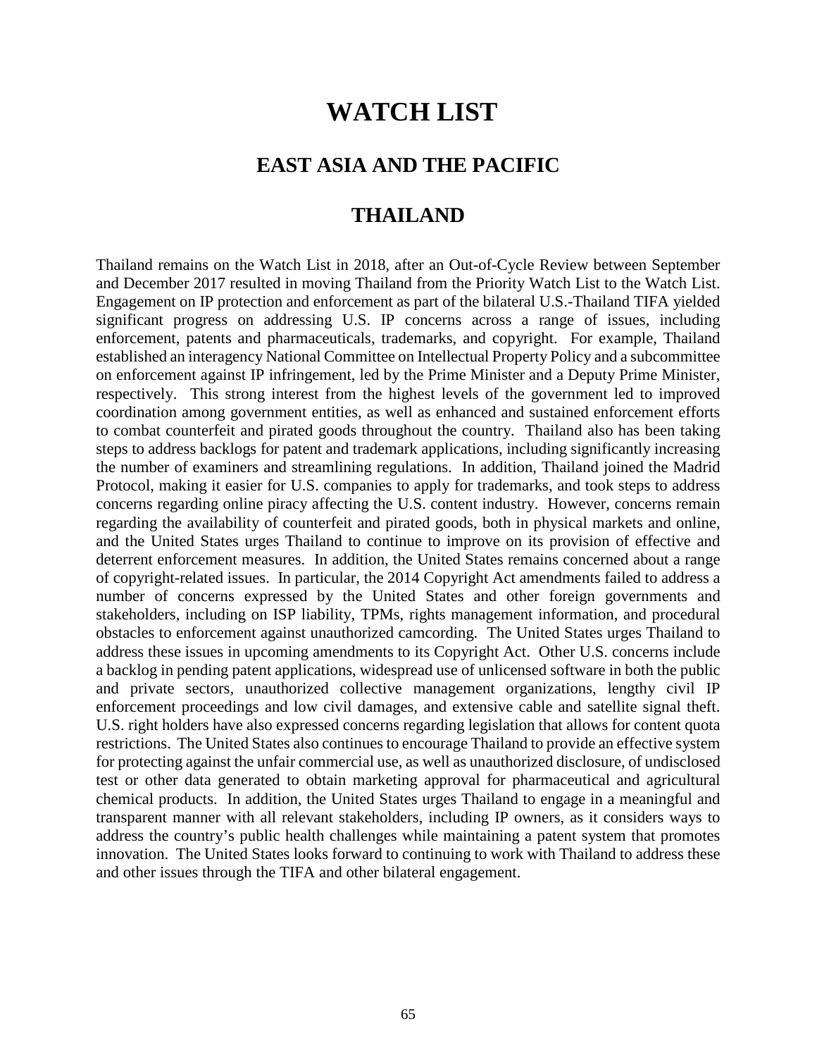# WATCH LIST

## EAST ASIA AND THE PACIFIC

## THAILAND

Thailand remains on the Watch List in 2018, after an Out-of-Cycle Review between September and December 2017 resulted in moving Thailand from the Priority Watch List to the Watch List. Engagement on IP protection and enforcement as part of the bilateral U.S.-Thailand TIFA yielded significant progress on addressing U.S. IP concerns across a range of issues, including enforcement, patents and pharmaceuticals, trademarks, and copyright. For example, Thailand established an interagency National Committee on Intellectual Property Policy and a subcommittee on enforcement against IP infringement, led by the Prime Minister and a Deputy Prime Minister, respectively. This strong interest from the highest levels of the government led to improved coordination among government entities, as well as enhanced and sustained enforcement efforts to combat counterfeit and pirated goods throughout the country. Thailand also has been taking steps to address backlogs for patent and trademark applications, including significantly increasing the number of examiners and streamlining regulations. In addition, Thailand joined the Madrid Protocol, making it easier for U.S. companies to apply for trademarks, and took steps to address concerns regarding online piracy affecting the U.S. content industry. However, concerns remain regarding the availability of counterfeit and pirated goods, both in physical markets and online, and the United States urges Thailand to continue to improve on its provision of effective and deterrent enforcement measures. In addition, the United States remains concerned about a range of copyright-related issues. In particular, the 2014 Copyright Act amendments failed to address a number of concerns expressed by the United States and other foreign governments and stakeholders, including on ISP liability, TPMs, rights management information, and procedural obstacles to enforcement against unauthorized camcording. The United States urges Thailand to address these issues in upcoming amendments to its Copyright Act. Other U.S. concerns include a backlog in pending patent applications, widespread use of unlicensed software in both the public and private sectors, unauthorized collective management organizations, lengthy civil IP enforcement proceedings and low civil damages, and extensive cable and satellite signal theft. U.S. right holders have also expressed concerns regarding legislation that allows for content quota restrictions. The United States also continues to encourage Thailand to provide an effective system for protecting against the unfair commercial use, as well as unauthorized disclosure, of undisclosed test or other data generated to obtain marketing approval for pharmaceutical and agricultural chemical products. In addition, the United States urges Thailand to engage in a meaningful and transparent manner with all relevant stakeholders, including IP owners, as it considers ways to address the country's public health challenges while maintaining a patent system that promotes innovation. The United States looks forward to continuing to work with Thailand to address these and other issues through the TIFA and other bilateral engagement.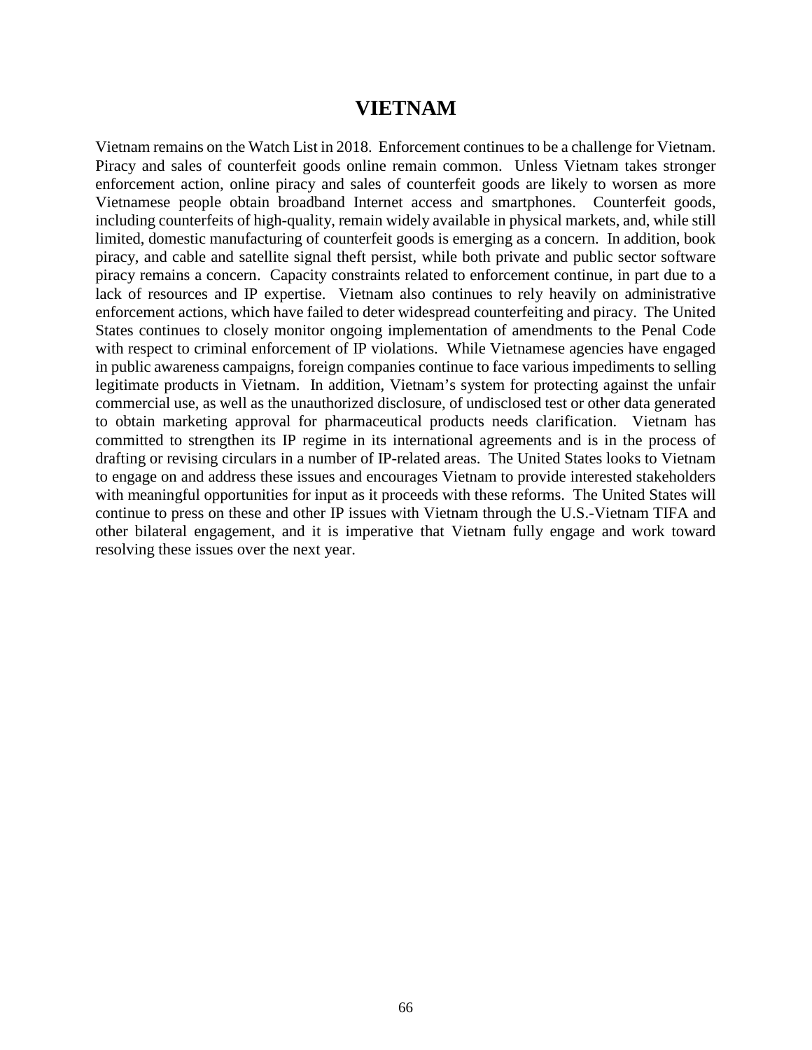# VIETNAM

Vietnam remains on the Watch List in 2018. Enforcement continues to be a challenge for Vietnam. Piracy and sales of counterfeit goods online remain common. Unless Vietnam takes stronger enforcement action, online piracy and sales of counterfeit goods are likely to worsen as more Vietnamese people obtain broadband Internet access and smartphones. Counterfeit goods, including counterfeits of high-quality, remain widely available in physical markets, and, while still limited, domestic manufacturing of counterfeit goods is emerging as a concern. In addition, book piracy, and cable and satellite signal theft persist, while both private and public sector software piracy remains a concern. Capacity constraints related to enforcement continue, in part due to a lack of resources and IP expertise. Vietnam also continues to rely heavily on administrative enforcement actions, which have failed to deter widespread counterfeiting and piracy. The United States continues to closely monitor ongoing implementation of amendments to the Penal Code with respect to criminal enforcement of IP violations. While Vietnamese agencies have engaged in public awareness campaigns, foreign companies continue to face various impediments to selling legitimate products in Vietnam. In addition, Vietnam's system for protecting against the unfair commercial use, as well as the unauthorized disclosure, of undisclosed test or other data generated to obtain marketing approval for pharmaceutical products needs clarification. Vietnam has committed to strengthen its IP regime in its international agreements and is in the process of drafting or revising circulars in a number of IP-related areas. The United States looks to Vietnam to engage on and address these issues and encourages Vietnam to provide interested stakeholders with meaningful opportunities for input as it proceeds with these reforms. The United States will continue to press on these and other IP issues with Vietnam through the U.S.-Vietnam TIFA and other bilateral engagement, and it is imperative that Vietnam fully engage and work toward resolving these issues over the next year.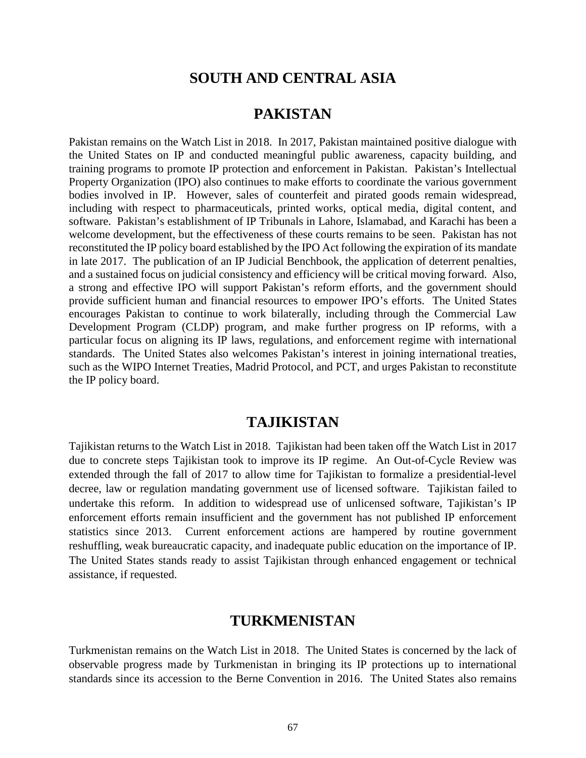# SOUTH AND CENTRAL ASIA

## PAKISTAN

Pakistan remains on the Watch List in 2018. In 2017, Pakistan maintained positive dialogue with the United States on IP and conducted meaningful public awareness, capacity building, and training programs to promote IP protection and enforcement in Pakistan. Pakistan's Intellectual Property Organization (IPO) also continues to make efforts to coordinate the various government bodies involved in IP. However, sales of counterfeit and pirated goods remain widespread, including with respect to pharmaceuticals, printed works, optical media, digital content, and software. Pakistan's establishment of IP Tribunals in Lahore, Islamabad, and Karachi has been a welcome development, but the effectiveness of these courts remains to be seen. Pakistan has not reconstituted the IP policy board established by the IPO Act following the expiration of its mandate in late 2017. The publication of an IP Judicial Benchbook, the application of deterrent penalties, and a sustained focus on judicial consistency and efficiency will be critical moving forward. Also, a strong and effective IPO will support Pakistan's reform efforts, and the government should provide sufficient human and financial resources to empower IPO's efforts. The United States encourages Pakistan to continue to work bilaterally, including through the Commercial Law Development Program (CLDP) program, and make further progress on IP reforms, with a particular focus on aligning its IP laws, regulations, and enforcement regime with international standards. The United States also welcomes Pakistan's interest in joining international treaties, such as the WIPO Internet Treaties, Madrid Protocol, and PCT, and urges Pakistan to reconstitute the IP policy board.

## TAJIKISTAN

Tajikistan returns to the Watch List in 2018. Tajikistan had been taken off the Watch List in 2017 due to concrete steps Tajikistan took to improve its IP regime. An Out-of-Cycle Review was extended through the fall of 2017 to allow time for Tajikistan to formalize a presidential-level decree, law or regulation mandating government use of licensed software. Tajikistan failed to undertake this reform. In addition to widespread use of unlicensed software, Tajikistan's IP enforcement efforts remain insufficient and the government has not published IP enforcement statistics since 2013. Current enforcement actions are hampered by routine government reshuffling, weak bureaucratic capacity, and inadequate public education on the importance of IP. The United States stands ready to assist Tajikistan through enhanced engagement or technical assistance, if requested.

## TURKMENISTAN

Turkmenistan remains on the Watch List in 2018. The United States is concerned by the lack of observable progress made by Turkmenistan in bringing its IP protections up to international standards since its accession to the Berne Convention in 2016. The United States also remains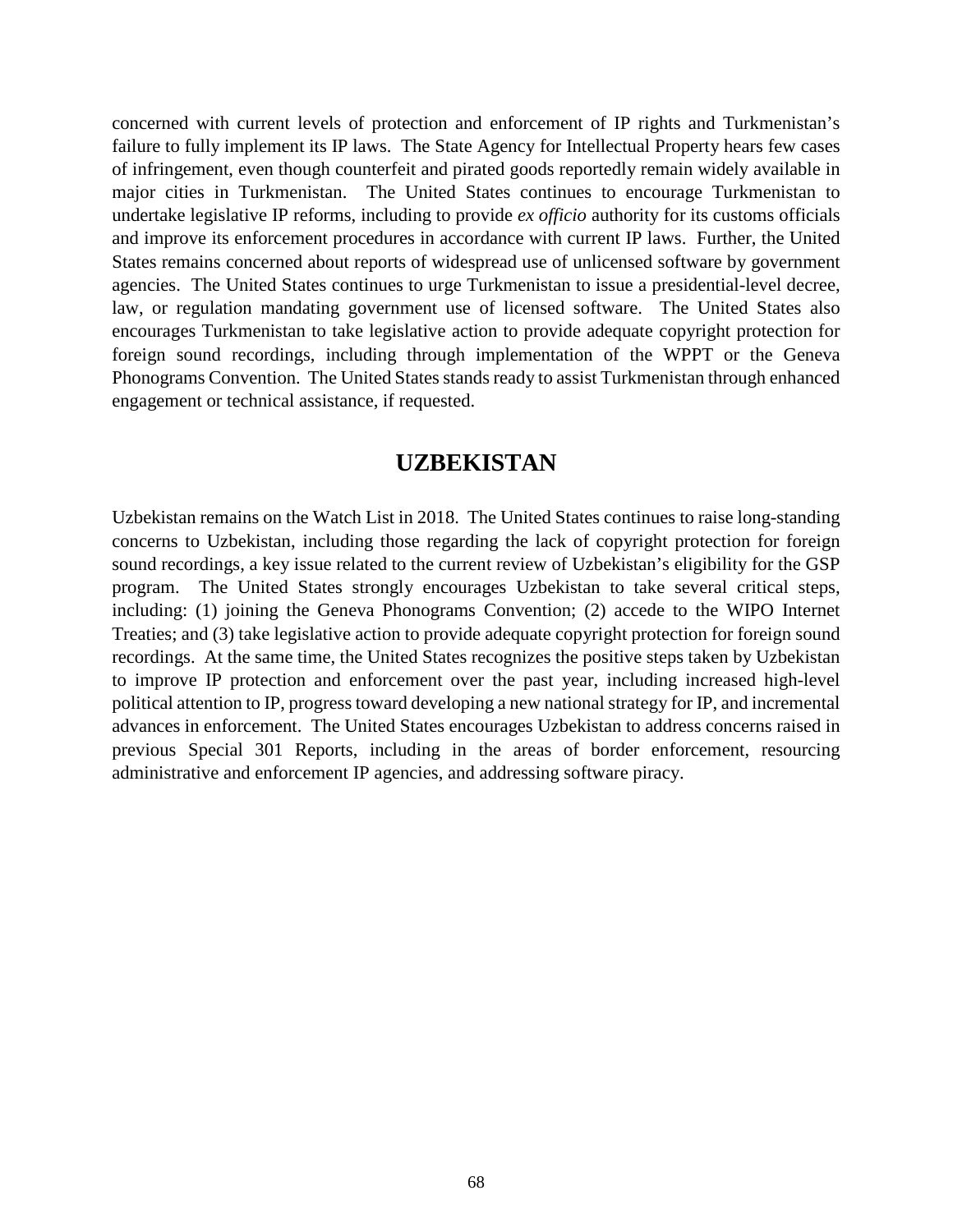concerned with current levels of protection and enforcement of IP rights and Turkmenistan's failure to fully implement its IP laws. The State Agency for Intellectual Property hears few cases of infringement, even though counterfeit and pirated goods reportedly remain widely available in major cities in Turkmenistan. The United States continues to encourage Turkmenistan to undertake legislative IP reforms, including to provide *ex officio* authority for its customs officials and improve its enforcement procedures in accordance with current IP laws. Further, the United States remains concerned about reports of widespread use of unlicensed software by government agencies. The United States continues to urge Turkmenistan to issue a presidential-level decree, law, or regulation mandating government use of licensed software. The United States also encourages Turkmenistan to take legislative action to provide adequate copyright protection for foreign sound recordings, including through implementation of the WPPT or the Geneva Phonograms Convention. The United States stands ready to assist Turkmenistan through enhanced engagement or technical assistance, if requested.

## UZBEKISTAN

Uzbekistan remains on the Watch List in 2018. The United States continues to raise long-standing concerns to Uzbekistan, including those regarding the lack of copyright protection for foreign sound recordings, a key issue related to the current review of Uzbekistan's eligibility for the GSP program. The United States strongly encourages Uzbekistan to take several critical steps, including: (1) joining the Geneva Phonograms Convention; (2) accede to the WIPO Internet Treaties; and (3) take legislative action to provide adequate copyright protection for foreign sound recordings. At the same time, the United States recognizes the positive steps taken by Uzbekistan to improve IP protection and enforcement over the past year, including increased high-level political attention to IP, progress toward developing a new national strategy for IP, and incremental advances in enforcement. The United States encourages Uzbekistan to address concerns raised in previous Special 301 Reports, including in the areas of border enforcement, resourcing administrative and enforcement IP agencies, and addressing software piracy.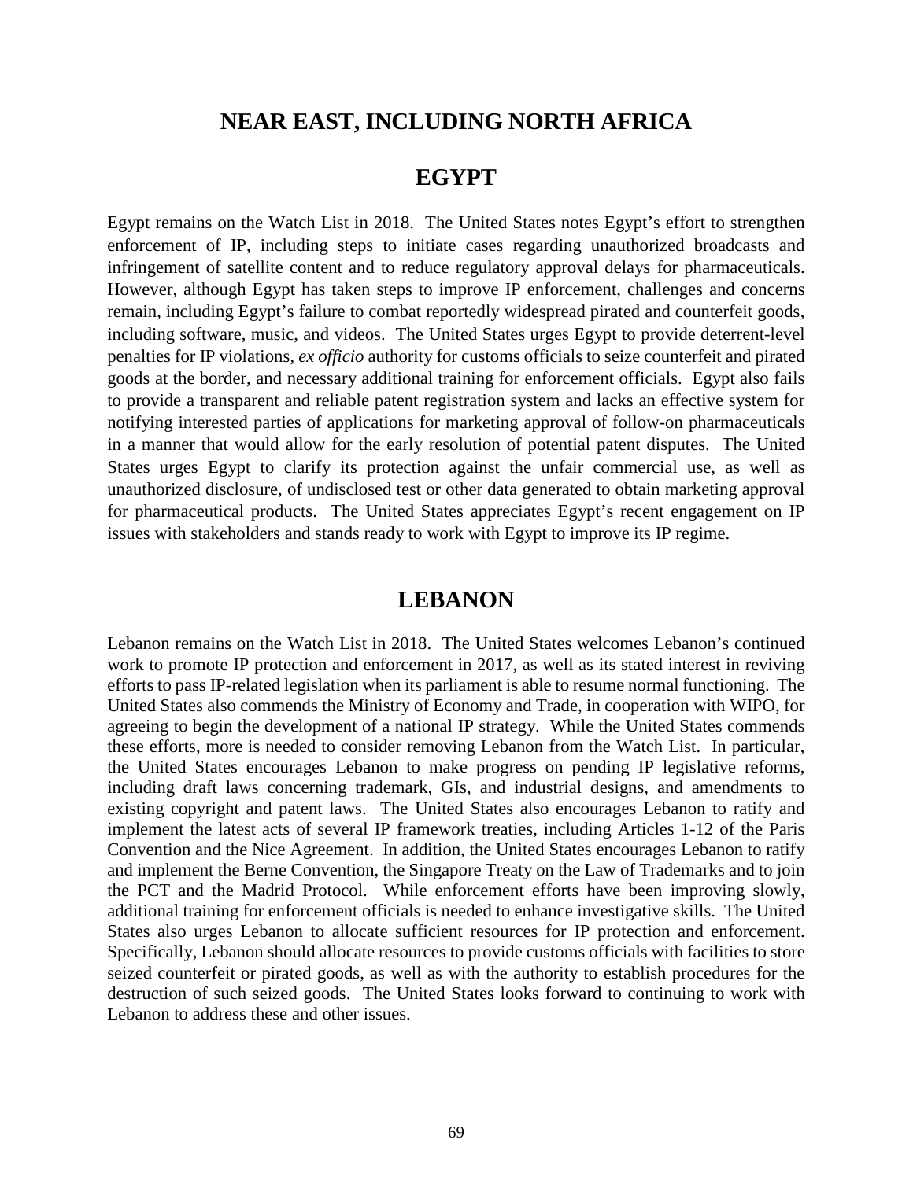# NEAR EAST, INCLUDING NORTH AFRICA

## EGYPT

Egypt remains on the Watch List in 2018. The United States notes Egypt's effort to strengthen enforcement of IP, including steps to initiate cases regarding unauthorized broadcasts and infringement of satellite content and to reduce regulatory approval delays for pharmaceuticals. However, although Egypt has taken steps to improve IP enforcement, challenges and concerns remain, including Egypt's failure to combat reportedly widespread pirated and counterfeit goods, including software, music, and videos. The United States urges Egypt to provide deterrent-level penalties for IP violations, *ex officio* authority for customs officials to seize counterfeit and pirated goods at the border, and necessary additional training for enforcement officials. Egypt also fails to provide a transparent and reliable patent registration system and lacks an effective system for notifying interested parties of applications for marketing approval of follow-on pharmaceuticals in a manner that would allow for the early resolution of potential patent disputes. The United States urges Egypt to clarify its protection against the unfair commercial use, as well as unauthorized disclosure, of undisclosed test or other data generated to obtain marketing approval for pharmaceutical products. The United States appreciates Egypt's recent engagement on IP issues with stakeholders and stands ready to work with Egypt to improve its IP regime.

## LEBANON

Lebanon remains on the Watch List in 2018. The United States welcomes Lebanon's continued work to promote IP protection and enforcement in 2017, as well as its stated interest in reviving efforts to pass IP-related legislation when its parliament is able to resume normal functioning. The United States also commends the Ministry of Economy and Trade, in cooperation with WIPO, for agreeing to begin the development of a national IP strategy. While the United States commends these efforts, more is needed to consider removing Lebanon from the Watch List. In particular, the United States encourages Lebanon to make progress on pending IP legislative reforms, including draft laws concerning trademark, GIs, and industrial designs, and amendments to existing copyright and patent laws. The United States also encourages Lebanon to ratify and implement the latest acts of several IP framework treaties, including Articles 1-12 of the Paris Convention and the Nice Agreement. In addition, the United States encourages Lebanon to ratify and implement the Berne Convention, the Singapore Treaty on the Law of Trademarks and to join the PCT and the Madrid Protocol. While enforcement efforts have been improving slowly, additional training for enforcement officials is needed to enhance investigative skills. The United States also urges Lebanon to allocate sufficient resources for IP protection and enforcement. Specifically, Lebanon should allocate resources to provide customs officials with facilities to store seized counterfeit or pirated goods, as well as with the authority to establish procedures for the destruction of such seized goods. The United States looks forward to continuing to work with Lebanon to address these and other issues.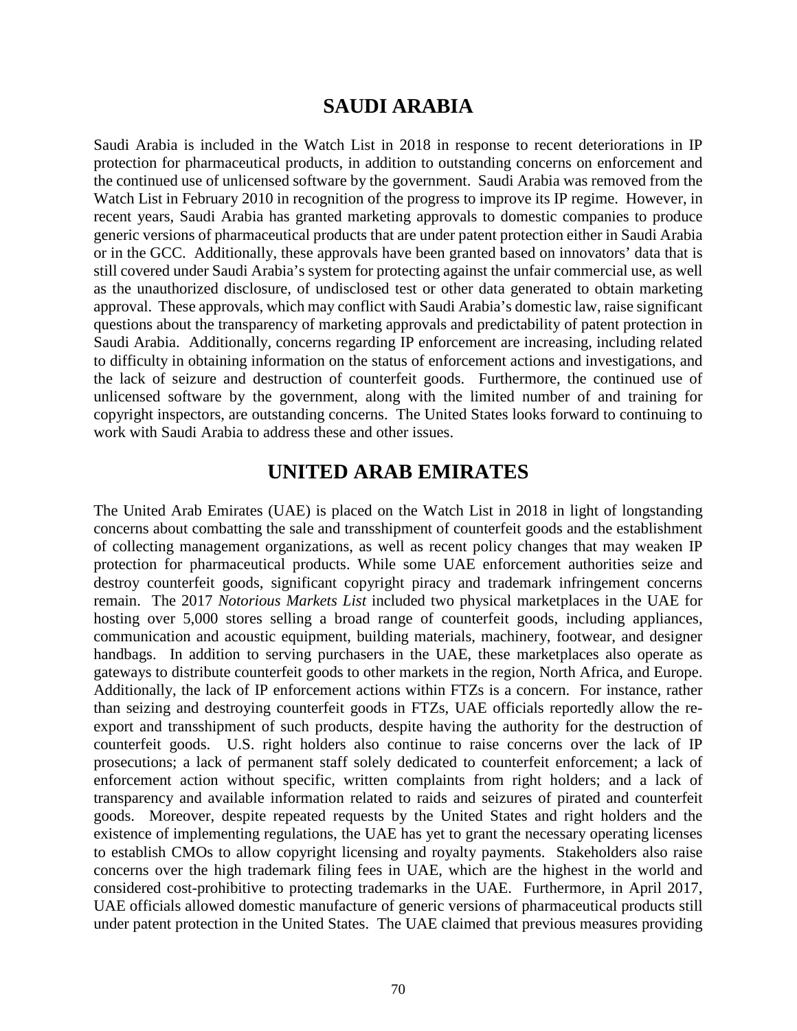## SAUDI ARABIA

Saudi Arabia is included in the Watch List in 2018 in response to recent deteriorations in IP protection for pharmaceutical products, in addition to outstanding concerns on enforcement and the continued use of unlicensed software by the government. Saudi Arabia was removed from the Watch List in February 2010 in recognition of the progress to improve its IP regime. However, in recent years, Saudi Arabia has granted marketing approvals to domestic companies to produce generic versions of pharmaceutical products that are under patent protection either in Saudi Arabia or in the GCC. Additionally, these approvals have been granted based on innovators' data that is still covered under Saudi Arabia's system for protecting against the unfair commercial use, as well as the unauthorized disclosure, of undisclosed test or other data generated to obtain marketing approval. These approvals, which may conflict with Saudi Arabia's domestic law, raise significant questions about the transparency of marketing approvals and predictability of patent protection in Saudi Arabia. Additionally, concerns regarding IP enforcement are increasing, including related to difficulty in obtaining information on the status of enforcement actions and investigations, and the lack of seizure and destruction of counterfeit goods. Furthermore, the continued use of unlicensed software by the government, along with the limited number of and training for copyright inspectors, are outstanding concerns. The United States looks forward to continuing to work with Saudi Arabia to address these and other issues.

## UNITED ARAB EMIRATES

The United Arab Emirates (UAE) is placed on the Watch List in 2018 in light of longstanding concerns about combatting the sale and transshipment of counterfeit goods and the establishment of collecting management organizations, as well as recent policy changes that may weaken IP protection for pharmaceutical products. While some UAE enforcement authorities seize and destroy counterfeit goods, significant copyright piracy and trademark infringement concerns remain. The 2017 *Notorious Markets List* included two physical marketplaces in the UAE for hosting over 5,000 stores selling a broad range of counterfeit goods, including appliances, communication and acoustic equipment, building materials, machinery, footwear, and designer handbags. In addition to serving purchasers in the UAE, these marketplaces also operate as gateways to distribute counterfeit goods to other markets in the region, North Africa, and Europe. Additionally, the lack of IP enforcement actions within FTZs is a concern. For instance, rather than seizing and destroying counterfeit goods in FTZs, UAE officials reportedly allow the re-export and transshipment of such products, despite having the authority for the destruction of counterfeit goods. U.S. right holders also continue to raise concerns over the lack of IP prosecutions; a lack of permanent staff solely dedicated to counterfeit enforcement; a lack of enforcement action without specific, written complaints from right holders; and a lack of transparency and available information related to raids and seizures of pirated and counterfeit goods. Moreover, despite repeated requests by the United States and right holders and the existence of implementing regulations, the UAE has yet to grant the necessary operating licenses to establish CMOs to allow copyright licensing and royalty payments. Stakeholders also raise concerns over the high trademark filing fees in UAE, which are the highest in the world and considered cost-prohibitive to protecting trademarks in the UAE. Furthermore, in April 2017, UAE officials allowed domestic manufacture of generic versions of pharmaceutical products still under patent protection in the United States. The UAE claimed that previous measures providing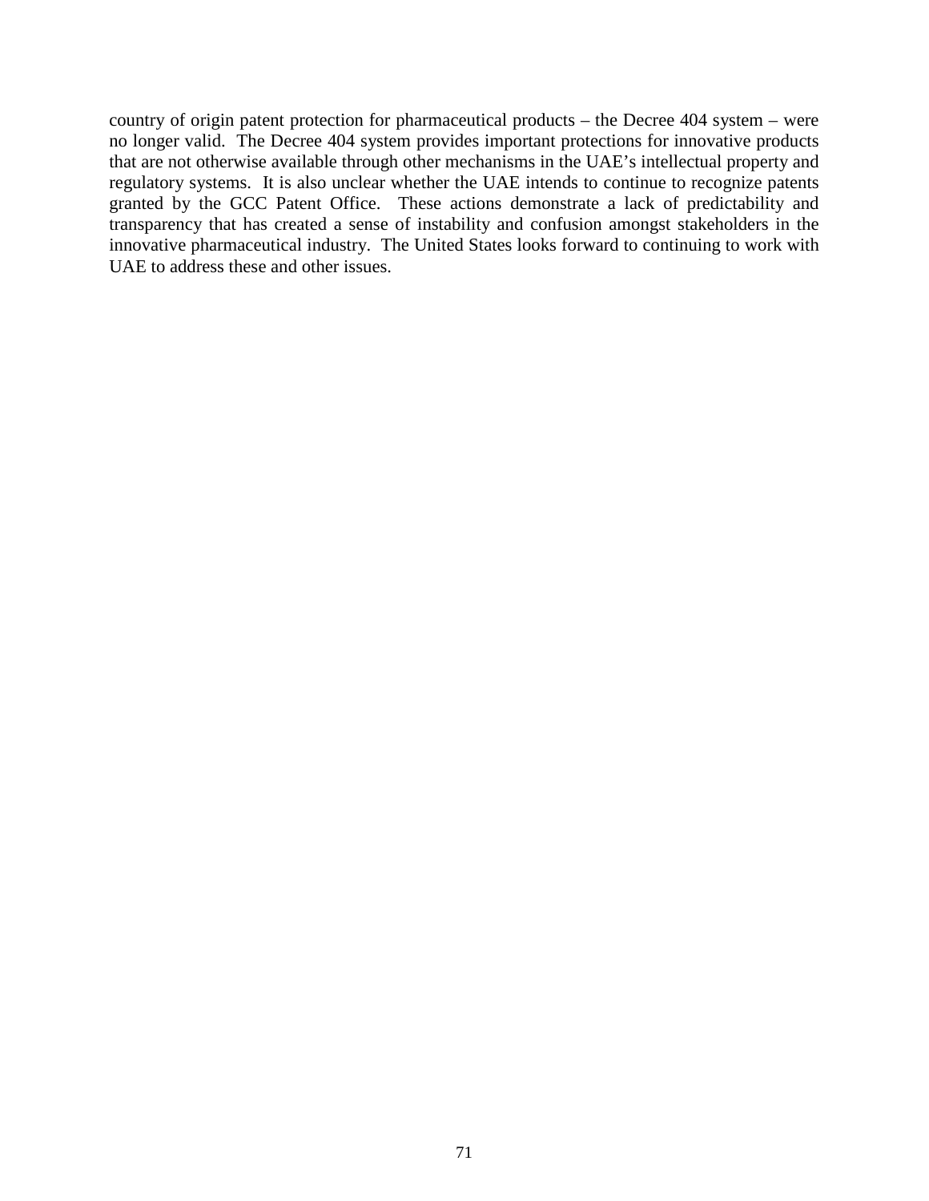country of origin patent protection for pharmaceutical products – the Decree 404 system – were no longer valid. The Decree 404 system provides important protections for innovative products that are not otherwise available through other mechanisms in the UAE's intellectual property and regulatory systems. It is also unclear whether the UAE intends to continue to recognize patents granted by the GCC Patent Office. These actions demonstrate a lack of predictability and transparency that has created a sense of instability and confusion amongst stakeholders in the innovative pharmaceutical industry. The United States looks forward to continuing to work with UAE to address these and other issues.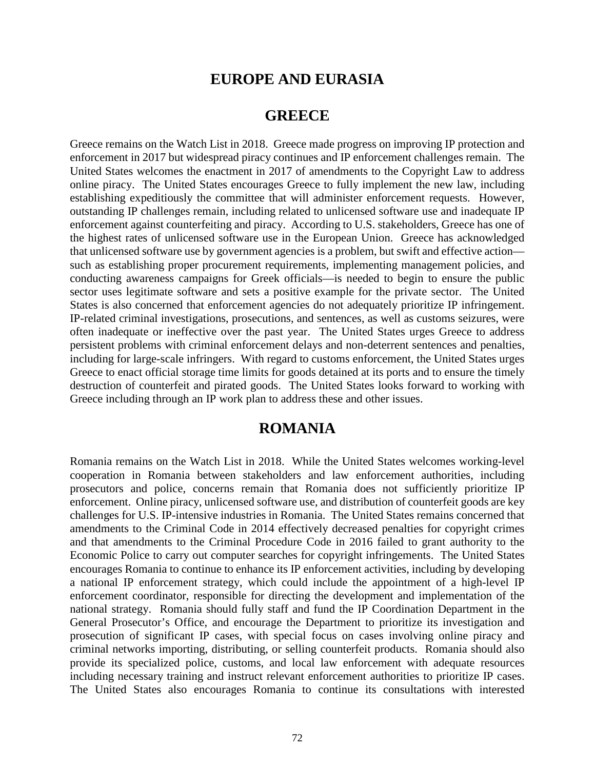# EUROPE AND EURASIA

## GREECE

Greece remains on the Watch List in 2018. Greece made progress on improving IP protection and enforcement in 2017 but widespread piracy continues and IP enforcement challenges remain. The United States welcomes the enactment in 2017 of amendments to the Copyright Law to address online piracy. The United States encourages Greece to fully implement the new law, including establishing expeditiously the committee that will administer enforcement requests. However, outstanding IP challenges remain, including related to unlicensed software use and inadequate IP enforcement against counterfeiting and piracy. According to U.S. stakeholders, Greece has one of the highest rates of unlicensed software use in the European Union. Greece has acknowledged that unlicensed software use by government agencies is a problem, but swift and effective action—such as establishing proper procurement requirements, implementing management policies, and conducting awareness campaigns for Greek officials—is needed to begin to ensure the public sector uses legitimate software and sets a positive example for the private sector. The United States is also concerned that enforcement agencies do not adequately prioritize IP infringement. IP-related criminal investigations, prosecutions, and sentences, as well as customs seizures, were often inadequate or ineffective over the past year. The United States urges Greece to address persistent problems with criminal enforcement delays and non-deterrent sentences and penalties, including for large-scale infringers. With regard to customs enforcement, the United States urges Greece to enact official storage time limits for goods detained at its ports and to ensure the timely destruction of counterfeit and pirated goods. The United States looks forward to working with Greece including through an IP work plan to address these and other issues.

## ROMANIA

Romania remains on the Watch List in 2018. While the United States welcomes working-level cooperation in Romania between stakeholders and law enforcement authorities, including prosecutors and police, concerns remain that Romania does not sufficiently prioritize IP enforcement. Online piracy, unlicensed software use, and distribution of counterfeit goods are key challenges for U.S. IP-intensive industries in Romania. The United States remains concerned that amendments to the Criminal Code in 2014 effectively decreased penalties for copyright crimes and that amendments to the Criminal Procedure Code in 2016 failed to grant authority to the Economic Police to carry out computer searches for copyright infringements. The United States encourages Romania to continue to enhance its IP enforcement activities, including by developing a national IP enforcement strategy, which could include the appointment of a high-level IP enforcement coordinator, responsible for directing the development and implementation of the national strategy. Romania should fully staff and fund the IP Coordination Department in the General Prosecutor's Office, and encourage the Department to prioritize its investigation and prosecution of significant IP cases, with special focus on cases involving online piracy and criminal networks importing, distributing, or selling counterfeit products. Romania should also provide its specialized police, customs, and local law enforcement with adequate resources including necessary training and instruct relevant enforcement authorities to prioritize IP cases. The United States also encourages Romania to continue its consultations with interested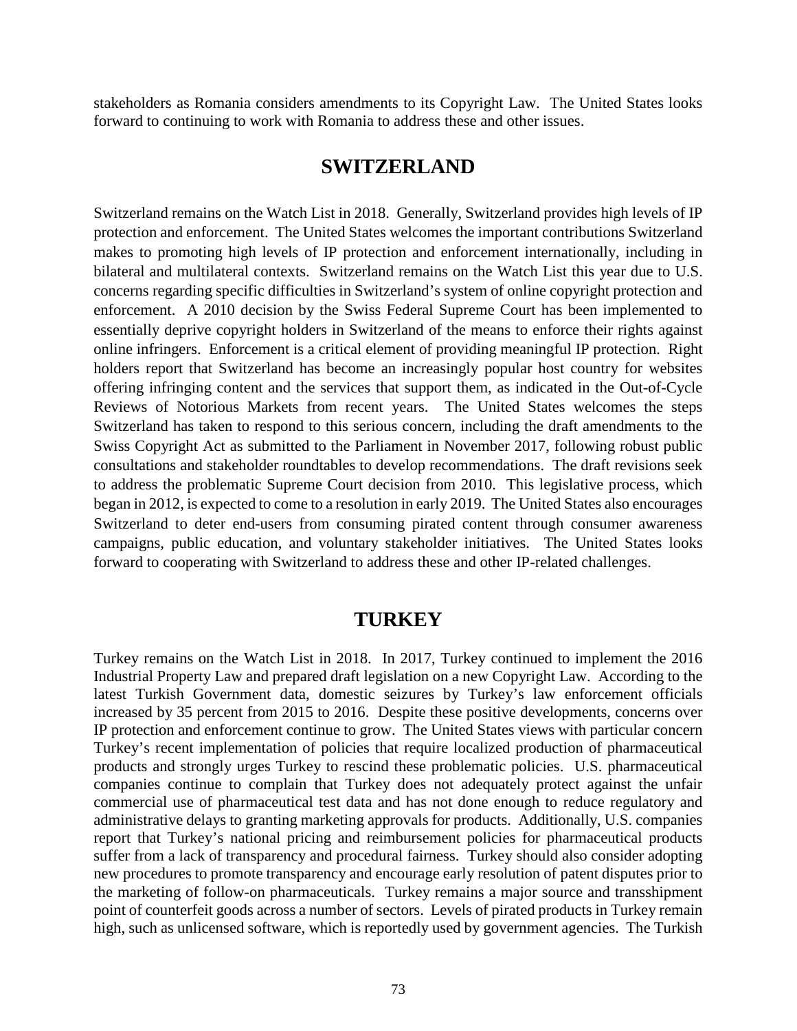stakeholders as Romania considers amendments to its Copyright Law. The United States looks forward to continuing to work with Romania to address these and other issues.

## SWITZERLAND

Switzerland remains on the Watch List in 2018. Generally, Switzerland provides high levels of IP protection and enforcement. The United States welcomes the important contributions Switzerland makes to promoting high levels of IP protection and enforcement internationally, including in bilateral and multilateral contexts. Switzerland remains on the Watch List this year due to U.S. concerns regarding specific difficulties in Switzerland's system of online copyright protection and enforcement. A 2010 decision by the Swiss Federal Supreme Court has been implemented to essentially deprive copyright holders in Switzerland of the means to enforce their rights against online infringers. Enforcement is a critical element of providing meaningful IP protection. Right holders report that Switzerland has become an increasingly popular host country for websites offering infringing content and the services that support them, as indicated in the Out-of-Cycle Reviews of Notorious Markets from recent years. The United States welcomes the steps Switzerland has taken to respond to this serious concern, including the draft amendments to the Swiss Copyright Act as submitted to the Parliament in November 2017, following robust public consultations and stakeholder roundtables to develop recommendations. The draft revisions seek to address the problematic Supreme Court decision from 2010. This legislative process, which began in 2012, is expected to come to a resolution in early 2019. The United States also encourages Switzerland to deter end-users from consuming pirated content through consumer awareness campaigns, public education, and voluntary stakeholder initiatives. The United States looks forward to cooperating with Switzerland to address these and other IP-related challenges.

## TURKEY

Turkey remains on the Watch List in 2018. In 2017, Turkey continued to implement the 2016 Industrial Property Law and prepared draft legislation on a new Copyright Law. According to the latest Turkish Government data, domestic seizures by Turkey's law enforcement officials increased by 35 percent from 2015 to 2016. Despite these positive developments, concerns over IP protection and enforcement continue to grow. The United States views with particular concern Turkey's recent implementation of policies that require localized production of pharmaceutical products and strongly urges Turkey to rescind these problematic policies. U.S. pharmaceutical companies continue to complain that Turkey does not adequately protect against the unfair commercial use of pharmaceutical test data and has not done enough to reduce regulatory and administrative delays to granting marketing approvals for products. Additionally, U.S. companies report that Turkey's national pricing and reimbursement policies for pharmaceutical products suffer from a lack of transparency and procedural fairness. Turkey should also consider adopting new procedures to promote transparency and encourage early resolution of patent disputes prior to the marketing of follow-on pharmaceuticals. Turkey remains a major source and transshipment point of counterfeit goods across a number of sectors. Levels of pirated products in Turkey remain high, such as unlicensed software, which is reportedly used by government agencies. The Turkish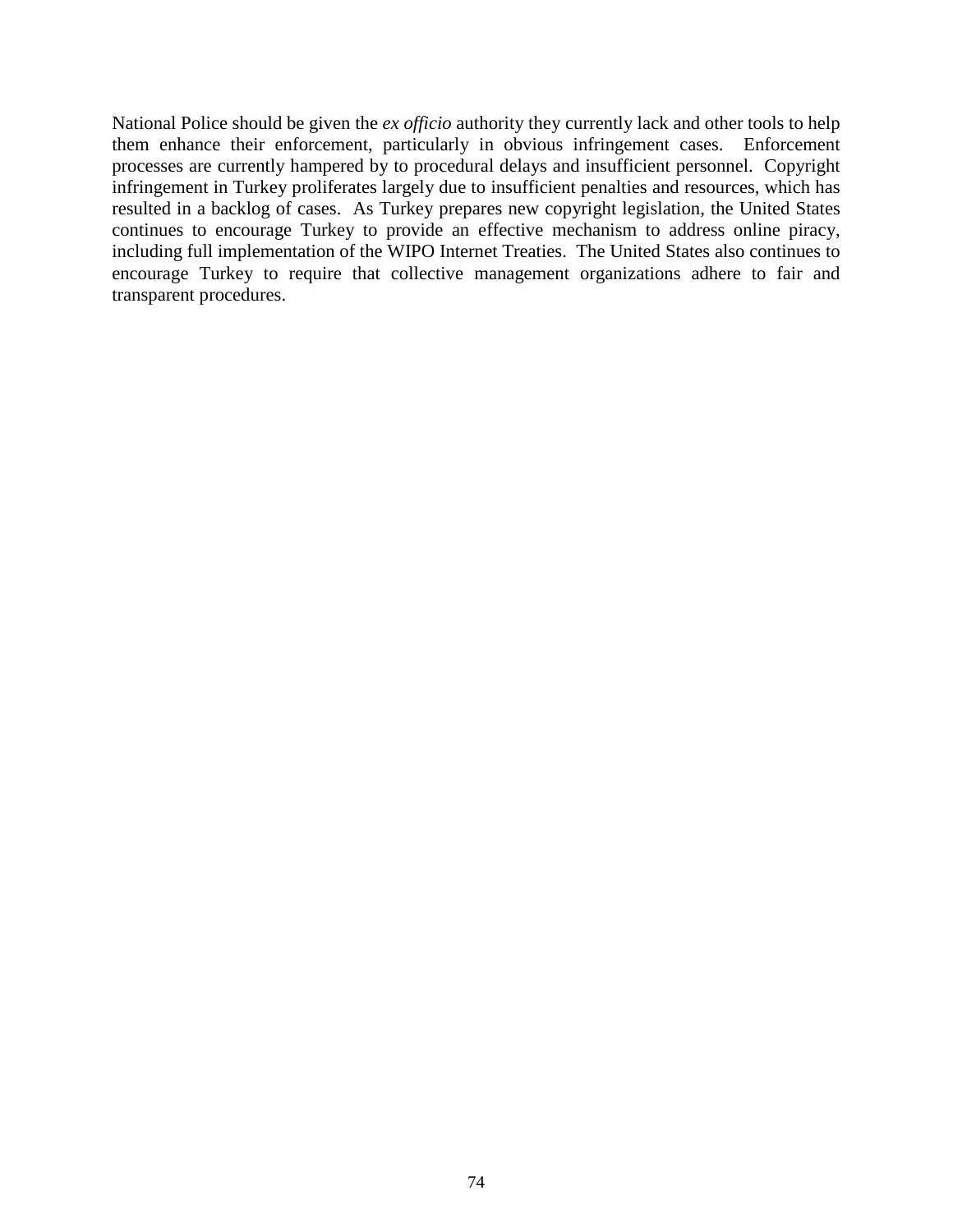National Police should be given the *ex officio* authority they currently lack and other tools to help them enhance their enforcement, particularly in obvious infringement cases. Enforcement processes are currently hampered by to procedural delays and insufficient personnel. Copyright infringement in Turkey proliferates largely due to insufficient penalties and resources, which has resulted in a backlog of cases. As Turkey prepares new copyright legislation, the United States continues to encourage Turkey to provide an effective mechanism to address online piracy, including full implementation of the WIPO Internet Treaties. The United States also continues to encourage Turkey to require that collective management organizations adhere to fair and transparent procedures.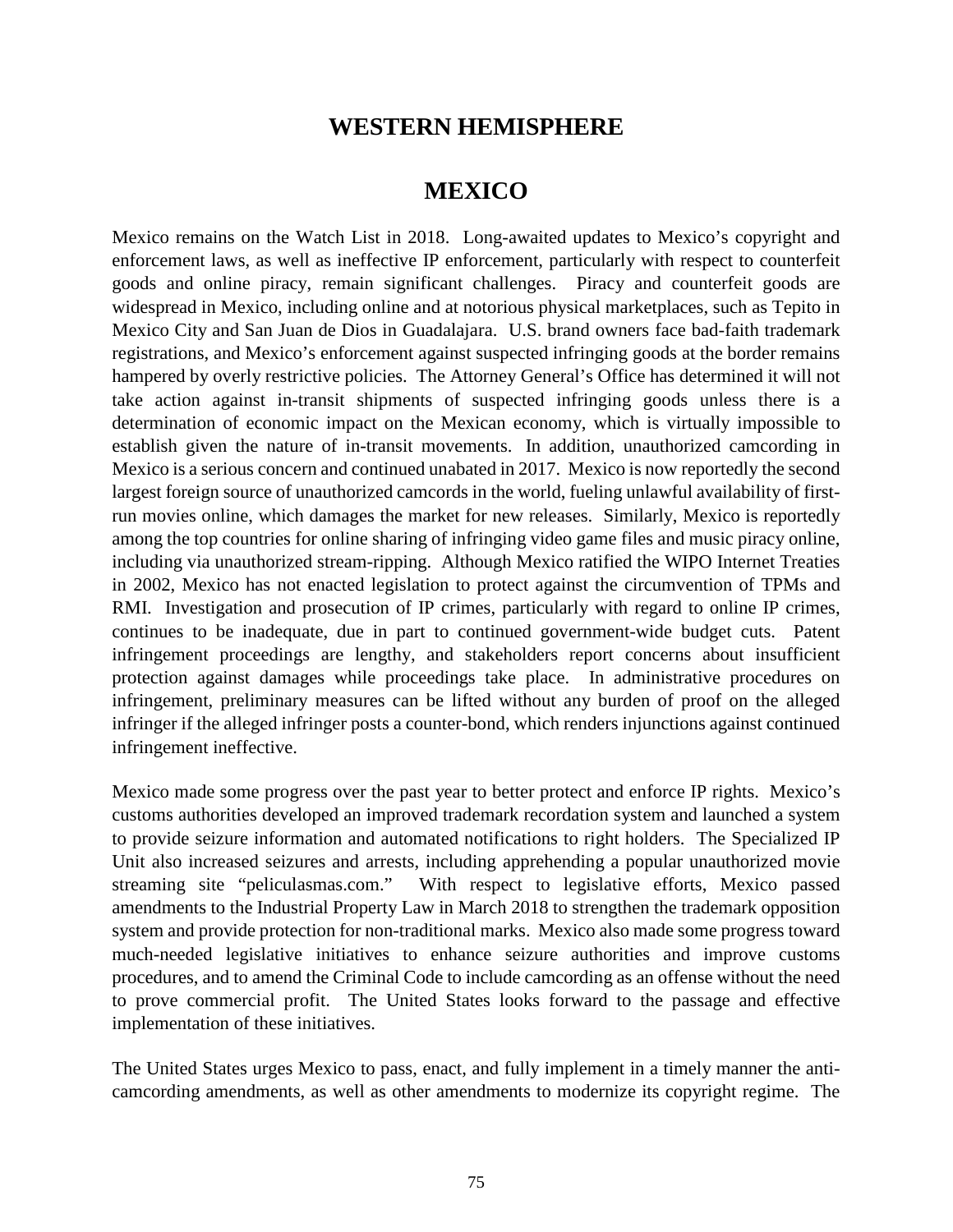## WESTERN HEMISPHERE

## MEXICO

Mexico remains on the Watch List in 2018. Long-awaited updates to Mexico's copyright and enforcement laws, as well as ineffective IP enforcement, particularly with respect to counterfeit goods and online piracy, remain significant challenges. Piracy and counterfeit goods are widespread in Mexico, including online and at notorious physical marketplaces, such as Tepito in Mexico City and San Juan de Dios in Guadalajara. U.S. brand owners face bad-faith trademark registrations, and Mexico's enforcement against suspected infringing goods at the border remains hampered by overly restrictive policies. The Attorney General's Office has determined it will not take action against in-transit shipments of suspected infringing goods unless there is a determination of economic impact on the Mexican economy, which is virtually impossible to establish given the nature of in-transit movements. In addition, unauthorized camcording in Mexico is a serious concern and continued unabated in 2017. Mexico is now reportedly the second largest foreign source of unauthorized camcords in the world, fueling unlawful availability of first-run movies online, which damages the market for new releases. Similarly, Mexico is reportedly among the top countries for online sharing of infringing video game files and music piracy online, including via unauthorized stream-ripping. Although Mexico ratified the WIPO Internet Treaties in 2002, Mexico has not enacted legislation to protect against the circumvention of TPMs and RMI. Investigation and prosecution of IP crimes, particularly with regard to online IP crimes, continues to be inadequate, due in part to continued government-wide budget cuts. Patent infringement proceedings are lengthy, and stakeholders report concerns about insufficient protection against damages while proceedings take place. In administrative procedures on infringement, preliminary measures can be lifted without any burden of proof on the alleged infringer if the alleged infringer posts a counter-bond, which renders injunctions against continued infringement ineffective.

Mexico made some progress over the past year to better protect and enforce IP rights. Mexico's customs authorities developed an improved trademark recordation system and launched a system to provide seizure information and automated notifications to right holders. The Specialized IP Unit also increased seizures and arrests, including apprehending a popular unauthorized movie streaming site "peliculasmas.com." With respect to legislative efforts, Mexico passed amendments to the Industrial Property Law in March 2018 to strengthen the trademark opposition system and provide protection for non-traditional marks. Mexico also made some progress toward much-needed legislative initiatives to enhance seizure authorities and improve customs procedures, and to amend the Criminal Code to include camcording as an offense without the need to prove commercial profit. The United States looks forward to the passage and effective implementation of these initiatives.

The United States urges Mexico to pass, enact, and fully implement in a timely manner the anti-camcording amendments, as well as other amendments to modernize its copyright regime. The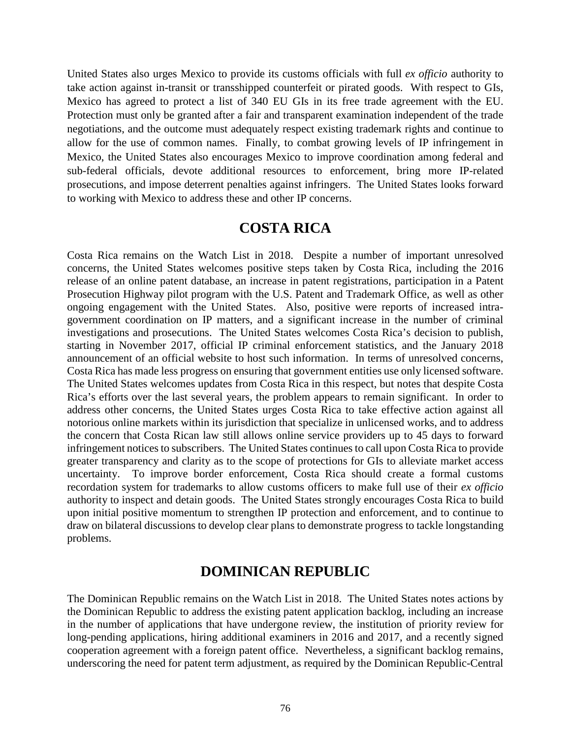United States also urges Mexico to provide its customs officials with full *ex officio* authority to take action against in-transit or transshipped counterfeit or pirated goods. With respect to GIs, Mexico has agreed to protect a list of 340 EU GIs in its free trade agreement with the EU. Protection must only be granted after a fair and transparent examination independent of the trade negotiations, and the outcome must adequately respect existing trademark rights and continue to allow for the use of common names. Finally, to combat growing levels of IP infringement in Mexico, the United States also encourages Mexico to improve coordination among federal and sub-federal officials, devote additional resources to enforcement, bring more IP-related prosecutions, and impose deterrent penalties against infringers. The United States looks forward to working with Mexico to address these and other IP concerns.

## COSTA RICA

Costa Rica remains on the Watch List in 2018. Despite a number of important unresolved concerns, the United States welcomes positive steps taken by Costa Rica, including the 2016 release of an online patent database, an increase in patent registrations, participation in a Patent Prosecution Highway pilot program with the U.S. Patent and Trademark Office, as well as other ongoing engagement with the United States. Also, positive were reports of increased intra-government coordination on IP matters, and a significant increase in the number of criminal investigations and prosecutions. The United States welcomes Costa Rica's decision to publish, starting in November 2017, official IP criminal enforcement statistics, and the January 2018 announcement of an official website to host such information. In terms of unresolved concerns, Costa Rica has made less progress on ensuring that government entities use only licensed software. The United States welcomes updates from Costa Rica in this respect, but notes that despite Costa Rica's efforts over the last several years, the problem appears to remain significant. In order to address other concerns, the United States urges Costa Rica to take effective action against all notorious online markets within its jurisdiction that specialize in unlicensed works, and to address the concern that Costa Rican law still allows online service providers up to 45 days to forward infringement notices to subscribers. The United States continues to call upon Costa Rica to provide greater transparency and clarity as to the scope of protections for GIs to alleviate market access uncertainty. To improve border enforcement, Costa Rica should create a formal customs recordation system for trademarks to allow customs officers to make full use of their *ex officio* authority to inspect and detain goods. The United States strongly encourages Costa Rica to build upon initial positive momentum to strengthen IP protection and enforcement, and to continue to draw on bilateral discussions to develop clear plans to demonstrate progress to tackle longstanding problems.

## DOMINICAN REPUBLIC

The Dominican Republic remains on the Watch List in 2018. The United States notes actions by the Dominican Republic to address the existing patent application backlog, including an increase in the number of applications that have undergone review, the institution of priority review for long-pending applications, hiring additional examiners in 2016 and 2017, and a recently signed cooperation agreement with a foreign patent office. Nevertheless, a significant backlog remains, underscoring the need for patent term adjustment, as required by the Dominican Republic-Central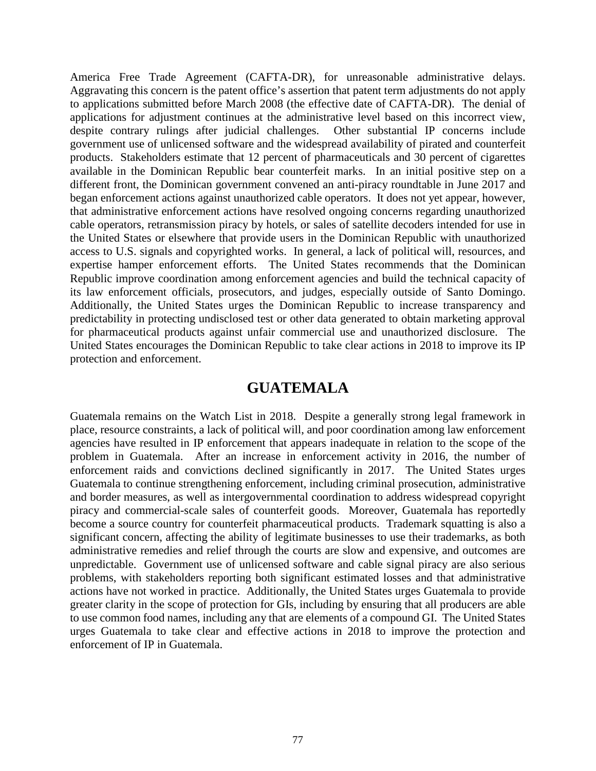America Free Trade Agreement (CAFTA-DR), for unreasonable administrative delays. Aggravating this concern is the patent office's assertion that patent term adjustments do not apply to applications submitted before March 2008 (the effective date of CAFTA-DR). The denial of applications for adjustment continues at the administrative level based on this incorrect view, despite contrary rulings after judicial challenges. Other substantial IP concerns include government use of unlicensed software and the widespread availability of pirated and counterfeit products. Stakeholders estimate that 12 percent of pharmaceuticals and 30 percent of cigarettes available in the Dominican Republic bear counterfeit marks. In an initial positive step on a different front, the Dominican government convened an anti-piracy roundtable in June 2017 and began enforcement actions against unauthorized cable operators. It does not yet appear, however, that administrative enforcement actions have resolved ongoing concerns regarding unauthorized cable operators, retransmission piracy by hotels, or sales of satellite decoders intended for use in the United States or elsewhere that provide users in the Dominican Republic with unauthorized access to U.S. signals and copyrighted works. In general, a lack of political will, resources, and expertise hamper enforcement efforts. The United States recommends that the Dominican Republic improve coordination among enforcement agencies and build the technical capacity of its law enforcement officials, prosecutors, and judges, especially outside of Santo Domingo. Additionally, the United States urges the Dominican Republic to increase transparency and predictability in protecting undisclosed test or other data generated to obtain marketing approval for pharmaceutical products against unfair commercial use and unauthorized disclosure. The United States encourages the Dominican Republic to take clear actions in 2018 to improve its IP protection and enforcement.

## GUATEMALA

Guatemala remains on the Watch List in 2018. Despite a generally strong legal framework in place, resource constraints, a lack of political will, and poor coordination among law enforcement agencies have resulted in IP enforcement that appears inadequate in relation to the scope of the problem in Guatemala. After an increase in enforcement activity in 2016, the number of enforcement raids and convictions declined significantly in 2017. The United States urges Guatemala to continue strengthening enforcement, including criminal prosecution, administrative and border measures, as well as intergovernmental coordination to address widespread copyright piracy and commercial-scale sales of counterfeit goods. Moreover, Guatemala has reportedly become a source country for counterfeit pharmaceutical products. Trademark squatting is also a significant concern, affecting the ability of legitimate businesses to use their trademarks, as both administrative remedies and relief through the courts are slow and expensive, and outcomes are unpredictable. Government use of unlicensed software and cable signal piracy are also serious problems, with stakeholders reporting both significant estimated losses and that administrative actions have not worked in practice. Additionally, the United States urges Guatemala to provide greater clarity in the scope of protection for GIs, including by ensuring that all producers are able to use common food names, including any that are elements of a compound GI. The United States urges Guatemala to take clear and effective actions in 2018 to improve the protection and enforcement of IP in Guatemala.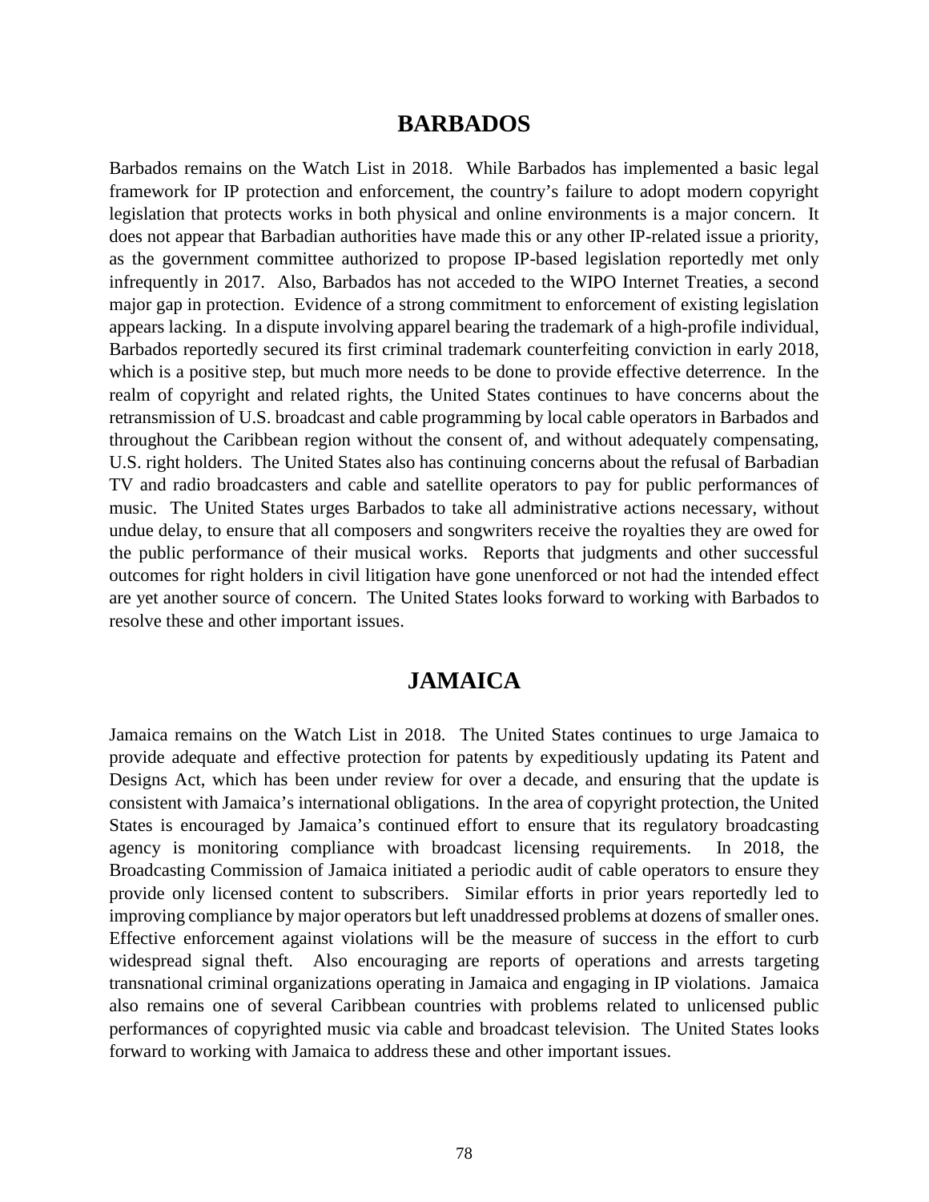## BARBADOS

Barbados remains on the Watch List in 2018. While Barbados has implemented a basic legal framework for IP protection and enforcement, the country's failure to adopt modern copyright legislation that protects works in both physical and online environments is a major concern. It does not appear that Barbadian authorities have made this or any other IP-related issue a priority, as the government committee authorized to propose IP-based legislation reportedly met only infrequently in 2017. Also, Barbados has not acceded to the WIPO Internet Treaties, a second major gap in protection. Evidence of a strong commitment to enforcement of existing legislation appears lacking. In a dispute involving apparel bearing the trademark of a high-profile individual, Barbados reportedly secured its first criminal trademark counterfeiting conviction in early 2018, which is a positive step, but much more needs to be done to provide effective deterrence. In the realm of copyright and related rights, the United States continues to have concerns about the retransmission of U.S. broadcast and cable programming by local cable operators in Barbados and throughout the Caribbean region without the consent of, and without adequately compensating, U.S. right holders. The United States also has continuing concerns about the refusal of Barbadian TV and radio broadcasters and cable and satellite operators to pay for public performances of music. The United States urges Barbados to take all administrative actions necessary, without undue delay, to ensure that all composers and songwriters receive the royalties they are owed for the public performance of their musical works. Reports that judgments and other successful outcomes for right holders in civil litigation have gone unenforced or not had the intended effect are yet another source of concern. The United States looks forward to working with Barbados to resolve these and other important issues.

## JAMAICA

Jamaica remains on the Watch List in 2018. The United States continues to urge Jamaica to provide adequate and effective protection for patents by expeditiously updating its Patent and Designs Act, which has been under review for over a decade, and ensuring that the update is consistent with Jamaica's international obligations. In the area of copyright protection, the United States is encouraged by Jamaica's continued effort to ensure that its regulatory broadcasting agency is monitoring compliance with broadcast licensing requirements. In 2018, the Broadcasting Commission of Jamaica initiated a periodic audit of cable operators to ensure they provide only licensed content to subscribers. Similar efforts in prior years reportedly led to improving compliance by major operators but left unaddressed problems at dozens of smaller ones. Effective enforcement against violations will be the measure of success in the effort to curb widespread signal theft. Also encouraging are reports of operations and arrests targeting transnational criminal organizations operating in Jamaica and engaging in IP violations. Jamaica also remains one of several Caribbean countries with problems related to unlicensed public performances of copyrighted music via cable and broadcast television. The United States looks forward to working with Jamaica to address these and other important issues.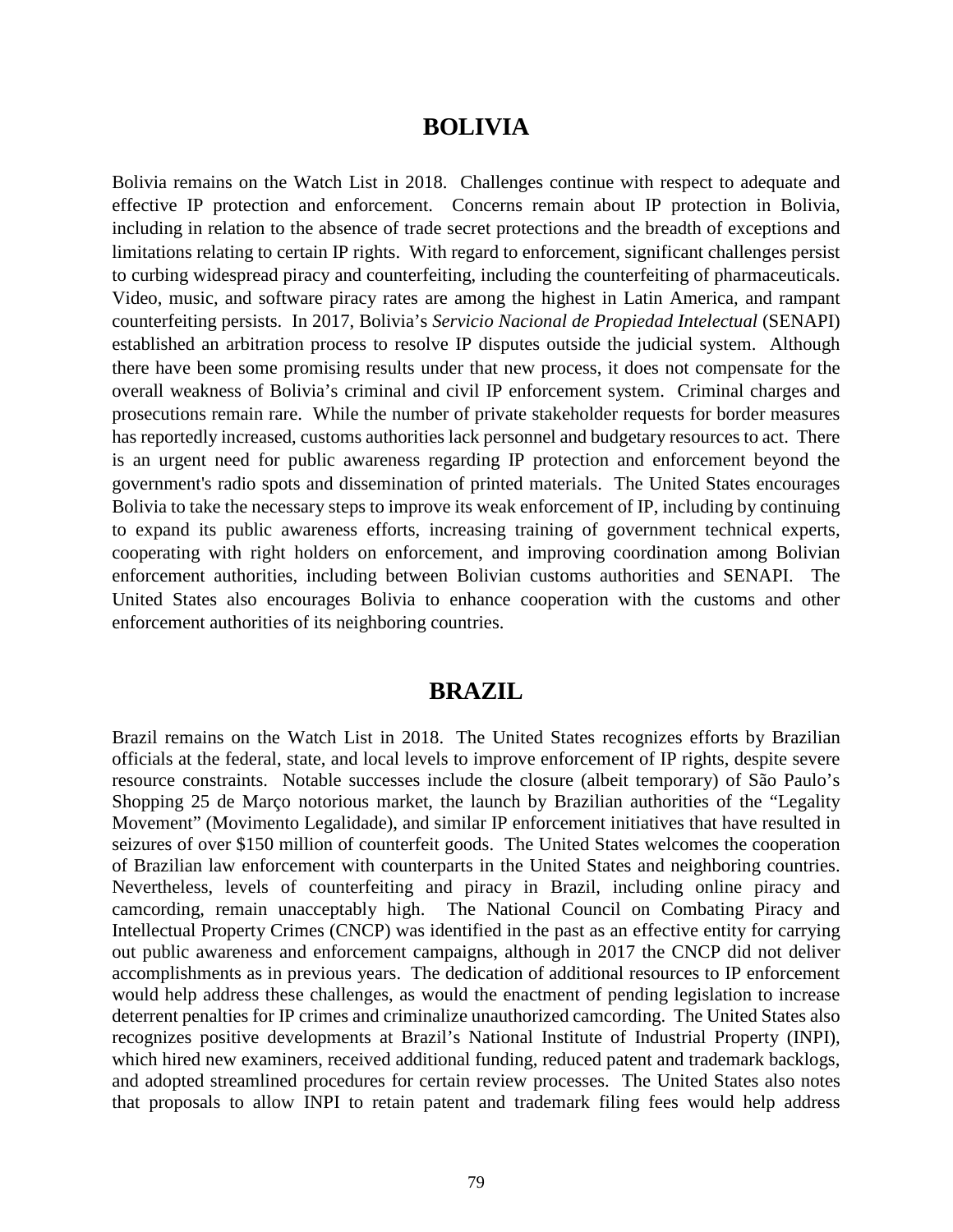# BOLIVIA

Bolivia remains on the Watch List in 2018. Challenges continue with respect to adequate and effective IP protection and enforcement. Concerns remain about IP protection in Bolivia, including in relation to the absence of trade secret protections and the breadth of exceptions and limitations relating to certain IP rights. With regard to enforcement, significant challenges persist to curbing widespread piracy and counterfeiting, including the counterfeiting of pharmaceuticals. Video, music, and software piracy rates are among the highest in Latin America, and rampant counterfeiting persists. In 2017, Bolivia's *Servicio Nacional de Propiedad Intelectual* (SENAPI) established an arbitration process to resolve IP disputes outside the judicial system. Although there have been some promising results under that new process, it does not compensate for the overall weakness of Bolivia's criminal and civil IP enforcement system. Criminal charges and prosecutions remain rare. While the number of private stakeholder requests for border measures has reportedly increased, customs authorities lack personnel and budgetary resources to act. There is an urgent need for public awareness regarding IP protection and enforcement beyond the government's radio spots and dissemination of printed materials. The United States encourages Bolivia to take the necessary steps to improve its weak enforcement of IP, including by continuing to expand its public awareness efforts, increasing training of government technical experts, cooperating with right holders on enforcement, and improving coordination among Bolivian enforcement authorities, including between Bolivian customs authorities and SENAPI. The United States also encourages Bolivia to enhance cooperation with the customs and other enforcement authorities of its neighboring countries.

# BRAZIL

Brazil remains on the Watch List in 2018. The United States recognizes efforts by Brazilian officials at the federal, state, and local levels to improve enforcement of IP rights, despite severe resource constraints. Notable successes include the closure (albeit temporary) of São Paulo's Shopping 25 de Março notorious market, the launch by Brazilian authorities of the "Legality Movement" (Movimento Legalidade), and similar IP enforcement initiatives that have resulted in seizures of over $150 million of counterfeit goods. The United States welcomes the cooperation of Brazilian law enforcement with counterparts in the United States and neighboring countries. Nevertheless, levels of counterfeiting and piracy in Brazil, including online piracy and camcording, remain unacceptably high. The National Council on Combating Piracy and Intellectual Property Crimes (CNCP) was identified in the past as an effective entity for carrying out public awareness and enforcement campaigns, although in 2017 the CNCP did not deliver accomplishments as in previous years. The dedication of additional resources to IP enforcement would help address these challenges, as would the enactment of pending legislation to increase deterrent penalties for IP crimes and criminalize unauthorized camcording. The United States also recognizes positive developments at Brazil's National Institute of Industrial Property (INPI), which hired new examiners, received additional funding, reduced patent and trademark backlogs, and adopted streamlined procedures for certain review processes. The United States also notes that proposals to allow INPI to retain patent and trademark filing fees would help address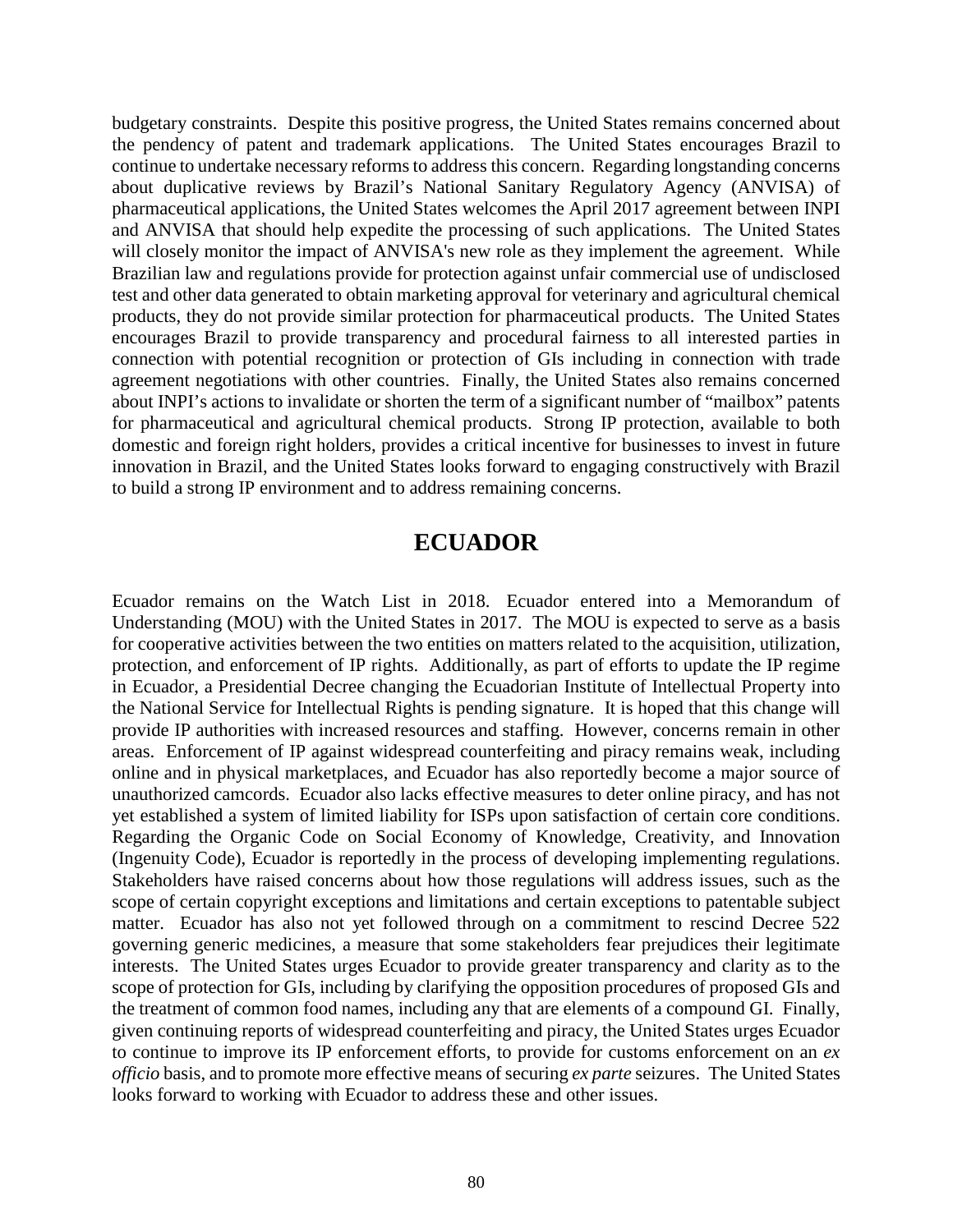budgetary constraints. Despite this positive progress, the United States remains concerned about the pendency of patent and trademark applications. The United States encourages Brazil to continue to undertake necessary reforms to address this concern. Regarding longstanding concerns about duplicative reviews by Brazil's National Sanitary Regulatory Agency (ANVISA) of pharmaceutical applications, the United States welcomes the April 2017 agreement between INPI and ANVISA that should help expedite the processing of such applications. The United States will closely monitor the impact of ANVISA's new role as they implement the agreement. While Brazilian law and regulations provide for protection against unfair commercial use of undisclosed test and other data generated to obtain marketing approval for veterinary and agricultural chemical products, they do not provide similar protection for pharmaceutical products. The United States encourages Brazil to provide transparency and procedural fairness to all interested parties in connection with potential recognition or protection of GIs including in connection with trade agreement negotiations with other countries. Finally, the United States also remains concerned about INPI's actions to invalidate or shorten the term of a significant number of "mailbox" patents for pharmaceutical and agricultural chemical products. Strong IP protection, available to both domestic and foreign right holders, provides a critical incentive for businesses to invest in future innovation in Brazil, and the United States looks forward to engaging constructively with Brazil to build a strong IP environment and to address remaining concerns.

## ECUADOR

Ecuador remains on the Watch List in 2018. Ecuador entered into a Memorandum of Understanding (MOU) with the United States in 2017. The MOU is expected to serve as a basis for cooperative activities between the two entities on matters related to the acquisition, utilization, protection, and enforcement of IP rights. Additionally, as part of efforts to update the IP regime in Ecuador, a Presidential Decree changing the Ecuadorian Institute of Intellectual Property into the National Service for Intellectual Rights is pending signature. It is hoped that this change will provide IP authorities with increased resources and staffing. However, concerns remain in other areas. Enforcement of IP against widespread counterfeiting and piracy remains weak, including online and in physical marketplaces, and Ecuador has also reportedly become a major source of unauthorized camcords. Ecuador also lacks effective measures to deter online piracy, and has not yet established a system of limited liability for ISPs upon satisfaction of certain core conditions. Regarding the Organic Code on Social Economy of Knowledge, Creativity, and Innovation (Ingenuity Code), Ecuador is reportedly in the process of developing implementing regulations. Stakeholders have raised concerns about how those regulations will address issues, such as the scope of certain copyright exceptions and limitations and certain exceptions to patentable subject matter. Ecuador has also not yet followed through on a commitment to rescind Decree 522 governing generic medicines, a measure that some stakeholders fear prejudices their legitimate interests. The United States urges Ecuador to provide greater transparency and clarity as to the scope of protection for GIs, including by clarifying the opposition procedures of proposed GIs and the treatment of common food names, including any that are elements of a compound GI. Finally, given continuing reports of widespread counterfeiting and piracy, the United States urges Ecuador to continue to improve its IP enforcement efforts, to provide for customs enforcement on an *ex officio* basis, and to promote more effective means of securing *ex parte* seizures. The United States looks forward to working with Ecuador to address these and other issues.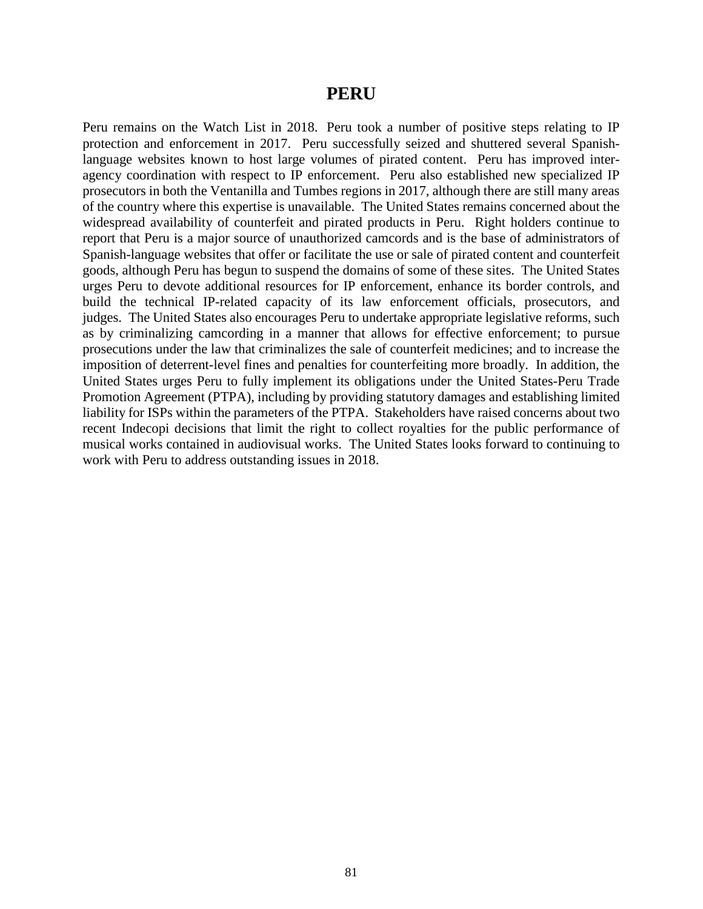# PERU

Peru remains on the Watch List in 2018. Peru took a number of positive steps relating to IP protection and enforcement in 2017. Peru successfully seized and shuttered several Spanish-language websites known to host large volumes of pirated content. Peru has improved inter-agency coordination with respect to IP enforcement. Peru also established new specialized IP prosecutors in both the Ventanilla and Tumbes regions in 2017, although there are still many areas of the country where this expertise is unavailable. The United States remains concerned about the widespread availability of counterfeit and pirated products in Peru. Right holders continue to report that Peru is a major source of unauthorized camcords and is the base of administrators of Spanish-language websites that offer or facilitate the use or sale of pirated content and counterfeit goods, although Peru has begun to suspend the domains of some of these sites. The United States urges Peru to devote additional resources for IP enforcement, enhance its border controls, and build the technical IP-related capacity of its law enforcement officials, prosecutors, and judges. The United States also encourages Peru to undertake appropriate legislative reforms, such as by criminalizing camcording in a manner that allows for effective enforcement; to pursue prosecutions under the law that criminalizes the sale of counterfeit medicines; and to increase the imposition of deterrent-level fines and penalties for counterfeiting more broadly. In addition, the United States urges Peru to fully implement its obligations under the United States-Peru Trade Promotion Agreement (PTPA), including by providing statutory damages and establishing limited liability for ISPs within the parameters of the PTPA. Stakeholders have raised concerns about two recent Indecopi decisions that limit the right to collect royalties for the public performance of musical works contained in audiovisual works. The United States looks forward to continuing to work with Peru to address outstanding issues in 2018.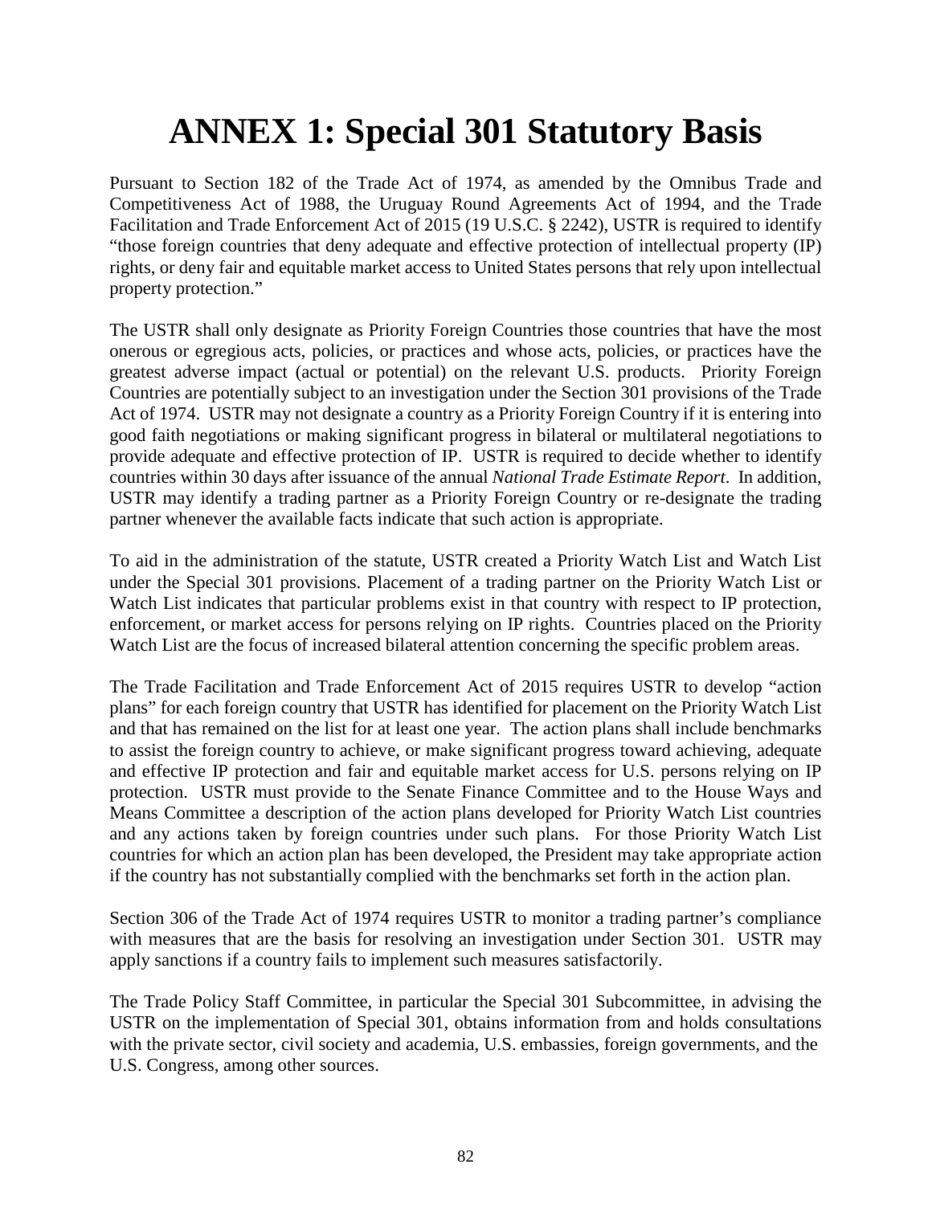# ANNEX 1: Special 301 Statutory Basis

Pursuant to Section 182 of the Trade Act of 1974, as amended by the Omnibus Trade and Competitiveness Act of 1988, the Uruguay Round Agreements Act of 1994, and the Trade Facilitation and Trade Enforcement Act of 2015 (19 U.S.C. § 2242), USTR is required to identify "those foreign countries that deny adequate and effective protection of intellectual property (IP) rights, or deny fair and equitable market access to United States persons that rely upon intellectual property protection."

The USTR shall only designate as Priority Foreign Countries those countries that have the most onerous or egregious acts, policies, or practices and whose acts, policies, or practices have the greatest adverse impact (actual or potential) on the relevant U.S. products. Priority Foreign Countries are potentially subject to an investigation under the Section 301 provisions of the Trade Act of 1974. USTR may not designate a country as a Priority Foreign Country if it is entering into good faith negotiations or making significant progress in bilateral or multilateral negotiations to provide adequate and effective protection of IP. USTR is required to decide whether to identify countries within 30 days after issuance of the annual *National Trade Estimate Report*. In addition, USTR may identify a trading partner as a Priority Foreign Country or re-designate the trading partner whenever the available facts indicate that such action is appropriate.

To aid in the administration of the statute, USTR created a Priority Watch List and Watch List under the Special 301 provisions. Placement of a trading partner on the Priority Watch List or Watch List indicates that particular problems exist in that country with respect to IP protection, enforcement, or market access for persons relying on IP rights. Countries placed on the Priority Watch List are the focus of increased bilateral attention concerning the specific problem areas.

The Trade Facilitation and Trade Enforcement Act of 2015 requires USTR to develop "action plans" for each foreign country that USTR has identified for placement on the Priority Watch List and that has remained on the list for at least one year. The action plans shall include benchmarks to assist the foreign country to achieve, or make significant progress toward achieving, adequate and effective IP protection and fair and equitable market access for U.S. persons relying on IP protection. USTR must provide to the Senate Finance Committee and to the House Ways and Means Committee a description of the action plans developed for Priority Watch List countries and any actions taken by foreign countries under such plans. For those Priority Watch List countries for which an action plan has been developed, the President may take appropriate action if the country has not substantially complied with the benchmarks set forth in the action plan.

Section 306 of the Trade Act of 1974 requires USTR to monitor a trading partner's compliance with measures that are the basis for resolving an investigation under Section 301. USTR may apply sanctions if a country fails to implement such measures satisfactorily.

The Trade Policy Staff Committee, in particular the Special 301 Subcommittee, in advising the USTR on the implementation of Special 301, obtains information from and holds consultations with the private sector, civil society and academia, U.S. embassies, foreign governments, and the U.S. Congress, among other sources.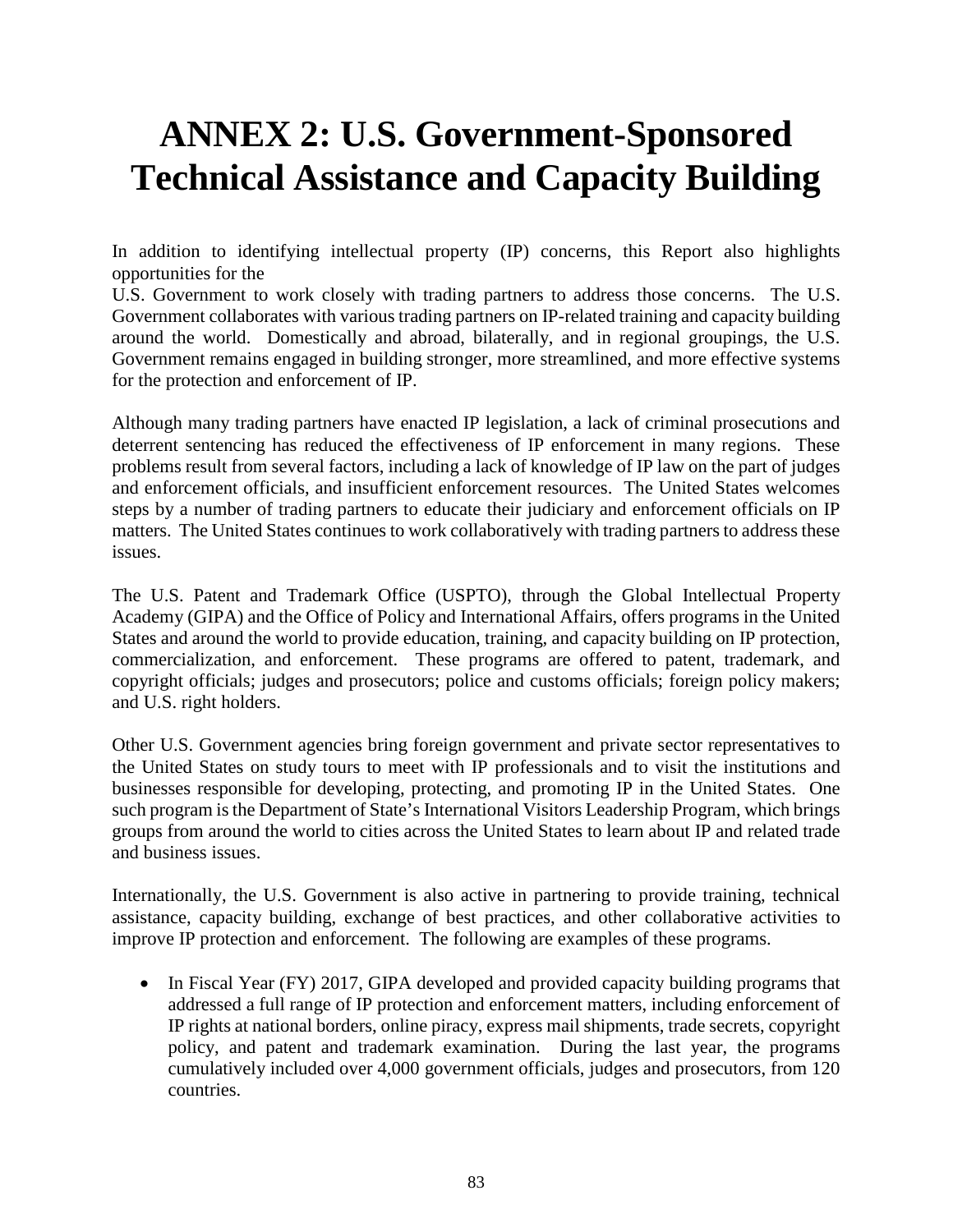# ANNEX 2: U.S. Government-Sponsored Technical Assistance and Capacity Building

In addition to identifying intellectual property (IP) concerns, this Report also highlights opportunities for the U.S. Government to work closely with trading partners to address those concerns. The U.S. Government collaborates with various trading partners on IP-related training and capacity building around the world. Domestically and abroad, bilaterally, and in regional groupings, the U.S. Government remains engaged in building stronger, more streamlined, and more effective systems for the protection and enforcement of IP.

Although many trading partners have enacted IP legislation, a lack of criminal prosecutions and deterrent sentencing has reduced the effectiveness of IP enforcement in many regions. These problems result from several factors, including a lack of knowledge of IP law on the part of judges and enforcement officials, and insufficient enforcement resources. The United States welcomes steps by a number of trading partners to educate their judiciary and enforcement officials on IP matters. The United States continues to work collaboratively with trading partners to address these issues.

The U.S. Patent and Trademark Office (USPTO), through the Global Intellectual Property Academy (GIPA) and the Office of Policy and International Affairs, offers programs in the United States and around the world to provide education, training, and capacity building on IP protection, commercialization, and enforcement. These programs are offered to patent, trademark, and copyright officials; judges and prosecutors; police and customs officials; foreign policy makers; and U.S. right holders.

Other U.S. Government agencies bring foreign government and private sector representatives to the United States on study tours to meet with IP professionals and to visit the institutions and businesses responsible for developing, protecting, and promoting IP in the United States. One such program is the Department of State's International Visitors Leadership Program, which brings groups from around the world to cities across the United States to learn about IP and related trade and business issues.

Internationally, the U.S. Government is also active in partnering to provide training, technical assistance, capacity building, exchange of best practices, and other collaborative activities to improve IP protection and enforcement. The following are examples of these programs.

- In Fiscal Year (FY) 2017, GIPA developed and provided capacity building programs that addressed a full range of IP protection and enforcement matters, including enforcement of IP rights at national borders, online piracy, express mail shipments, trade secrets, copyright policy, and patent and trademark examination. During the last year, the programs cumulatively included over 4,000 government officials, judges and prosecutors, from 120 countries.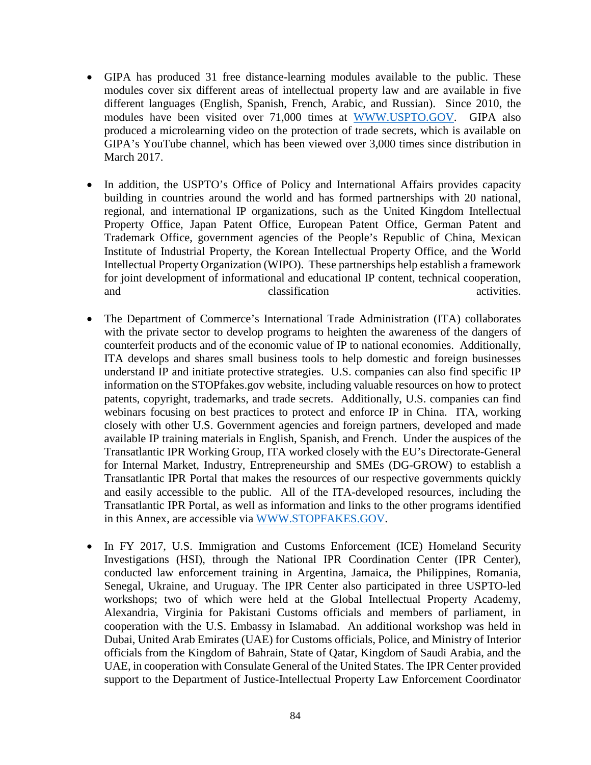- GIPA has produced 31 free distance-learning modules available to the public. These modules cover six different areas of intellectual property law and are available in five different languages (English, Spanish, French, Arabic, and Russian). Since 2010, the modules have been visited over 71,000 times at [WWW.USPTO.GOV](http://WWW.USPTO.GOV). GIPA also produced a microlearning video on the protection of trade secrets, which is available on GIPA's YouTube channel, which has been viewed over 3,000 times since distribution in March 2017.

- In addition, the USPTO's Office of Policy and International Affairs provides capacity building in countries around the world and has formed partnerships with 20 national, regional, and international IP organizations, such as the United Kingdom Intellectual Property Office, Japan Patent Office, European Patent Office, German Patent and Trademark Office, government agencies of the People's Republic of China, Mexican Institute of Industrial Property, the Korean Intellectual Property Office, and the World Intellectual Property Organization (WIPO). These partnerships help establish a framework for joint development of informational and educational IP content, technical cooperation, and classification activities.

- The Department of Commerce's International Trade Administration (ITA) collaborates with the private sector to develop programs to heighten the awareness of the dangers of counterfeit products and of the economic value of IP to national economies. Additionally, ITA develops and shares small business tools to help domestic and foreign businesses understand IP and initiate protective strategies. U.S. companies can also find specific IP information on the STOPfakes.gov website, including valuable resources on how to protect patents, copyright, trademarks, and trade secrets. Additionally, U.S. companies can find webinars focusing on best practices to protect and enforce IP in China. ITA, working closely with other U.S. Government agencies and foreign partners, developed and made available IP training materials in English, Spanish, and French. Under the auspices of the Transatlantic IPR Working Group, ITA worked closely with the EU's Directorate-General for Internal Market, Industry, Entrepreneurship and SMEs (DG-GROW) to establish a Transatlantic IPR Portal that makes the resources of our respective governments quickly and easily accessible to the public. All of the ITA-developed resources, including the Transatlantic IPR Portal, as well as information and links to the other programs identified in this Annex, are accessible via [WWW.STOPFAKES.GOV](http://WWW.STOPFAKES.GOV).

- In FY 2017, U.S. Immigration and Customs Enforcement (ICE) Homeland Security Investigations (HSI), through the National IPR Coordination Center (IPR Center), conducted law enforcement training in Argentina, Jamaica, the Philippines, Romania, Senegal, Ukraine, and Uruguay. The IPR Center also participated in three USPTO-led workshops; two of which were held at the Global Intellectual Property Academy, Alexandria, Virginia for Pakistani Customs officials and members of parliament, in cooperation with the U.S. Embassy in Islamabad. An additional workshop was held in Dubai, United Arab Emirates (UAE) for Customs officials, Police, and Ministry of Interior officials from the Kingdom of Bahrain, State of Qatar, Kingdom of Saudi Arabia, and the UAE, in cooperation with Consulate General of the United States. The IPR Center provided support to the Department of Justice-Intellectual Property Law Enforcement Coordinator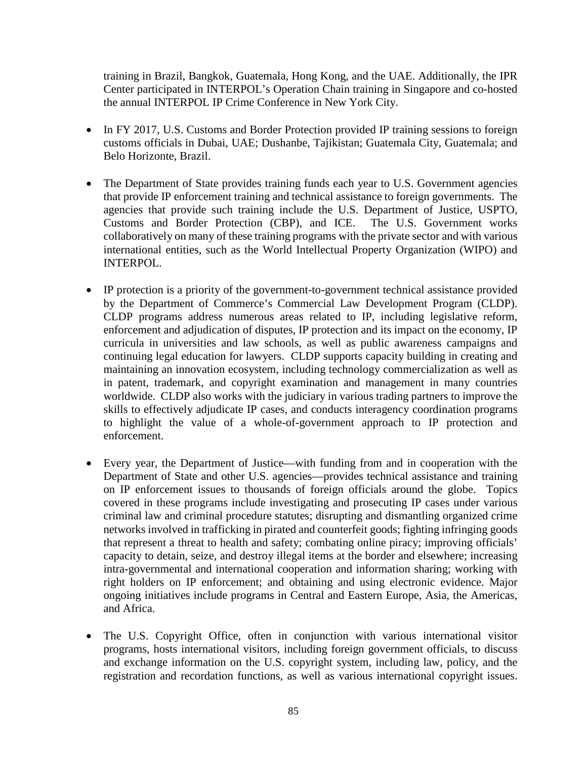training in Brazil, Bangkok, Guatemala, Hong Kong, and the UAE. Additionally, the IPR Center participated in INTERPOL's Operation Chain training in Singapore and co-hosted the annual INTERPOL IP Crime Conference in New York City.

- In FY 2017, U.S. Customs and Border Protection provided IP training sessions to foreign customs officials in Dubai, UAE; Dushanbe, Tajikistan; Guatemala City, Guatemala; and Belo Horizonte, Brazil.

- The Department of State provides training funds each year to U.S. Government agencies that provide IP enforcement training and technical assistance to foreign governments. The agencies that provide such training include the U.S. Department of Justice, USPTO, Customs and Border Protection (CBP), and ICE. The U.S. Government works collaboratively on many of these training programs with the private sector and with various international entities, such as the World Intellectual Property Organization (WIPO) and INTERPOL.

- IP protection is a priority of the government-to-government technical assistance provided by the Department of Commerce's Commercial Law Development Program (CLDP). CLDP programs address numerous areas related to IP, including legislative reform, enforcement and adjudication of disputes, IP protection and its impact on the economy, IP curricula in universities and law schools, as well as public awareness campaigns and continuing legal education for lawyers. CLDP supports capacity building in creating and maintaining an innovation ecosystem, including technology commercialization as well as in patent, trademark, and copyright examination and management in many countries worldwide. CLDP also works with the judiciary in various trading partners to improve the skills to effectively adjudicate IP cases, and conducts interagency coordination programs to highlight the value of a whole-of-government approach to IP protection and enforcement.

- Every year, the Department of Justice—with funding from and in cooperation with the Department of State and other U.S. agencies—provides technical assistance and training on IP enforcement issues to thousands of foreign officials around the globe. Topics covered in these programs include investigating and prosecuting IP cases under various criminal law and criminal procedure statutes; disrupting and dismantling organized crime networks involved in trafficking in pirated and counterfeit goods; fighting infringing goods that represent a threat to health and safety; combating online piracy; improving officials' capacity to detain, seize, and destroy illegal items at the border and elsewhere; increasing intra-governmental and international cooperation and information sharing; working with right holders on IP enforcement; and obtaining and using electronic evidence. Major ongoing initiatives include programs in Central and Eastern Europe, Asia, the Americas, and Africa.

- The U.S. Copyright Office, often in conjunction with various international visitor programs, hosts international visitors, including foreign government officials, to discuss and exchange information on the U.S. copyright system, including law, policy, and the registration and recordation functions, as well as various international copyright issues.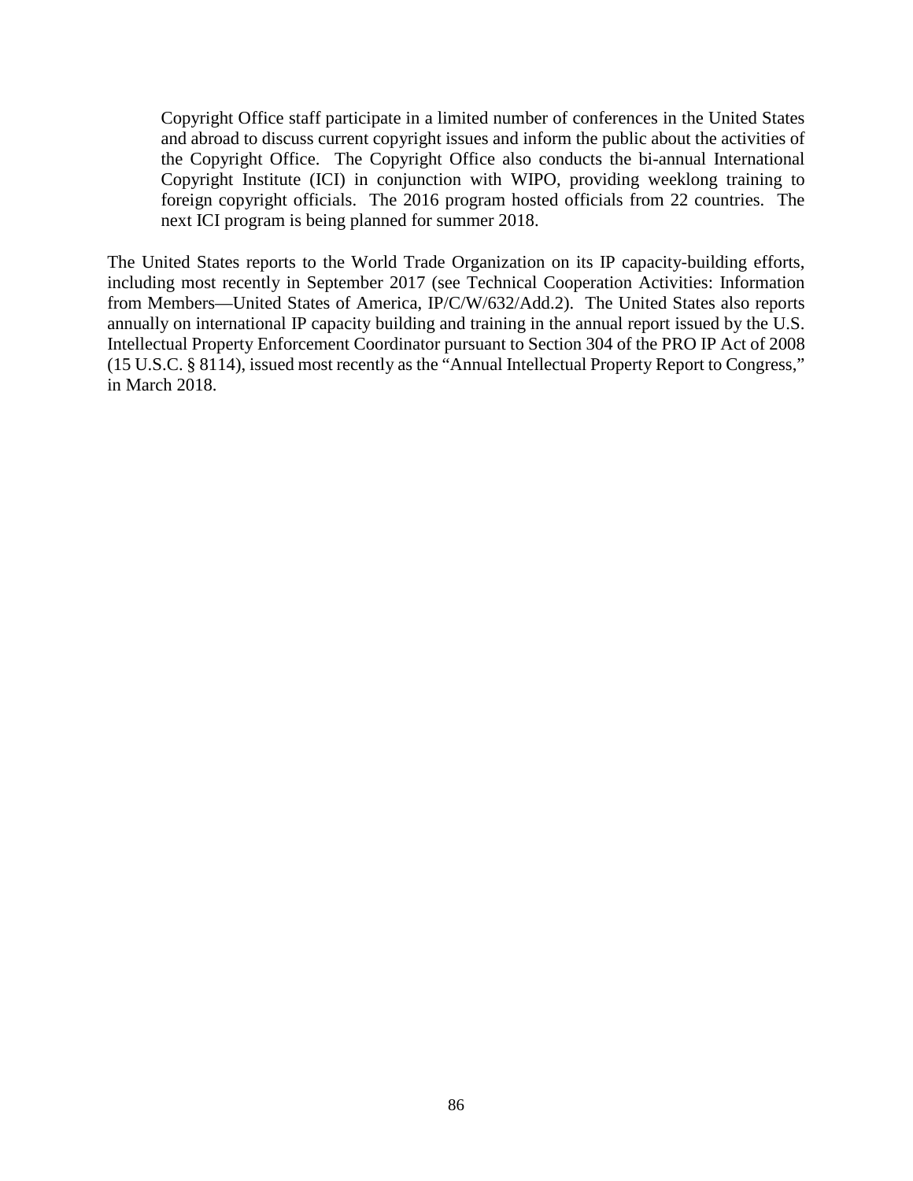> Copyright Office staff participate in a limited number of conferences in the United States and abroad to discuss current copyright issues and inform the public about the activities of the Copyright Office. The Copyright Office also conducts the bi-annual International Copyright Institute (ICI) in conjunction with WIPO, providing weeklong training to foreign copyright officials. The 2016 program hosted officials from 22 countries. The next ICI program is being planned for summer 2018.

The United States reports to the World Trade Organization on its IP capacity-building efforts, including most recently in September 2017 (see Technical Cooperation Activities: Information from Members—United States of America, IP/C/W/632/Add.2). The United States also reports annually on international IP capacity building and training in the annual report issued by the U.S. Intellectual Property Enforcement Coordinator pursuant to Section 304 of the PRO IP Act of 2008 (15 U.S.C. § 8114), issued most recently as the "Annual Intellectual Property Report to Congress," in March 2018.